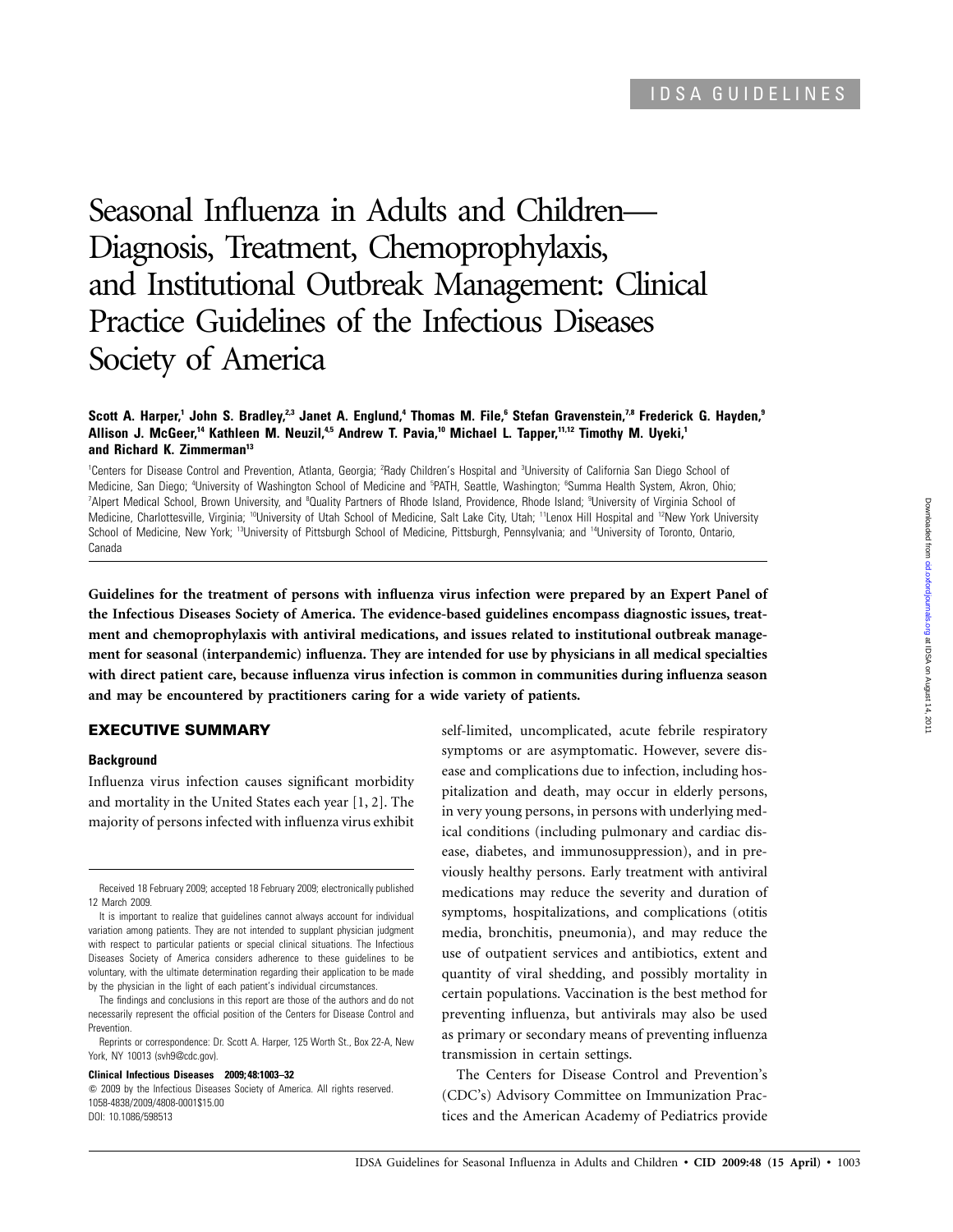IDSA GUIDELINES

# Seasonal Influenza in Adults and Children—Diagnosis, Treatment, Chemoprophylaxis, and Institutional Outbreak Management: Clinical Practice Guidelines of the Infectious Diseases Society of America

**Scott A. Harper,[1] John S. Bradley,[2,3] Janet A. Englund,[4] Thomas M. File,[6] Stefan Gravenstein,[7,8] Frederick G. Hayden,[9] Allison J. McGeer,[14] Kathleen M. Neuzil,[4,5] Andrew T. Pavia,[10] Michael L. Tapper,[11,12] Timothy M. Uyeki,[1] and Richard K. Zimmerman[13]**

[1]Centers for Disease Control and Prevention, Atlanta, Georgia; [2]Rady Children's Hospital and [3]University of California San Diego School of Medicine, San Diego; [4]University of Washington School of Medicine and [5]PATH, Seattle, Washington; [6]Summa Health System, Akron, Ohio; [7]Alpert Medical School, Brown University, and [8]Quality Partners of Rhode Island, Providence, Rhode Island; [9]University of Virginia School of Medicine, Charlottesville, Virginia; [10]University of Utah School of Medicine, Salt Lake City, Utah; [11]Lenox Hill Hospital and [12]New York University School of Medicine, New York; [13]University of Pittsburgh School of Medicine, Pittsburgh, Pennsylvania; and [14]University of Toronto, Ontario, Canada

**Guidelines for the treatment of persons with influenza virus infection were prepared by an Expert Panel of the Infectious Diseases Society of America. The evidence-based guidelines encompass diagnostic issues, treatment and chemoprophylaxis with antiviral medications, and issues related to institutional outbreak management for seasonal (interpandemic) influenza. They are intended for use by physicians in all medical specialties with direct patient care, because influenza virus infection is common in communities during influenza season and may be encountered by practitioners caring for a wide variety of patients.**

## EXECUTIVE SUMMARY

### Background

Influenza virus infection causes significant morbidity and mortality in the United States each year [1, 2]. The majority of persons infected with influenza virus exhibit self-limited, uncomplicated, acute febrile respiratory symptoms or are asymptomatic. However, severe disease and complications due to infection, including hospitalization and death, may occur in elderly persons, in very young persons, in persons with underlying medical conditions (including pulmonary and cardiac disease, diabetes, and immunosuppression), and in previously healthy persons. Early treatment with antiviral medications may reduce the severity and duration of symptoms, hospitalizations, and complications (otitis media, bronchitis, pneumonia), and may reduce the use of outpatient services and antibiotics, extent and quantity of viral shedding, and possibly mortality in certain populations. Vaccination is the best method for preventing influenza, but antivirals may also be used as primary or secondary means of preventing influenza transmission in certain settings.

The Centers for Disease Control and Prevention's (CDC's) Advisory Committee on Immunization Practices and the American Academy of Pediatrics provide

---

Received 18 February 2009; accepted 18 February 2009; electronically published 12 March 2009.

It is important to realize that guidelines cannot always account for individual variation among patients. They are not intended to supplant physician judgment with respect to particular patients or special clinical situations. The Infectious Diseases Society of America considers adherence to these guidelines to be voluntary, with the ultimate determination regarding their application to be made by the physician in the light of each patient's individual circumstances.

The findings and conclusions in this report are those of the authors and do not necessarily represent the official position of the Centers for Disease Control and Prevention.

Reprints or correspondence: Dr. Scott A. Harper, 125 Worth St., Box 22-A, New York, NY 10013 (svh9@cdc.gov).

**Clinical Infectious Diseases 2009; 48:1003–32**

© 2009 by the Infectious Diseases Society of America. All rights reserved. 1058-4838/2009/4808-0001$15.00

DOI: 10.1086/598513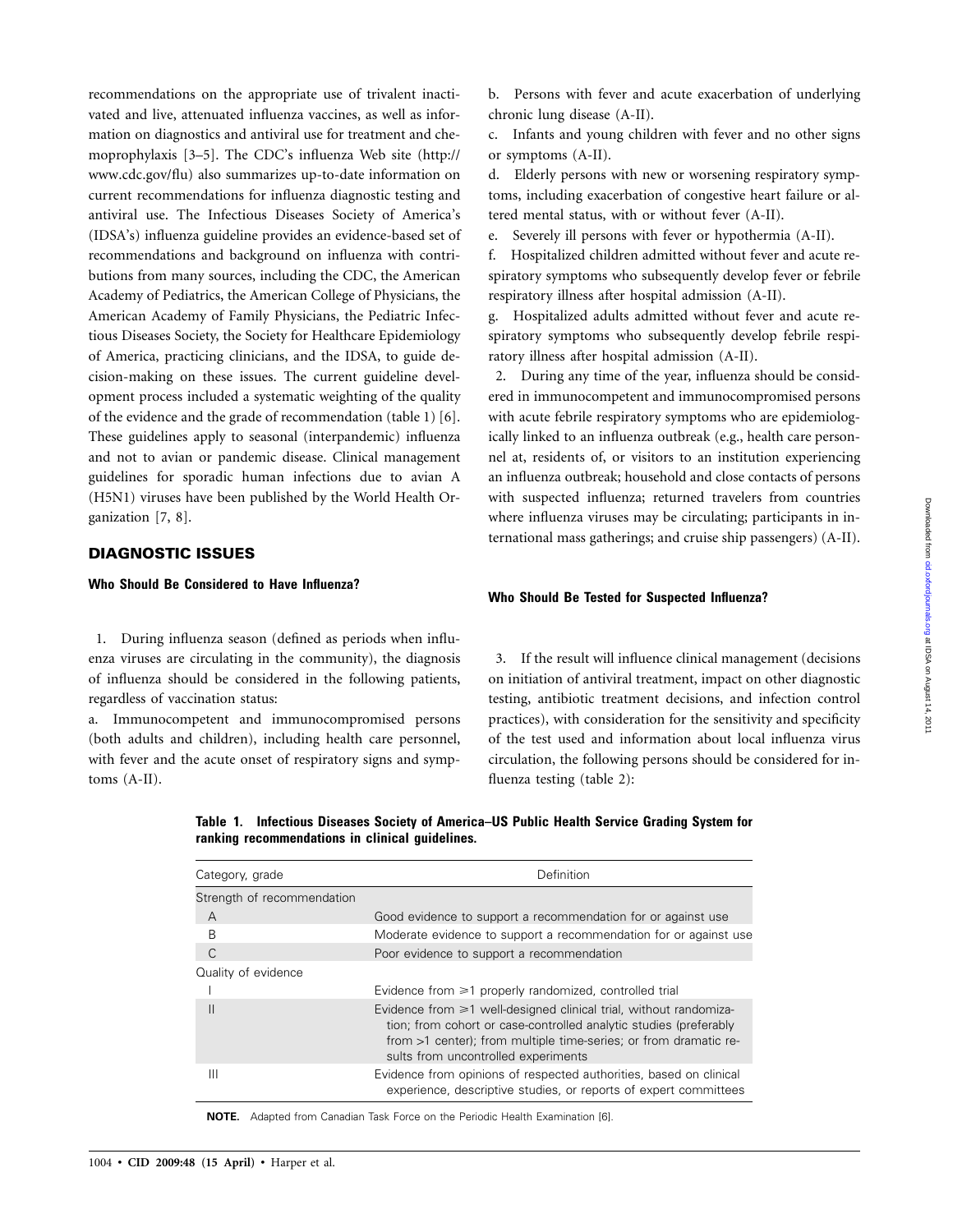recommendations on the appropriate use of trivalent inactivated and live, attenuated influenza vaccines, as well as information on diagnostics and antiviral use for treatment and chemoprophylaxis [3–5]. The CDC's influenza Web site (http://www.cdc.gov/flu) also summarizes up-to-date information on current recommendations for influenza diagnostic testing and antiviral use. The Infectious Diseases Society of America's (IDSA's) influenza guideline provides an evidence-based set of recommendations and background on influenza with contributions from many sources, including the CDC, the American Academy of Pediatrics, the American College of Physicians, the American Academy of Family Physicians, the Pediatric Infectious Diseases Society, the Society for Healthcare Epidemiology of America, practicing clinicians, and the IDSA, to guide decision-making on these issues. The current guideline development process included a systematic weighting of the quality of the evidence and the grade of recommendation (table 1) [6]. These guidelines apply to seasonal (interpandemic) influenza and not to avian or pandemic disease. Clinical management guidelines for sporadic human infections due to avian A (H5N1) viruses have been published by the World Health Organization [7, 8].

## DIAGNOSTIC ISSUES

### Who Should Be Considered to Have Influenza?

1. During influenza season (defined as periods when influenza viruses are circulating in the community), the diagnosis of influenza should be considered in the following patients, regardless of vaccination status:

a. Immunocompetent and immunocompromised persons (both adults and children), including health care personnel, with fever and the acute onset of respiratory signs and symptoms (A-II).

b. Persons with fever and acute exacerbation of underlying chronic lung disease (A-II).

c. Infants and young children with fever and no other signs or symptoms (A-II).

d. Elderly persons with new or worsening respiratory symptoms, including exacerbation of congestive heart failure or altered mental status, with or without fever (A-II).

e. Severely ill persons with fever or hypothermia (A-II).

f. Hospitalized children admitted without fever and acute respiratory symptoms who subsequently develop fever or febrile respiratory illness after hospital admission (A-II).

g. Hospitalized adults admitted without fever and acute respiratory symptoms who subsequently develop febrile respiratory illness after hospital admission (A-II).

2. During any time of the year, influenza should be considered in immunocompetent and immunocompromised persons with acute febrile respiratory symptoms who are epidemiologically linked to an influenza outbreak (e.g., health care personnel at, residents of, or visitors to an institution experiencing an influenza outbreak; household and close contacts of persons with suspected influenza; returned travelers from countries where influenza viruses may be circulating; participants in international mass gatherings; and cruise ship passengers) (A-II).

### Who Should Be Tested for Suspected Influenza?

3. If the result will influence clinical management (decisions on initiation of antiviral treatment, impact on other diagnostic testing, antibiotic treatment decisions, and infection control practices), with consideration for the sensitivity and specificity of the test used and information about local influenza virus circulation, the following persons should be considered for influenza testing (table 2):

**Table 1. Infectious Diseases Society of America–US Public Health Service Grading System for ranking recommendations in clinical guidelines.**

| Category, grade | Definition |
|---|---|
| Strength of recommendation | |
| A | Good evidence to support a recommendation for or against use |
| B | Moderate evidence to support a recommendation for or against use |
| C | Poor evidence to support a recommendation |
| Quality of evidence | |
| I | Evidence from ⩾1 properly randomized, controlled trial |
| II | Evidence from ⩾1 well-designed clinical trial, without randomization; from cohort or case-controlled analytic studies (preferably from >1 center); from multiple time-series; or from dramatic results from uncontrolled experiments |
| III | Evidence from opinions of respected authorities, based on clinical experience, descriptive studies, or reports of expert committees |

**NOTE.** Adapted from Canadian Task Force on the Periodic Health Examination [6].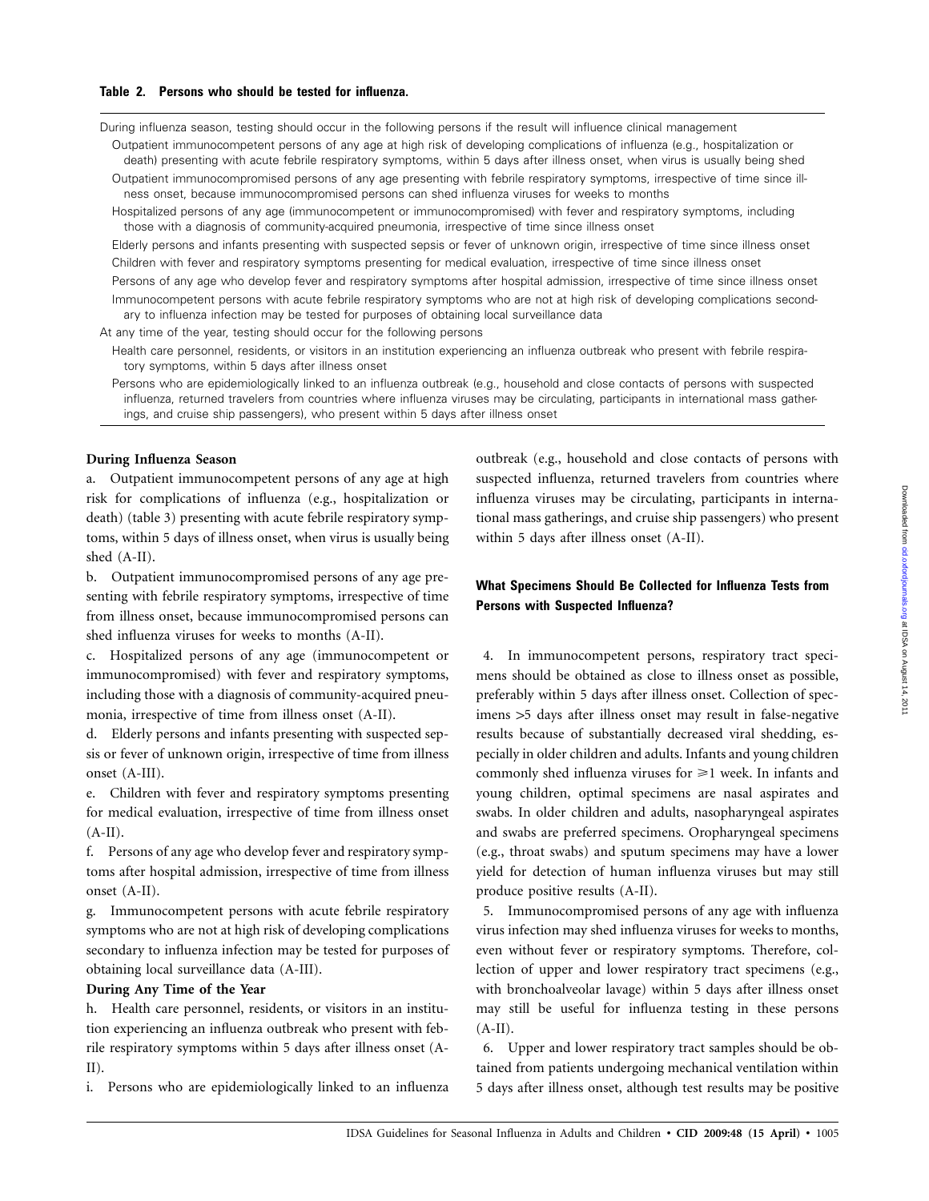**Table 2. Persons who should be tested for influenza.**

|  |
|---|
| During influenza season, testing should occur in the following persons if the result will influence clinical management |
| Outpatient immunocompetent persons of any age at high risk of developing complications of influenza (e.g., hospitalization or death) presenting with acute febrile respiratory symptoms, within 5 days after illness onset, when virus is usually being shed |
| Outpatient immunocompromised persons of any age presenting with febrile respiratory symptoms, irrespective of time since illness onset, because immunocompromised persons can shed influenza viruses for weeks to months |
| Hospitalized persons of any age (immunocompetent or immunocompromised) with fever and respiratory symptoms, including those with a diagnosis of community-acquired pneumonia, irrespective of time since illness onset |
| Elderly persons and infants presenting with suspected sepsis or fever of unknown origin, irrespective of time since illness onset |
| Children with fever and respiratory symptoms presenting for medical evaluation, irrespective of time since illness onset |
| Persons of any age who develop fever and respiratory symptoms after hospital admission, irrespective of time since illness onset |
| Immunocompetent persons with acute febrile respiratory symptoms who are not at high risk of developing complications secondary to influenza infection may be tested for purposes of obtaining local surveillance data |
| At any time of the year, testing should occur for the following persons |
| Health care personnel, residents, or visitors in an institution experiencing an influenza outbreak who present with febrile respiratory symptoms, within 5 days after illness onset |
| Persons who are epidemiologically linked to an influenza outbreak (e.g., household and close contacts of persons with suspected influenza, returned travelers from countries where influenza viruses may be circulating, participants in international mass gatherings, and cruise ship passengers), who present within 5 days after illness onset |

**During Influenza Season**

a. Outpatient immunocompetent persons of any age at high risk for complications of influenza (e.g., hospitalization or death) (table 3) presenting with acute febrile respiratory symptoms, within 5 days of illness onset, when virus is usually being shed (A-II).

b. Outpatient immunocompromised persons of any age presenting with febrile respiratory symptoms, irrespective of time from illness onset, because immunocompromised persons can shed influenza viruses for weeks to months (A-II).

c. Hospitalized persons of any age (immunocompetent or immunocompromised) with fever and respiratory symptoms, including those with a diagnosis of community-acquired pneumonia, irrespective of time from illness onset (A-II).

d. Elderly persons and infants presenting with suspected sepsis or fever of unknown origin, irrespective of time from illness onset (A-III).

e. Children with fever and respiratory symptoms presenting for medical evaluation, irrespective of time from illness onset (A-II).

f. Persons of any age who develop fever and respiratory symptoms after hospital admission, irrespective of time from illness onset (A-II).

g. Immunocompetent persons with acute febrile respiratory symptoms who are not at high risk of developing complications secondary to influenza infection may be tested for purposes of obtaining local surveillance data (A-III).

**During Any Time of the Year**

h. Health care personnel, residents, or visitors in an institution experiencing an influenza outbreak who present with febrile respiratory symptoms within 5 days after illness onset (A-II).

i. Persons who are epidemiologically linked to an influenza outbreak (e.g., household and close contacts of persons with suspected influenza, returned travelers from countries where influenza viruses may be circulating, participants in international mass gatherings, and cruise ship passengers) who present within 5 days after illness onset (A-II).

### What Specimens Should Be Collected for Influenza Tests from Persons with Suspected Influenza?

4. In immunocompetent persons, respiratory tract specimens should be obtained as close to illness onset as possible, preferably within 5 days after illness onset. Collection of specimens >5 days after illness onset may result in false-negative results because of substantially decreased viral shedding, especially in older children and adults. Infants and young children commonly shed influenza viruses for ⩾1 week. In infants and young children, optimal specimens are nasal aspirates and swabs. In older children and adults, nasopharyngeal aspirates and swabs are preferred specimens. Oropharyngeal specimens (e.g., throat swabs) and sputum specimens may have a lower yield for detection of human influenza viruses but may still produce positive results (A-II).

5. Immunocompromised persons of any age with influenza virus infection may shed influenza viruses for weeks to months, even without fever or respiratory symptoms. Therefore, collection of upper and lower respiratory specimens (e.g., with bronchoalveolar lavage) within 5 days after illness onset may still be useful for influenza testing in these persons (A-II).

6. Upper and lower respiratory tract samples should be obtained from patients undergoing mechanical ventilation within 5 days after illness onset, although test results may be positive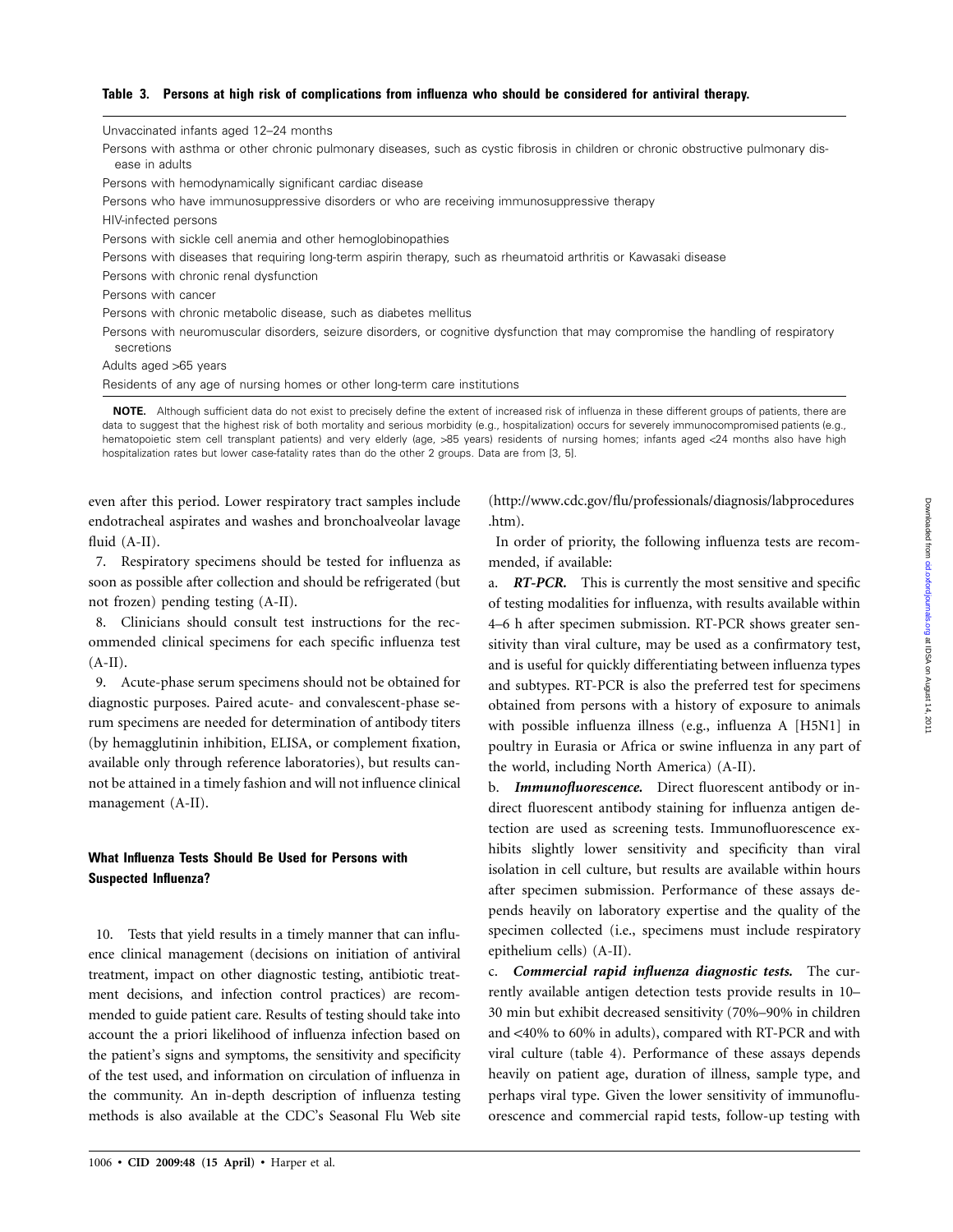**Table 3. Persons at high risk of complications from influenza who should be considered for antiviral therapy.**

| |
|---|
| Unvaccinated infants aged 12–24 months |
| Persons with asthma or other chronic pulmonary diseases, such as cystic fibrosis in children or chronic obstructive pulmonary disease in adults |
| Persons with hemodynamically significant cardiac disease |
| Persons who have immunosuppressive disorders or who are receiving immunosuppressive therapy |
| HIV-infected persons |
| Persons with sickle cell anemia and other hemoglobinopathies |
| Persons with diseases that requiring long-term aspirin therapy, such as rheumatoid arthritis or Kawasaki disease |
| Persons with chronic renal dysfunction |
| Persons with cancer |
| Persons with chronic metabolic disease, such as diabetes mellitus |
| Persons with neuromuscular disorders, seizure disorders, or cognitive dysfunction that may compromise the handling of respiratory secretions |
| Adults aged >65 years |
| Residents of any age of nursing homes or other long-term care institutions |

**NOTE.** Although sufficient data do not exist to precisely define the extent of increased risk of influenza in these different groups of patients, there are data to suggest that the highest risk of both mortality and serious morbidity (e.g., hospitalization) occurs for severely immunocompromised patients (e.g., hematopoietic stem cell transplant patients) and very elderly (age, >85 years) residents of nursing homes; infants aged <24 months also have high hospitalization rates but lower case-fatality rates than do the other 2 groups. Data are from [3, 5].

even after this period. Lower respiratory tract samples include endotracheal aspirates and washes and bronchoalveolar lavage fluid (A-II).

7. Respiratory specimens should be tested for influenza as soon as possible after collection and should be refrigerated (but not frozen) pending testing (A-II).

8. Clinicians should consult test instructions for the recommended clinical specimens for each specific influenza test (A-II).

9. Acute-phase serum specimens should not be obtained for diagnostic purposes. Paired acute- and convalescent-phase serum specimens are needed for determination of antibody titers (by hemagglutinin inhibition, ELISA, or complement fixation, available only through reference laboratories), but results cannot be attained in a timely fashion and will not influence clinical management (A-II).

### What Influenza Tests Should Be Used for Persons with Suspected Influenza?

10. Tests that yield results in a timely manner that can influence clinical management (decisions on initiation of antiviral treatment, impact on other diagnostic testing, antibiotic treatment decisions, and infection control practices) are recommended to guide patient care. Results of testing should take into account the a priori likelihood of influenza infection based on the patient's signs and symptoms, the sensitivity and specificity of the test used, and information on circulation of influenza in the community. An in-depth description of influenza testing methods is also available at the CDC's Seasonal Flu Web site (http://www.cdc.gov/flu/professionals/diagnosis/labprocedures.htm).

In order of priority, the following influenza tests are recommended, if available:

a. ***RT-PCR.*** This is currently the most sensitive and specific of testing modalities for influenza, with results available within 4–6 h after specimen submission. RT-PCR shows greater sensitivity than viral culture, may be used as a confirmatory test, and is useful for quickly differentiating between influenza types and subtypes. RT-PCR is also the preferred test for specimens obtained from persons with a history of exposure to animals with possible influenza illness (e.g., influenza A [H5N1] in poultry in Eurasia or Africa or swine influenza in any part of the world, including North America) (A-II).

b. ***Immunofluorescence.*** Direct fluorescent antibody or indirect fluorescent antibody staining for influenza antigen detection are used as screening tests. Immunofluorescence exhibits slightly lower sensitivity and specificity than viral isolation in cell culture, but results are available within hours after specimen submission. Performance of these assays depends heavily on laboratory expertise and the quality of the specimen collected (i.e., specimens must include respiratory epithelium cells) (A-II).

c. ***Commercial rapid influenza diagnostic tests.*** The currently available antigen detection tests provide results in 10–30 min but exhibit decreased sensitivity (70%–90% in children and <40% to 60% in adults), compared with RT-PCR and with viral culture (table 4). Performance of these assays depends heavily on patient age, duration of illness, sample type, and perhaps viral type. Given the lower sensitivity of immunofluorescence and commercial rapid tests, follow-up testing with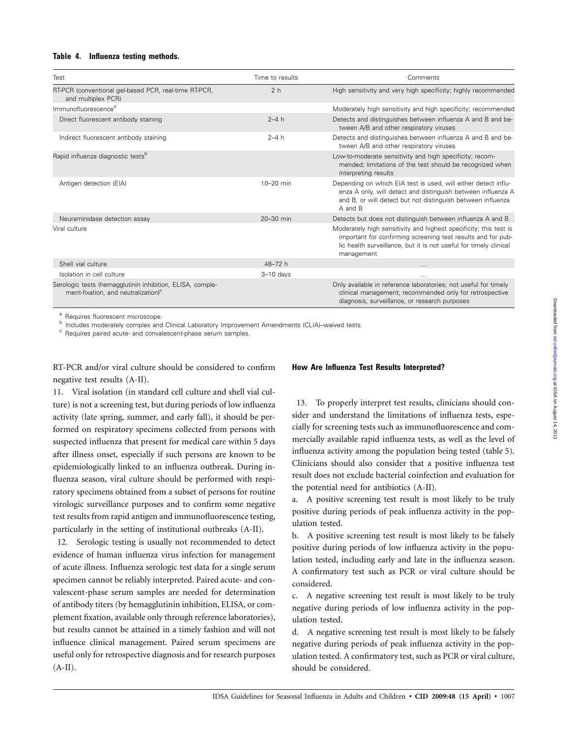**Table 4. Influenza testing methods.**

| Test | Time to results | Comments |
|---|---|---|
| RT-PCR (conventional gel-based PCR, real-time RT-PCR, and multiplex PCR) | 2 h | High sensitivity and very high specificity; highly recommended |
| Immunofluorescence[a] | | Moderately high sensitivity and high specificity; recommended |
| Direct fluorescent antibody staining | 2–4 h | Detects and distinguishes between influenza A and B and between A/B and other respiratory viruses |
| Indirect fluorescent antibody staining | 2–4 h | Detects and distinguishes between influenza A and B and between A/B and other respiratory viruses |
| Rapid influenza diagnostic tests[b] | | Low-to-moderate sensitivity and high specificity; recommended; limitations of the test should be recognized when interpreting results |
| Antigen detection (EIA) | 10–20 min | Depending on which EIA test is used, will either detect influenza A only, will detect and distinguish between influenza A and B, or will detect but not distinguish between influenza A and B |
| Neuraminidase detection assay | 20–30 min | Detects but does not distinguish between influenza A and B |
| Viral culture | | Moderately high sensitivity and highest specificity; this test is important for confirming screening test results and for public health surveillance, but it is not useful for timely clinical management |
| Shell vial culture | 48–72 h | … |
| Isolation in cell culture | 3–10 days | … |
| Serologic tests (hemagglutinin inhibition, ELISA, complement-fixation, and neutralization)[c] | | Only available in reference laboratories; not useful for timely clinical management; recommended only for retrospective diagnosis, surveillance, or research purposes |

[a] Requires fluorescent microscope.
[b] Includes moderately complex and Clinical Laboratory Improvement Amendments (CLIA)–waived tests.
[c] Requires paired acute- and convalescent-phase serum samples.

RT-PCR and/or viral culture should be considered to confirm negative test results (A-II).

11. Viral isolation (in standard cell culture and shell vial culture) is not a screening test, but during periods of low influenza activity (late spring, summer, and early fall), it should be performed on respiratory specimens collected from persons with suspected influenza that present for medical care within 5 days after illness onset, especially if such persons are known to be epidemiologically linked to an influenza outbreak. During influenza season, viral culture should be performed with respiratory specimens obtained from a subset of persons for routine virologic surveillance purposes and to confirm some negative test results from rapid antigen and immunofluorescence testing, particularly in the setting of institutional outbreaks (A-II).

12. Serologic testing is usually not recommended to detect evidence of human influenza virus infection for management of acute illness. Influenza serologic test data for a single serum specimen cannot be reliably interpreted. Paired acute- and convalescent-phase serum samples are needed for determination of antibody titers (by hemagglutinin inhibition, ELISA, or complement fixation, available only through reference laboratories), but results cannot be attained in a timely fashion and will not influence clinical management. Paired serum specimens are useful only for retrospective diagnosis and for research purposes (A-II).

### How Are Influenza Test Results Interpreted?

13. To properly interpret test results, clinicians should consider and understand the limitations of influenza tests, especially for screening tests such as immunofluorescence and commercially available rapid influenza tests, as well as the level of influenza activity among the population being tested (table 5). Clinicians should also consider that a positive influenza test result does not exclude bacterial coinfection and evaluation for the potential need for antibiotics (A-II).

a. A positive screening test result is most likely to be truly positive during periods of peak influenza activity in the population tested.

b. A positive screening test result is most likely to be falsely positive during periods of low influenza activity in the population tested, including early and late in the influenza season. A confirmatory test such as PCR or viral culture should be considered.

c. A negative screening test result is most likely to be truly negative during periods of low influenza activity in the population tested.

d. A negative screening test result is most likely to be falsely negative during periods of peak influenza activity in the population tested. A confirmatory test, such as PCR or viral culture, should be considered.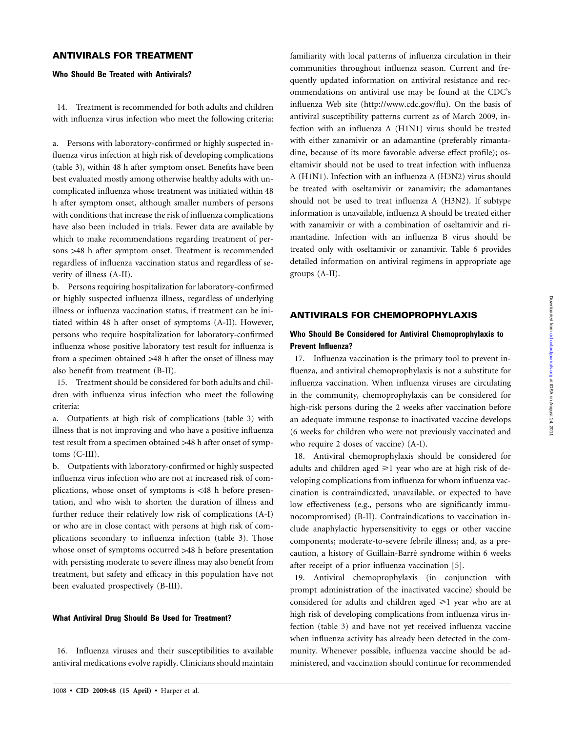## ANTIVIRALS FOR TREATMENT

### Who Should Be Treated with Antivirals?

14. Treatment is recommended for both adults and children with influenza virus infection who meet the following criteria:

a. Persons with laboratory-confirmed or highly suspected influenza virus infection at high risk of developing complications (table 3), within 48 h after symptom onset. Benefits have been best evaluated mostly among otherwise healthy adults with uncomplicated influenza whose treatment was initiated within 48 h after symptom onset, although smaller numbers of persons with conditions that increase the risk of influenza complications have also been included in trials. Fewer data are available by which to make recommendations regarding treatment of persons >48 h after symptom onset. Treatment is recommended regardless of influenza vaccination status and regardless of severity of illness (A-II).

b. Persons requiring hospitalization for laboratory-confirmed or highly suspected influenza illness, regardless of underlying illness or influenza vaccination status, if treatment can be initiated within 48 h after onset of symptoms (A-II). However, persons who require hospitalization for laboratory-confirmed influenza whose positive laboratory test result for influenza is from a specimen obtained >48 h after the onset of illness may also benefit from treatment (B-II).

15. Treatment should be considered for both adults and children with influenza virus infection who meet the following criteria:

a. Outpatients at high risk of complications (table 3) with illness that is not improving and who have a positive influenza test result from a specimen obtained >48 h after onset of symptoms (C-III).

b. Outpatients with laboratory-confirmed or highly suspected influenza virus infection who are not at increased risk of complications, whose onset of symptoms is <48 h before presentation, and who wish to shorten the duration of illness and further reduce their relatively low risk of complications (A-I) or who are in close contact with persons at high risk of complications secondary to influenza infection (table 3). Those whose onset of symptoms occurred >48 h before presentation with persisting moderate to severe illness may also benefit from treatment, but safety and efficacy in this population have not been evaluated prospectively (B-III).

### What Antiviral Drug Should Be Used for Treatment?

16. Influenza viruses and their susceptibilities to available antiviral medications evolve rapidly. Clinicians should maintain familiarity with local patterns of influenza circulation in their communities throughout influenza season. Current and frequently updated information on antiviral resistance and recommendations on antiviral use may be found at the CDC's influenza Web site (http://www.cdc.gov/flu). On the basis of antiviral susceptibility patterns current as of March 2009, infection with an influenza A (H1N1) virus should be treated with either zanamivir or an adamantine (preferably rimantadine, because of its more favorable adverse effect profile); oseltamivir should not be used to treat infection with influenza A (H1N1). Infection with an influenza A (H3N2) virus should be treated with oseltamivir or zanamivir; the adamantanes should not be used to treat influenza A (H3N2). If subtype information is unavailable, influenza A should be treated either with zanamivir or with a combination of oseltamivir and rimantadine. Infection with an influenza B virus should be treated only with oseltamivir or zanamivir. Table 6 provides detailed information on antiviral regimens in appropriate age groups (A-II).

## ANTIVIRALS FOR CHEMOPROPHYLAXIS

### Who Should Be Considered for Antiviral Chemoprophylaxis to Prevent Influenza?

17. Influenza vaccination is the primary tool to prevent influenza, and antiviral chemoprophylaxis is not a substitute for influenza vaccination. When influenza viruses are circulating in the community, chemoprophylaxis can be considered for high-risk persons during the 2 weeks after vaccination before an adequate immune response to inactivated vaccine develops (6 weeks for children who were not previously vaccinated and who require 2 doses of vaccine) (A-I).

18. Antiviral chemoprophylaxis should be considered for adults and children aged ⩾1 year who are at high risk of developing complications from influenza for whom influenza vaccination is contraindicated, unavailable, or expected to have low effectiveness (e.g., persons who are significantly immunocompromised) (B-II). Contraindications to vaccination include anaphylactic hypersensitivity to eggs or other vaccine components; moderate-to-severe febrile illness; and, as a precaution, a history of Guillain-Barré syndrome within 6 weeks after receipt of a prior influenza vaccination [5].

19. Antiviral chemoprophylaxis (in conjunction with prompt administration of the inactivated vaccine) should be considered for adults and children aged ⩾1 year who are at high risk of developing complications from influenza virus infection (table 3) and have not yet received influenza vaccine when influenza activity has already been detected in the community. Whenever possible, influenza vaccine should be administered, and vaccination should continue for recommended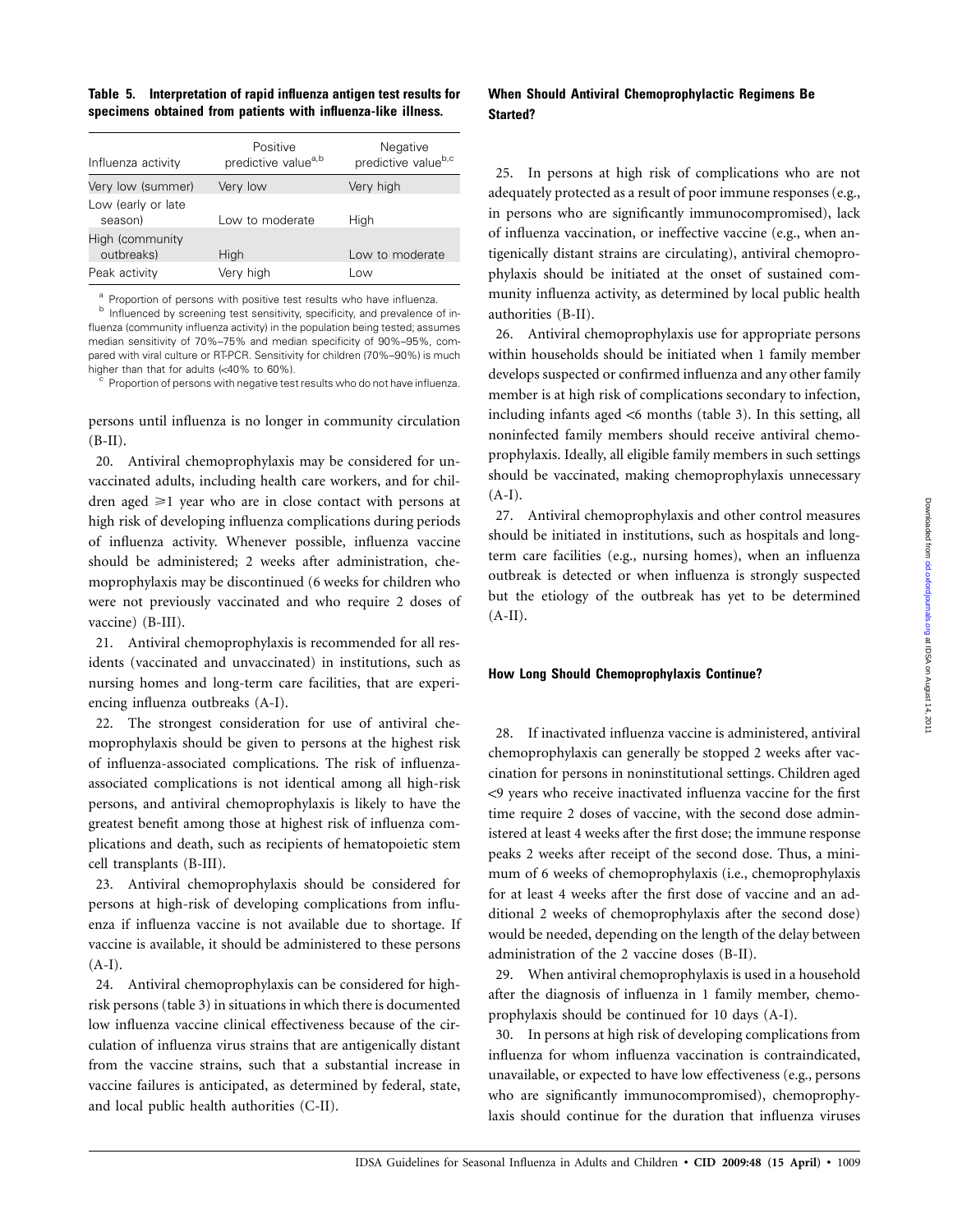**Table 5. Interpretation of rapid influenza antigen test results for specimens obtained from patients with influenza-like illness.**

| Influenza activity | Positive predictive value[a,b] | Negative predictive value[b,c] |
|---|---|---|
| Very low (summer) | Very low | Very high |
| Low (early or late season) | Low to moderate | High |
| High (community outbreaks) | High | Low to moderate |
| Peak activity | Very high | Low |

[a] Proportion of persons with positive test results who have influenza.
[b] Influenced by screening test sensitivity, specificity, and prevalence of influenza (community influenza activity) in the population being tested; assumes median sensitivity of 70%–75% and median specificity of 90%–95%, compared with viral culture or RT-PCR. Sensitivity for children (70%–90%) is much higher than that for adults (<40% to 60%).
[c] Proportion of persons with negative test results who do not have influenza.

persons until influenza is no longer in community circulation (B-II).

20. Antiviral chemoprophylaxis may be considered for unvaccinated adults, including health care workers, and for children aged ⩾1 year who are in close contact with persons at high risk of developing influenza complications during periods of influenza activity. Whenever possible, influenza vaccine should be administered; 2 weeks after administration, chemoprophylaxis may be discontinued (6 weeks for children who were not previously vaccinated and who require 2 doses of vaccine) (B-III).

21. Antiviral chemoprophylaxis is recommended for all residents (vaccinated and unvaccinated) in institutions, such as nursing homes and long-term care facilities, that are experiencing influenza outbreaks (A-I).

22. The strongest consideration for use of antiviral chemoprophylaxis should be given to persons at the highest risk of influenza-associated complications. The risk of influenza-associated complications is not identical among all high-risk persons, and antiviral chemoprophylaxis is likely to have the greatest benefit among those at highest risk of influenza complications and death, such as recipients of hematopoietic stem cell transplants (B-III).

23. Antiviral chemoprophylaxis should be considered for persons at high-risk of developing complications from influenza if influenza vaccine is not available due to shortage. If vaccine is available, it should be administered to these persons (A-I).

24. Antiviral chemoprophylaxis can be considered for high-risk persons (table 3) in situations in which there is documented low influenza vaccine clinical effectiveness because of the circulation of influenza virus strains that are antigenically distant from the vaccine strains, such that a substantial increase in vaccine failures is anticipated, as determined by federal, state, and local public health authorities (C-II).

### When Should Antiviral Chemoprophylactic Regimens Be Started?

25. In persons at high risk of complications who are not adequately protected as a result of poor immune responses (e.g., in persons who are significantly immunocompromised), lack of influenza vaccination, or ineffective vaccine (e.g., when antigenically distant strains are circulating), antiviral chemoprophylaxis should be initiated at the onset of sustained community influenza activity, as determined by local public health authorities (B-II).

26. Antiviral chemoprophylaxis use for appropriate persons within households should be initiated when 1 family member develops suspected or confirmed influenza and any other family member is at high risk of complications secondary to infection, including infants aged <6 months (table 3). In this setting, all noninfected family members should receive antiviral chemoprophylaxis. Ideally, all eligible family members in such settings should be vaccinated, making chemoprophylaxis unnecessary (A-I).

27. Antiviral chemoprophylaxis and other control measures should be initiated in institutions, such as hospitals and long-term care facilities (e.g., nursing homes), when an influenza outbreak is detected or when influenza is strongly suspected but the etiology of the outbreak has yet to be determined (A-II).

### How Long Should Chemoprophylaxis Continue?

28. If inactivated influenza vaccine is administered, antiviral chemoprophylaxis can generally be stopped 2 weeks after vaccination for persons in noninstitutional settings. Children aged <9 years who receive inactivated influenza vaccine for the first time require 2 doses of vaccine, with the second dose administered at least 4 weeks after the first dose; the immune response peaks 2 weeks after receipt of the second dose. Thus, a minimum of 6 weeks of chemoprophylaxis (i.e., chemoprophylaxis for at least 4 weeks after the first dose of vaccine and an additional 2 weeks of chemoprophylaxis after the second dose) would be needed, depending on the length of the delay between administration of the 2 vaccine doses (B-II).

29. When antiviral chemoprophylaxis is used in a household after the diagnosis of influenza in 1 family member, chemoprophylaxis should be continued for 10 days (A-I).

30. In persons at high risk of developing complications from influenza for whom influenza vaccination is contraindicated, unavailable, or expected to have low effectiveness (e.g., persons who are significantly immunocompromised), chemoprophylaxis should continue for the duration that influenza viruses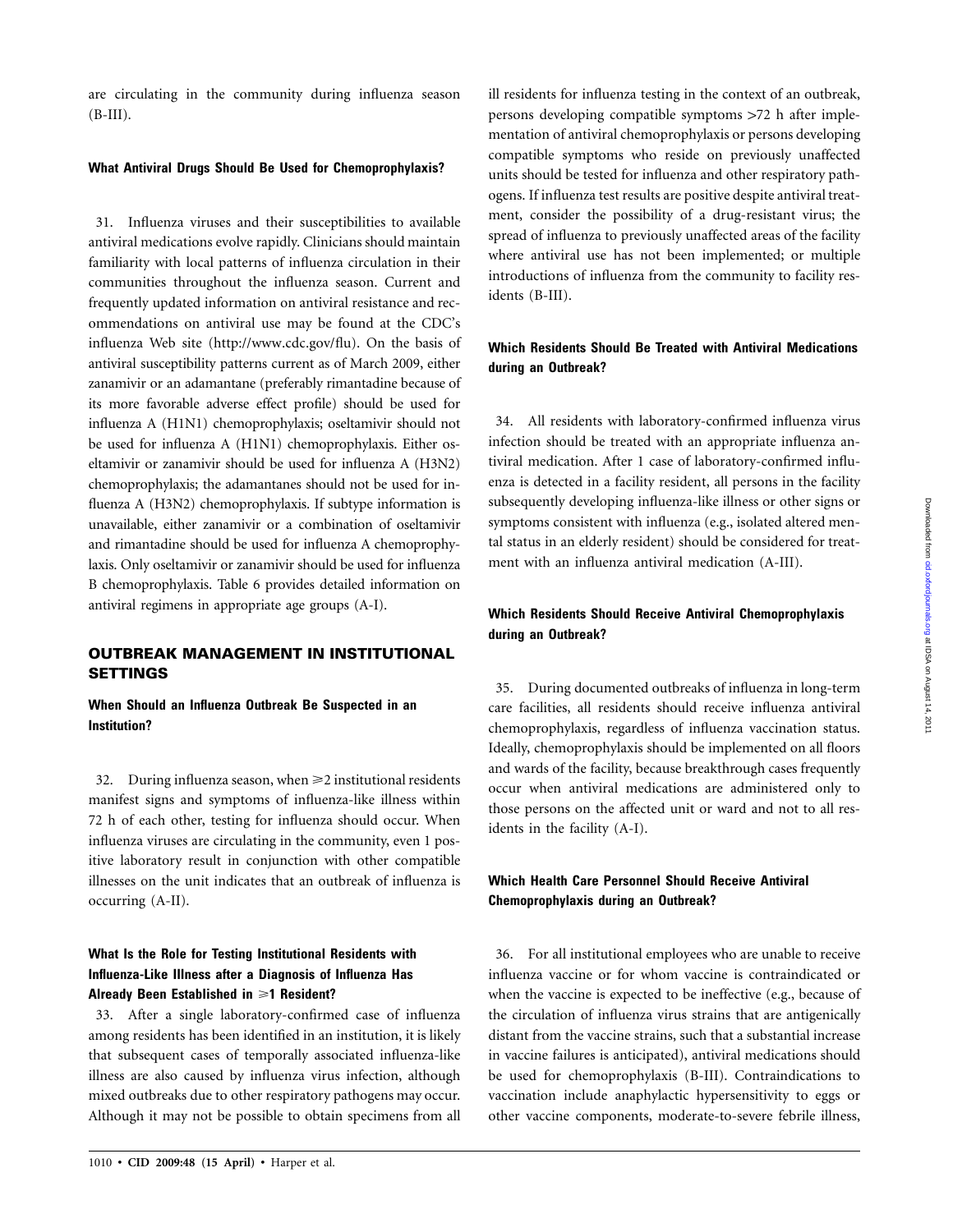are circulating in the community during influenza season (B-III).

### What Antiviral Drugs Should Be Used for Chemoprophylaxis?

31. Influenza viruses and their susceptibilities to available antiviral medications evolve rapidly. Clinicians should maintain familiarity with local patterns of influenza circulation in their communities throughout the influenza season. Current and frequently updated information on antiviral resistance and recommendations on antiviral use may be found at the CDC's influenza Web site (http://www.cdc.gov/flu). On the basis of antiviral susceptibility patterns current as of March 2009, either zanamivir or an adamantane (preferably rimantadine because of its more favorable adverse effect profile) should be used for influenza A (H1N1) chemoprophylaxis; oseltamivir should not be used for influenza A (H1N1) chemoprophylaxis. Either oseltamivir or zanamivir should be used for influenza A (H3N2) chemoprophylaxis; the adamantanes should not be used for influenza A (H3N2) chemoprophylaxis. If subtype information is unavailable, either zanamivir or a combination of oseltamivir and rimantadine should be used for influenza A chemoprophylaxis. Only oseltamivir or zanamivir should be used for influenza B chemoprophylaxis. Table 6 provides detailed information on antiviral regimens in appropriate age groups (A-I).

## OUTBREAK MANAGEMENT IN INSTITUTIONAL SETTINGS

### When Should an Influenza Outbreak Be Suspected in an Institution?

32. During influenza season, when ⩾2 institutional residents manifest signs and symptoms of influenza-like illness within 72 h of each other, testing for influenza should occur. When influenza viruses are circulating in the community, even 1 positive laboratory result in conjunction with other compatible illnesses on the unit indicates that an outbreak of influenza is occurring (A-II).

### What Is the Role for Testing Institutional Residents with Influenza-Like Illness after a Diagnosis of Influenza Has Already Been Established in ⩾1 Resident?

33. After a single laboratory-confirmed case of influenza among residents has been identified in an institution, it is likely that subsequent cases of temporally associated influenza-like illness are also caused by influenza virus infection, although mixed outbreaks due to other respiratory pathogens may occur. Although it may not be possible to obtain specimens from all ill residents for influenza testing in the context of an outbreak, persons developing compatible symptoms >72 h after implementation of antiviral chemoprophylaxis or persons developing compatible symptoms who reside on previously unaffected units should be tested for influenza and other respiratory pathogens. If influenza test results are positive despite antiviral treatment, consider the possibility of a drug-resistant virus; the spread of influenza to previously unaffected areas of the facility where antiviral use has not been implemented; or multiple introductions of influenza from the community to facility residents (B-III).

### Which Residents Should Be Treated with Antiviral Medications during an Outbreak?

34. All residents with laboratory-confirmed influenza virus infection should be treated with an appropriate influenza antiviral medication. After 1 case of laboratory-confirmed influenza is detected in a facility resident, all persons in the facility subsequently developing influenza-like illness or other signs or symptoms consistent with influenza (e.g., isolated altered mental status in an elderly resident) should be considered for treatment with an influenza antiviral medication (A-III).

### Which Residents Should Receive Antiviral Chemoprophylaxis during an Outbreak?

35. During documented outbreaks of influenza in long-term care facilities, all residents should receive influenza antiviral chemoprophylaxis, regardless of influenza vaccination status. Ideally, chemoprophylaxis should be implemented on all floors and wards of the facility, because breakthrough cases frequently occur when antiviral medications are administered only to those persons on the affected unit or ward and not to all residents in the facility (A-I).

### Which Health Care Personnel Should Receive Antiviral Chemoprophylaxis during an Outbreak?

36. For all institutional employees who are unable to receive influenza vaccine or for whom vaccine is contraindicated or when the vaccine is expected to be ineffective (e.g., because of the circulation of influenza virus strains that are antigenically distant from the vaccine strains, such that a substantial increase in vaccine failures is anticipated), antiviral medications should be used for chemoprophylaxis (B-III). Contraindications to vaccination include anaphylactic hypersensitivity to eggs or other vaccine components, moderate-to-severe febrile illness,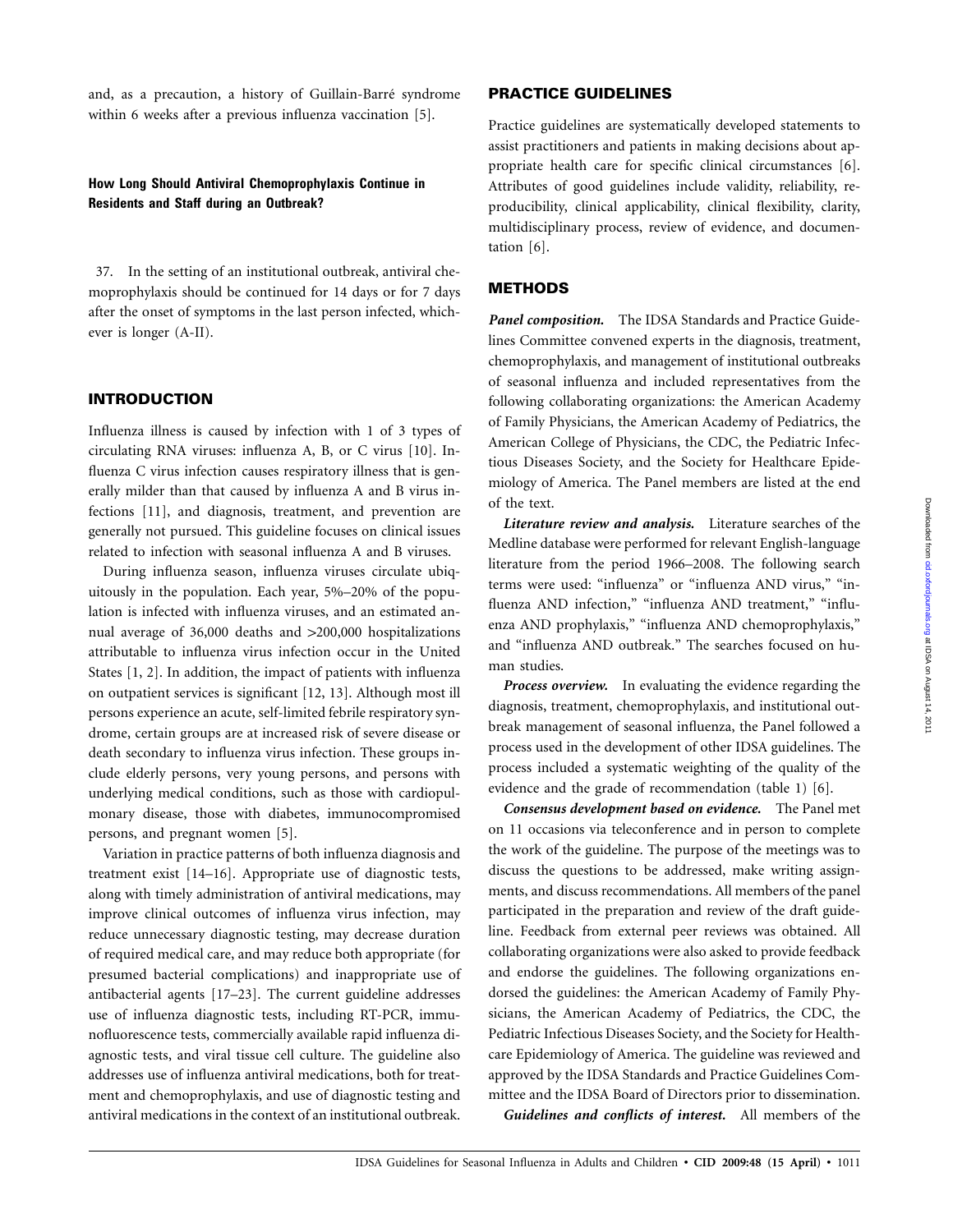and, as a precaution, a history of Guillain-Barré syndrome within 6 weeks after a previous influenza vaccination [5].

### How Long Should Antiviral Chemoprophylaxis Continue in Residents and Staff during an Outbreak?

37. In the setting of an institutional outbreak, antiviral chemoprophylaxis should be continued for 14 days or for 7 days after the onset of symptoms in the last person infected, whichever is longer (A-II).

## INTRODUCTION

Influenza illness is caused by infection with 1 of 3 types of circulating RNA viruses: influenza A, B, or C virus [10]. Influenza C virus infection causes respiratory illness that is generally milder than that caused by influenza A and B virus infections [11], and diagnosis, treatment, and prevention are generally not pursued. This guideline focuses on clinical issues related to infection with seasonal influenza A and B viruses.

During influenza season, influenza viruses circulate ubiquitously in the population. Each year, 5%–20% of the population is infected with influenza viruses, and an estimated annual average of 36,000 deaths and >200,000 hospitalizations attributable to influenza virus infection occur in the United States [1, 2]. In addition, the impact of patients with influenza on outpatient services is significant [12, 13]. Although most ill persons experience an acute, self-limited febrile respiratory syndrome, certain groups are at increased risk of severe disease or death secondary to influenza virus infection. These groups include elderly persons, very young persons, and persons with underlying medical conditions, such as those with cardiopulmonary disease, those with diabetes, immunocompromised persons, and pregnant women [5].

Variation in practice patterns of both influenza diagnosis and treatment exist [14–16]. Appropriate use of diagnostic tests, along with timely administration of antiviral medications, may improve clinical outcomes of influenza virus infection, may reduce unnecessary diagnostic testing, may decrease duration of required medical care, and may reduce both appropriate (for presumed bacterial complications) and inappropriate use of antibacterial agents [17–23]. The current guideline addresses use of influenza diagnostic tests, including RT-PCR, immunofluorescence tests, commercially available rapid influenza diagnostic tests, and viral tissue cell culture. The guideline also addresses use of influenza antiviral medications, both for treatment and chemoprophylaxis, and use of diagnostic testing and antiviral medications in the context of an institutional outbreak.

## PRACTICE GUIDELINES

Practice guidelines are systematically developed statements to assist practitioners and patients in making decisions about appropriate health care for specific clinical circumstances [6]. Attributes of good guidelines include validity, reliability, reproducibility, clinical applicability, clinical flexibility, clarity, multidisciplinary process, review of evidence, and documentation [6].

## METHODS

***Panel composition.*** The IDSA Standards and Practice Guidelines Committee convened experts in the diagnosis, treatment, chemoprophylaxis, and management of institutional outbreaks of seasonal influenza and included representatives from the following collaborating organizations: the American Academy of Family Physicians, the American Academy of Pediatrics, the American College of Physicians, the CDC, the Pediatric Infectious Diseases Society, and the Society for Healthcare Epidemiology of America. The Panel members are listed at the end of the text.

***Literature review and analysis.*** Literature searches of the Medline database were performed for relevant English-language literature from the period 1966–2008. The following search terms were used: "influenza" or "influenza AND virus," "influenza AND infection," "influenza AND treatment," "influenza AND prophylaxis," "influenza AND chemoprophylaxis," and "influenza AND outbreak." The searches focused on human studies.

***Process overview.*** In evaluating the evidence regarding the diagnosis, treatment, chemoprophylaxis, and institutional outbreak management of seasonal influenza, the Panel followed a process used in the development of other IDSA guidelines. The process included a systematic weighting of the quality of the evidence and the grade of recommendation (table 1) [6].

***Consensus development based on evidence.*** The Panel met on 11 occasions via teleconference and in person to complete the work of the guideline. The purpose of the meetings was to discuss the questions to be addressed, make writing assignments, and discuss recommendations. All members of the panel participated in the preparation and review of the draft guideline. Feedback from external peer reviews was obtained. All collaborating organizations were also asked to provide feedback and endorse the guidelines. The following organizations endorsed the guidelines: the American Academy of Family Physicians, the American Academy of Pediatrics, the CDC, the Pediatric Infectious Diseases Society, and the Society for Healthcare Epidemiology of America. The guideline was reviewed and approved by the IDSA Standards and Practice Guidelines Committee and the IDSA Board of Directors prior to dissemination.

***Guidelines and conflicts of interest.*** All members of the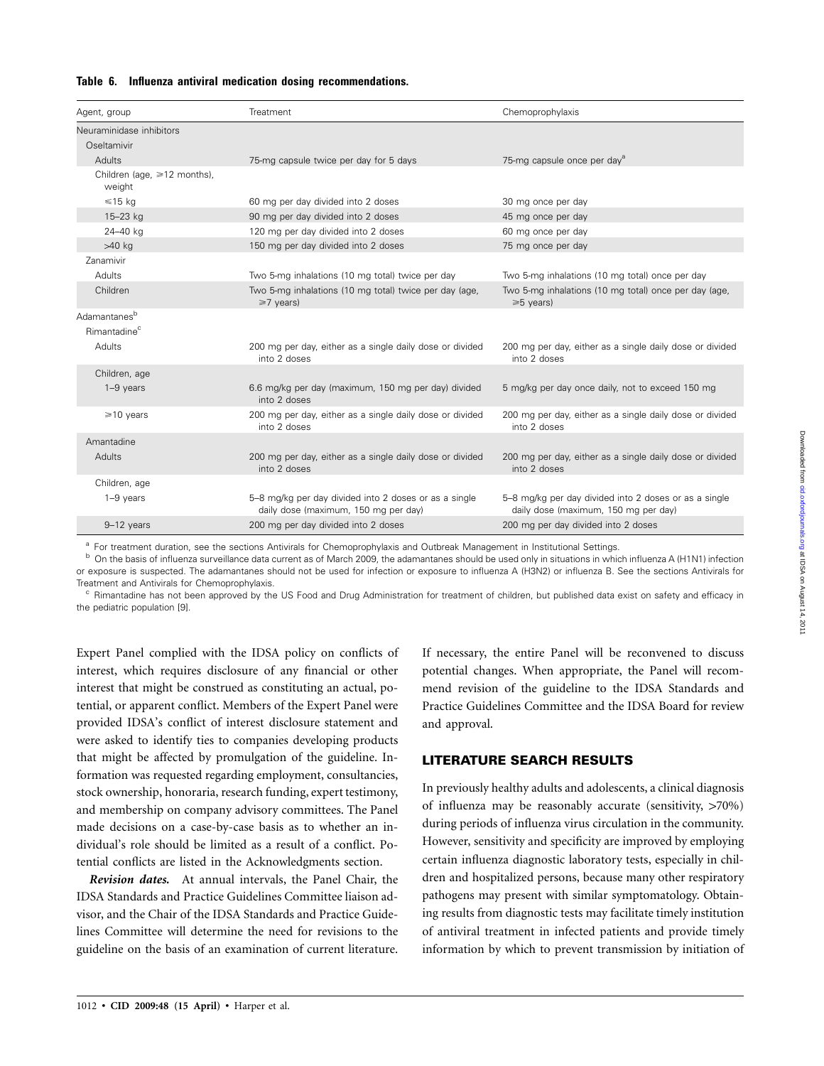**Table 6. Influenza antiviral medication dosing recommendations.**

| Agent, group | Treatment | Chemoprophylaxis |
|---|---|---|
| Neuraminidase inhibitors | | |
| Oseltamivir | | |
| Adults | 75-mg capsule twice per day for 5 days | 75-mg capsule once per day[a] |
| Children (age, ⩾12 months), weight | | |
| ⩽15 kg | 60 mg per day divided into 2 doses | 30 mg once per day |
| 15–23 kg | 90 mg per day divided into 2 doses | 45 mg once per day |
| 24–40 kg | 120 mg per day divided into 2 doses | 60 mg once per day |
| >40 kg | 150 mg per day divided into 2 doses | 75 mg once per day |
| Zanamivir | | |
| Adults | Two 5-mg inhalations (10 mg total) twice per day | Two 5-mg inhalations (10 mg total) once per day |
| Children | Two 5-mg inhalations (10 mg total) twice per day (age, ⩾7 years) | Two 5-mg inhalations (10 mg total) once per day (age, ⩾5 years) |
| Adamantanes[b] | | |
| Rimantadine[c] | | |
| Adults | 200 mg per day, either as a single daily dose or divided into 2 doses | 200 mg per day, either as a single daily dose or divided into 2 doses |
| Children, age | | |
| 1–9 years | 6.6 mg/kg per day (maximum, 150 mg per day) divided into 2 doses | 5 mg/kg per day once daily, not to exceed 150 mg |
| ⩾10 years | 200 mg per day, either as a single daily dose or divided into 2 doses | 200 mg per day, either as a single daily dose or divided into 2 doses |
| Amantadine | | |
| Adults | 200 mg per day, either as a single daily dose or divided into 2 doses | 200 mg per day, either as a single daily dose or divided into 2 doses |
| Children, age | | |
| 1–9 years | 5–8 mg/kg per day divided into 2 doses or as a single daily dose (maximum, 150 mg per day) | 5–8 mg/kg per day divided into 2 doses or as a single daily dose (maximum, 150 mg per day) |
| 9–12 years | 200 mg per day divided into 2 doses | 200 mg per day divided into 2 doses |

[a] For treatment duration, see the sections Antivirals for Chemoprophylaxis and Outbreak Management in Institutional Settings.

[b] On the basis of influenza surveillance data current as of March 2009, the adamantanes should be used only in situations in which influenza A (H1N1) infection or exposure is suspected. The adamantanes should not be used for infection or exposure to influenza A (H3N2) or influenza B. See the sections Antivirals for Treatment and Antivirals for Chemoprophylaxis.

[c] Rimantadine has not been approved by the US Food and Drug Administration for treatment of children, but published data exist on safety and efficacy in the pediatric population [9].

Expert Panel complied with the IDSA policy on conflicts of interest, which requires disclosure of any financial or other interest that might be construed as constituting an actual, potential, or apparent conflict. Members of the Expert Panel were provided IDSA's conflict of interest disclosure statement and were asked to identify ties to companies developing products that might be affected by promulgation of the guideline. Information was requested regarding employment, consultancies, stock ownership, honoraria, research funding, expert testimony, and membership on company advisory committees. The Panel made decisions on a case-by-case basis as to whether an individual's role should be limited as a result of a conflict. Potential conflicts are listed in the Acknowledgments section.

***Revision dates.*** At annual intervals, the Panel Chair, the IDSA Standards and Practice Guidelines Committee liaison advisor, and the Chair of the IDSA Standards and Practice Guidelines Committee will determine the need for revisions to the guideline on the basis of an examination of current literature. If necessary, the entire Panel will be reconvened to discuss potential changes. When appropriate, the Panel will recommend revision of the guideline to the IDSA Standards and Practice Guidelines Committee and the IDSA Board for review and approval.

## LITERATURE SEARCH RESULTS

In previously healthy adults and adolescents, a clinical diagnosis of influenza may be reasonably accurate (sensitivity, >70%) during periods of influenza virus circulation in the community. However, sensitivity and specificity are improved by employing certain influenza diagnostic laboratory tests, especially in children and hospitalized persons, because many other respiratory pathogens may present with similar symptomatology. Obtaining results from diagnostic tests may facilitate timely institution of antiviral treatment in infected patients and provide timely information by which to prevent transmission by initiation of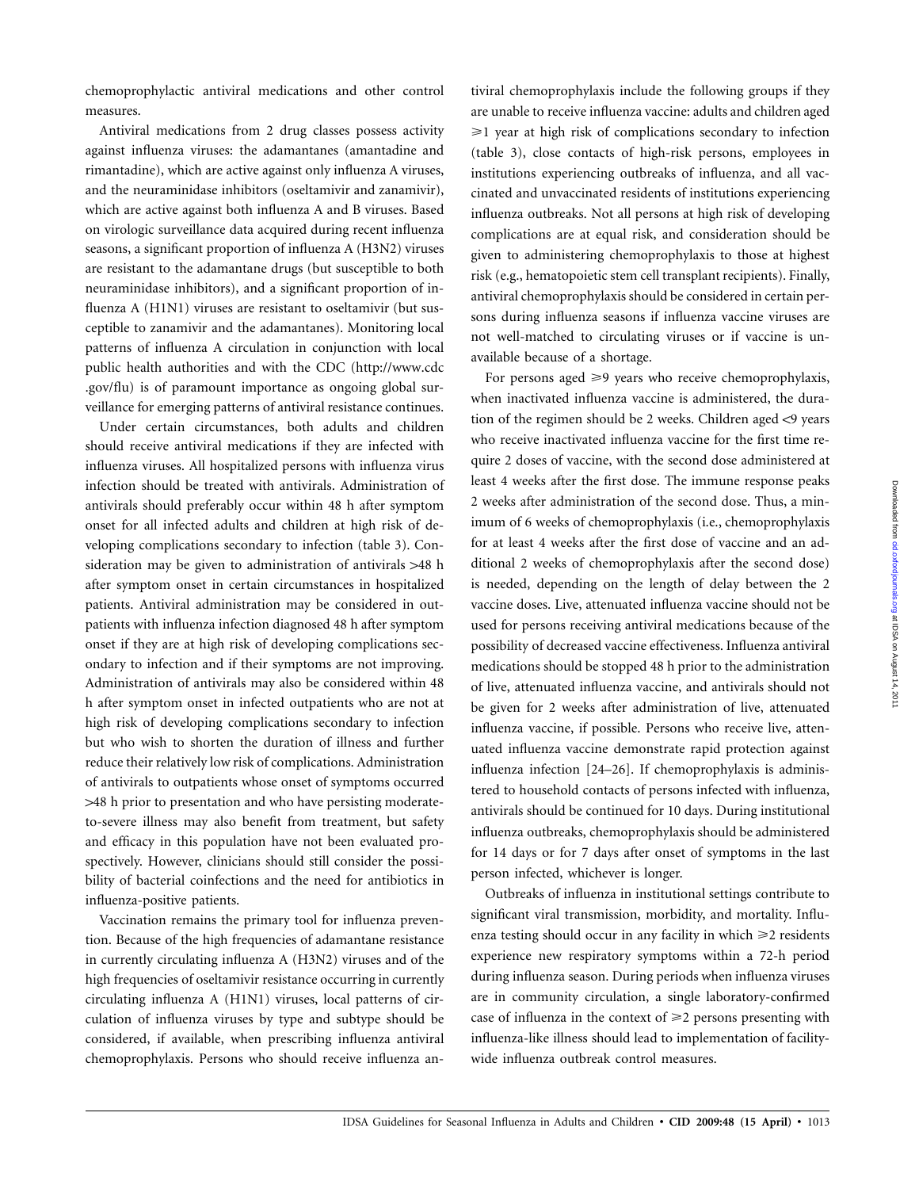chemoprophylactic antiviral medications and other control measures.

Antiviral medications from 2 drug classes possess activity against influenza viruses: the adamantanes (amantadine and rimantadine), which are active against only influenza A viruses, and the neuraminidase inhibitors (oseltamivir and zanamivir), which are active against both influenza A and B viruses. Based on virologic surveillance data acquired during recent influenza seasons, a significant proportion of influenza A (H3N2) viruses are resistant to the adamantane drugs (but susceptible to both neuraminidase inhibitors), and a significant proportion of influenza A (H1N1) viruses are resistant to oseltamivir (but susceptible to zanamivir and the adamantanes). Monitoring local patterns of influenza A circulation in conjunction with local public health authorities and with the CDC (http://www.cdc.gov/flu) is of paramount importance as ongoing global surveillance for emerging patterns of antiviral resistance continues.

Under certain circumstances, both adults and children should receive antiviral medications if they are infected with influenza viruses. All hospitalized persons with influenza virus infection should be treated with antivirals. Administration of antivirals should preferably occur within 48 h after symptom onset for all infected adults and children at high risk of developing complications secondary to infection (table 3). Consideration may be given to administration of antivirals >48 h after symptom onset in certain circumstances in hospitalized patients. Antiviral administration may be considered in outpatients with influenza infection diagnosed 48 h after symptom onset if they are at high risk of developing complications secondary to infection and if their symptoms are not improving. Administration of antivirals may also be considered within 48 h after symptom onset in infected outpatients who are not at high risk of developing complications secondary to infection but who wish to shorten the duration of illness and further reduce their relatively low risk of complications. Administration of antivirals to outpatients whose onset of symptoms occurred >48 h prior to presentation and who have persisting moderate-to-severe illness may also benefit from treatment, but safety and efficacy in this population have not been evaluated prospectively. However, clinicians should still consider the possibility of bacterial coinfections and the need for antibiotics in influenza-positive patients.

Vaccination remains the primary tool for influenza prevention. Because of the high frequencies of adamantane resistance in currently circulating influenza A (H3N2) viruses and of the high frequencies of oseltamivir resistance occurring in currently circulating influenza A (H1N1) viruses, local patterns of circulation of influenza viruses by type and subtype should be considered, if available, when prescribing influenza antiviral chemoprophylaxis. Persons who should receive influenza antiviral chemoprophylaxis include the following groups if they are unable to receive influenza vaccine: adults and children aged ⩾1 year at high risk of complications secondary to infection (table 3), close contacts of high-risk persons, employees in institutions experiencing outbreaks of influenza, and all vaccinated and unvaccinated residents of institutions experiencing influenza outbreaks. Not all persons at high risk of developing complications are at equal risk, and consideration should be given to administering chemoprophylaxis to those at highest risk (e.g., hematopoietic stem cell transplant recipients). Finally, antiviral chemoprophylaxis should be considered in certain persons during influenza seasons if influenza vaccine viruses are not well-matched to circulating viruses or if vaccine is unavailable because of a shortage.

For persons aged ⩾9 years who receive chemoprophylaxis, when inactivated influenza vaccine is administered, the duration of the regimen should be 2 weeks. Children aged <9 years who receive inactivated influenza vaccine for the first time require 2 doses of vaccine, with the second dose administered at least 4 weeks after the first dose. The immune response peaks 2 weeks after administration of the second dose. Thus, a minimum of 6 weeks of chemoprophylaxis (i.e., chemoprophylaxis for at least 4 weeks after the first dose of vaccine and an additional 2 weeks of chemoprophylaxis after the second dose) is needed, depending on the length of delay between the 2 vaccine doses. Live, attenuated influenza vaccine should not be used for persons receiving antiviral medications because of the possibility of decreased vaccine effectiveness. Influenza antiviral medications should be stopped 48 h prior to the administration of live, attenuated influenza vaccine, and antivirals should not be given for 2 weeks after administration of live, attenuated influenza vaccine, if possible. Persons who receive live, attenuated influenza vaccine demonstrate rapid protection against influenza infection [24–26]. If chemoprophylaxis is administered to household contacts of persons infected with influenza, antivirals should be continued for 10 days. During institutional influenza outbreaks, chemoprophylaxis should be administered for 14 days or for 7 days after onset of symptoms in the last person infected, whichever is longer.

Outbreaks of influenza in institutional settings contribute to significant viral transmission, morbidity, and mortality. Influenza testing should occur in any facility in which ⩾2 residents experience new respiratory symptoms within a 72-h period during influenza season. During periods when influenza viruses are in community circulation, a single laboratory-confirmed case of influenza in the context of ⩾2 persons presenting with influenza-like illness should lead to implementation of facility-wide influenza outbreak control measures.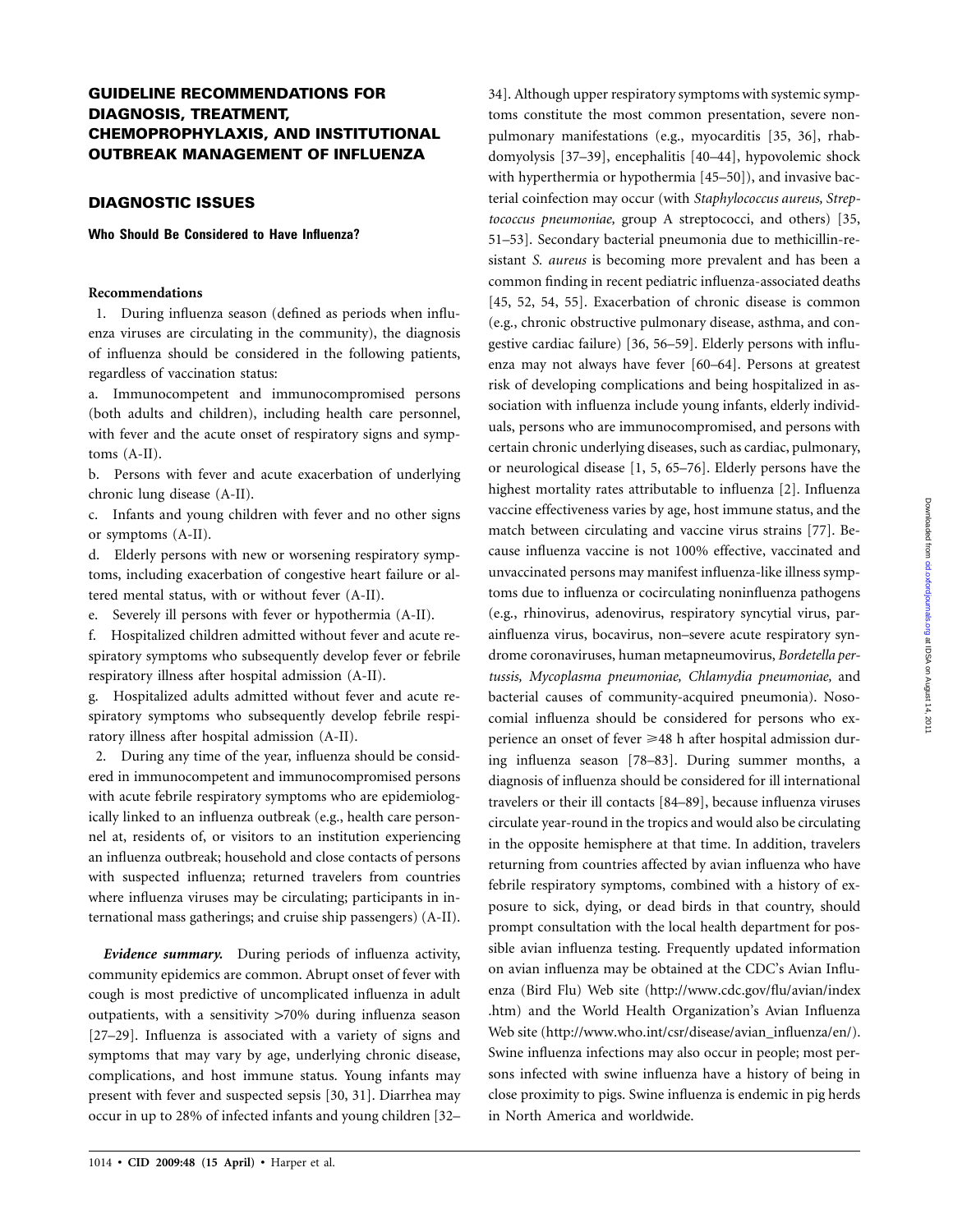# GUIDELINE RECOMMENDATIONS FOR DIAGNOSIS, TREATMENT, CHEMOPROPHYLAXIS, AND INSTITUTIONAL OUTBREAK MANAGEMENT OF INFLUENZA

## DIAGNOSTIC ISSUES

### Who Should Be Considered to Have Influenza?

**Recommendations**

1. During influenza season (defined as periods when influenza viruses are circulating in the community), the diagnosis of influenza should be considered in the following patients, regardless of vaccination status:

a. Immunocompetent and immunocompromised persons (both adults and children), including health care personnel, with fever and the acute onset of respiratory signs and symptoms (A-II).

b. Persons with fever and acute exacerbation of underlying chronic lung disease (A-II).

c. Infants and young children with fever and no other signs or symptoms (A-II).

d. Elderly persons with new or worsening respiratory symptoms, including exacerbation of congestive heart failure or altered mental status, with or without fever (A-II).

e. Severely ill persons with fever or hypothermia (A-II).

f. Hospitalized children admitted without fever and acute respiratory symptoms who subsequently develop fever or febrile respiratory illness after hospital admission (A-II).

g. Hospitalized adults admitted without fever and acute respiratory symptoms who subsequently develop febrile respiratory illness after hospital admission (A-II).

2. During any time of the year, influenza should be considered in immunocompetent and immunocompromised persons with acute febrile respiratory symptoms who are epidemiologically linked to an influenza outbreak (e.g., health care personnel at, residents of, or visitors to an institution experiencing an influenza outbreak; household and close contacts of persons with suspected influenza; returned travelers from countries where influenza viruses may be circulating; participants in international mass gatherings; and cruise ship passengers) (A-II).

***Evidence summary.*** During periods of influenza activity, community epidemics are common. Abrupt onset of fever with cough is most predictive of uncomplicated influenza in adult outpatients, with a sensitivity >70% during influenza season [27–29]. Influenza is associated with a variety of signs and symptoms that may vary by age, underlying chronic disease, complications, and host immune status. Young infants may present with fever and suspected sepsis [30, 31]. Diarrhea may occur in up to 28% of infected infants and young children [32–34]. Although upper respiratory symptoms with systemic symptoms constitute the most common presentation, severe nonpulmonary manifestations (e.g., myocarditis [35, 36], rhabdomyolysis [37–39], encephalitis [40–44], hypovolemic shock with hyperthermia or hypothermia [45–50]), and invasive bacterial coinfection may occur (with *Staphylococcus aureus, Streptococcus pneumoniae,* group A streptococci, and others) [35, 51–53]. Secondary bacterial pneumonia due to methicillin-resistant *S. aureus* is becoming more prevalent and has been a common finding in recent pediatric influenza-associated deaths [45, 52, 54, 55]. Exacerbation of chronic disease is common (e.g., chronic obstructive pulmonary disease, asthma, and congestive cardiac failure) [36, 56–59]. Elderly persons with influenza may not always have fever [60–64]. Persons at greatest risk of developing complications and being hospitalized in association with influenza include young infants, elderly individuals, persons who are immunocompromised, and persons with certain chronic underlying diseases, such as cardiac, pulmonary, or neurological disease [1, 5, 65–76]. Elderly persons have the highest mortality rates attributable to influenza [2]. Influenza vaccine effectiveness varies by age, host immune status, and the match between circulating and vaccine virus strains [77]. Because influenza vaccine is not 100% effective, vaccinated and unvaccinated persons may manifest influenza-like illness symptoms due to influenza or cocirculating noninfluenza pathogens (e.g., rhinovirus, adenovirus, respiratory syncytial virus, parainfluenza virus, bocavirus, non–severe acute respiratory syndrome coronaviruses, human metapneumovirus, *Bordetella pertussis, Mycoplasma pneumoniae, Chlamydia pneumoniae,* and bacterial causes of community-acquired pneumonia). Nosocomial influenza should be considered for persons who experience an onset of fever ⩾48 h after hospital admission during influenza season [78–83]. During summer months, a diagnosis of influenza should be considered for ill international travelers or their ill contacts [84–89], because influenza viruses circulate year-round in the tropics and would also be circulating in the opposite hemisphere at that time. In addition, travelers returning from countries affected by avian influenza who have febrile respiratory symptoms, combined with a history of exposure to sick, dying, or dead birds in that country, should prompt consultation with the local health department for possible avian influenza testing. Frequently updated information on avian influenza may be obtained at the CDC's Avian Influenza (Bird Flu) Web site (http://www.cdc.gov/flu/avian/index.htm) and the World Health Organization's Avian Influenza Web site (http://www.who.int/csr/disease/avian_influenza/en/). Swine influenza infections may also occur in people; most persons infected with swine influenza have a history of being in close proximity to pigs. Swine influenza is endemic in pig herds in North America and worldwide.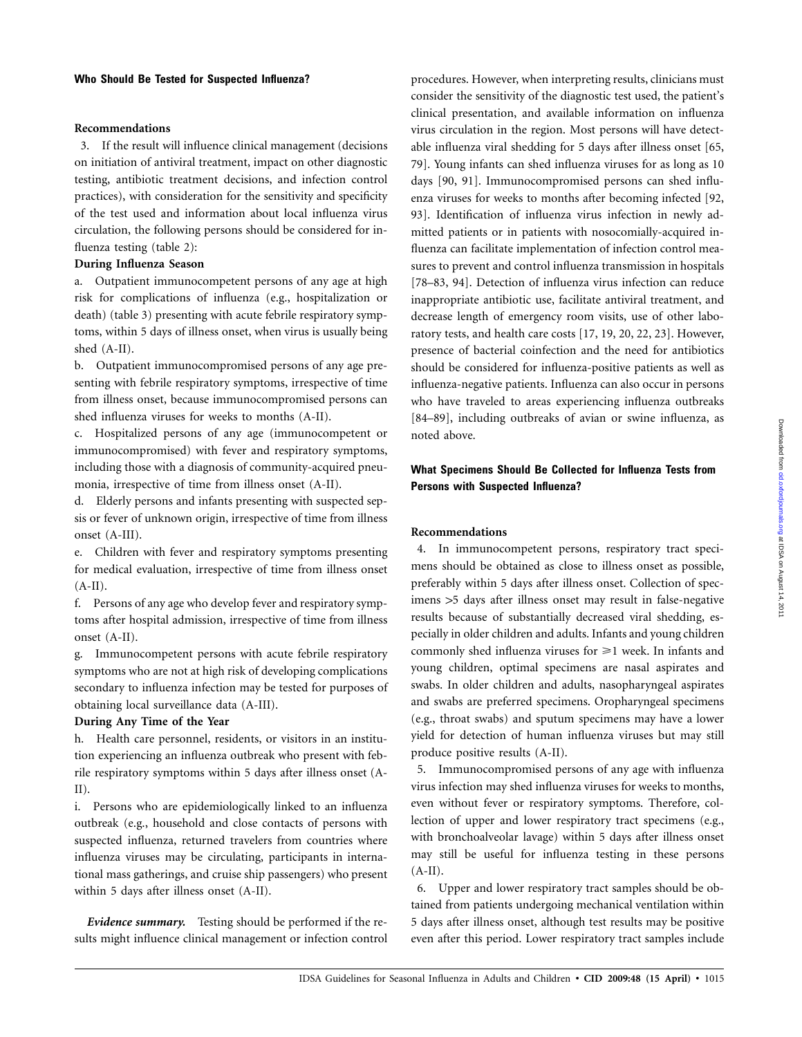### Who Should Be Tested for Suspected Influenza?

#### Recommendations

3. If the result will influence clinical management (decisions on initiation of antiviral treatment, impact on other diagnostic testing, antibiotic treatment decisions, and infection control practices), with consideration for the sensitivity and specificity of the test used and information about local influenza virus circulation, the following persons should be considered for influenza testing (table 2):

**During Influenza Season**

a. Outpatient immunocompetent persons of any age at high risk for complications of influenza (e.g., hospitalization or death) (table 3) presenting with acute febrile respiratory symptoms, within 5 days of illness onset, when virus is usually being shed (A-II).

b. Outpatient immunocompromised persons of any age presenting with febrile respiratory symptoms, irrespective of time from illness onset, because immunocompromised persons can shed influenza viruses for weeks to months (A-II).

c. Hospitalized persons of any age (immunocompetent or immunocompromised) with fever and respiratory symptoms, including those with a diagnosis of community-acquired pneumonia, irrespective of time from illness onset (A-II).

d. Elderly persons and infants presenting with suspected sepsis or fever of unknown origin, irrespective of time from illness onset (A-III).

e. Children with fever and respiratory symptoms presenting for medical evaluation, irrespective of time from illness onset (A-II).

f. Persons of any age who develop fever and respiratory symptoms after hospital admission, irrespective of time from illness onset (A-II).

g. Immunocompetent persons with acute febrile respiratory symptoms who are not at high risk of developing complications secondary to influenza infection may be tested for purposes of obtaining local surveillance data (A-III).

**During Any Time of the Year**

h. Health care personnel, residents, or visitors in an institution experiencing an influenza outbreak who present with febrile respiratory symptoms within 5 days after illness onset (A-II).

i. Persons who are epidemiologically linked to an influenza outbreak (e.g., household and close contacts of persons with suspected influenza, returned travelers from countries where influenza viruses may be circulating, participants in international mass gatherings, and cruise ship passengers) who present within 5 days after illness onset (A-II).

***Evidence summary.*** Testing should be performed if the results might influence clinical management or infection control procedures. However, when interpreting results, clinicians must consider the sensitivity of the diagnostic test used, the patient's clinical presentation, and available information on influenza virus circulation in the region. Most persons will have detectable influenza viral shedding for 5 days after illness onset [65, 79]. Young infants can shed influenza viruses for as long as 10 days [90, 91]. Immunocompromised persons can shed influenza viruses for weeks to months after becoming infected [92, 93]. Identification of influenza virus infection in newly admitted patients or in patients with nosocomially-acquired influenza can facilitate implementation of infection control measures to prevent and control influenza transmission in hospitals [78–83, 94]. Detection of influenza virus infection can reduce inappropriate antibiotic use, facilitate antiviral treatment, and decrease length of emergency room visits, use of other laboratory tests, and health care costs [17, 19, 20, 22, 23]. However, presence of bacterial coinfection and the need for antibiotics should be considered for influenza-positive patients as well as influenza-negative patients. Influenza can also occur in persons who have traveled to areas experiencing influenza outbreaks [84–89], including outbreaks of avian or swine influenza, as noted above.

### What Specimens Should Be Collected for Influenza Tests from Persons with Suspected Influenza?

#### Recommendations

4. In immunocompetent persons, respiratory tract specimens should be obtained as close to illness onset as possible, preferably within 5 days after illness onset. Collection of specimens >5 days after illness onset may result in false-negative results because of substantially decreased viral shedding, especially in older children and adults. Infants and young children commonly shed influenza viruses for ⩾1 week. In infants and young children, optimal specimens are nasal aspirates and swabs. In older children and adults, nasopharyngeal aspirates and swabs are preferred specimens. Oropharyngeal specimens (e.g., throat swabs) and sputum specimens may have a lower yield for detection of human influenza viruses but may still produce positive results (A-II).

5. Immunocompromised persons of any age with influenza virus infection may shed influenza viruses for weeks to months, even without fever or respiratory symptoms. Therefore, collection of upper and lower respiratory tract specimens (e.g., with bronchoalveolar lavage) within 5 days after illness onset may still be useful for influenza testing in these persons (A-II).

6. Upper and lower respiratory tract samples should be obtained from patients undergoing mechanical ventilation within 5 days after illness onset, although test results may be positive even after this period. Lower respiratory tract samples include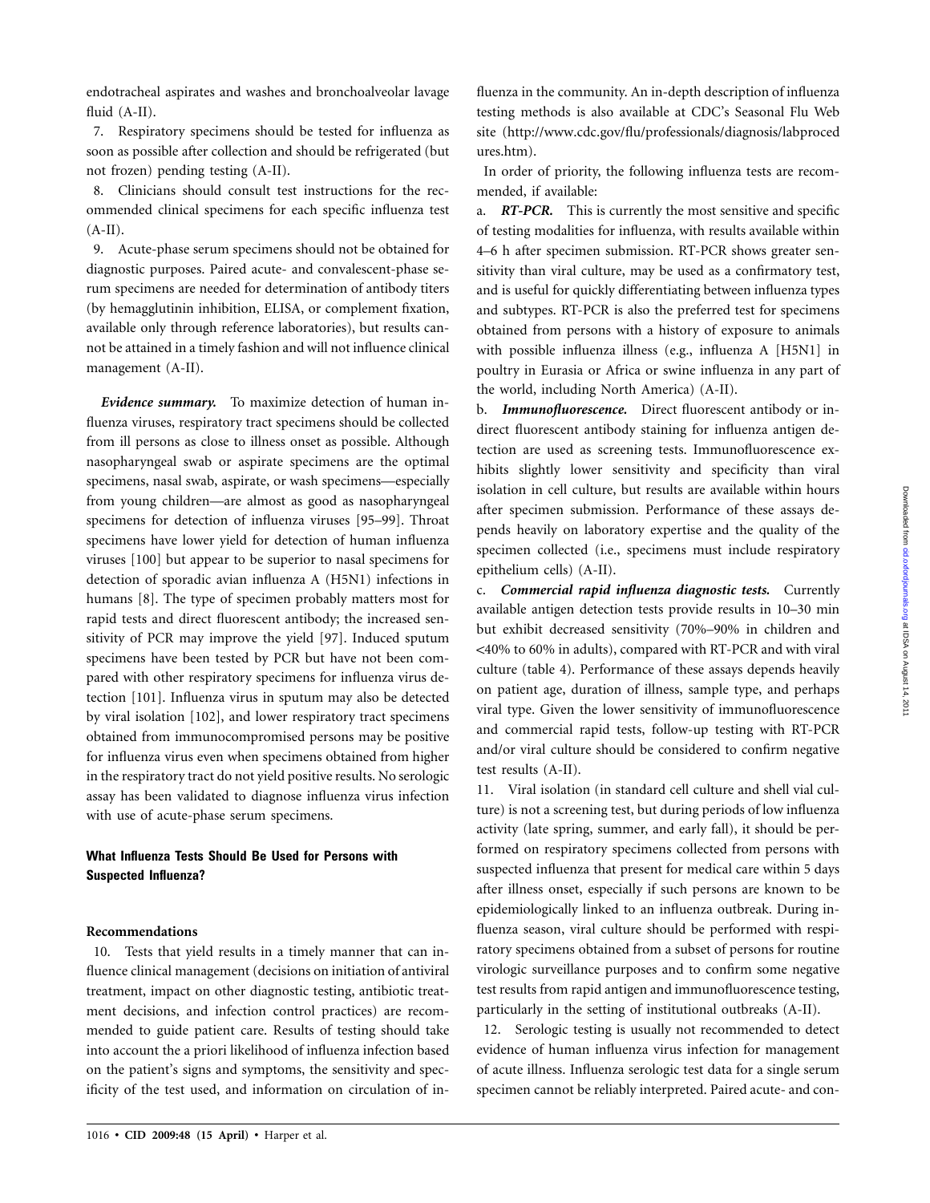endotracheal aspirates and washes and bronchoalveolar lavage fluid (A-II).

7. Respiratory specimens should be tested for influenza as soon as possible after collection and should be refrigerated (but not frozen) pending testing (A-II).

8. Clinicians should consult test instructions for the recommended clinical specimens for each specific influenza test (A-II).

9. Acute-phase serum specimens should not be obtained for diagnostic purposes. Paired acute- and convalescent-phase serum specimens are needed for determination of antibody titers (by hemagglutinin inhibition, ELISA, or complement fixation, available only through reference laboratories), but results cannot be attained in a timely fashion and will not influence clinical management (A-II).

***Evidence summary.*** To maximize detection of human influenza viruses, respiratory tract specimens should be collected from ill persons as close to illness onset as possible. Although nasopharyngeal swab or aspirate specimens are the optimal specimens, nasal swab, aspirate, or wash specimens—especially from young children—are almost as good as nasopharyngeal specimens for detection of influenza viruses [95–99]. Throat specimens have lower yield for detection of human influenza viruses [100] but appear to be superior to nasal specimens for detection of sporadic avian influenza A (H5N1) infections in humans [8]. The type of specimen probably matters most for rapid tests and direct fluorescent antibody; the increased sensitivity of PCR may improve the yield [97]. Induced sputum specimens have been tested by PCR but have not been compared with other respiratory specimens for influenza virus detection [101]. Influenza virus in sputum may also be detected by viral isolation [102], and lower respiratory tract specimens obtained from immunocompromised persons may be positive for influenza virus even when specimens obtained from higher in the respiratory tract do not yield positive results. No serologic assay has been validated to diagnose influenza virus infection with use of acute-phase serum specimens.

### What Influenza Tests Should Be Used for Persons with Suspected Influenza?

#### Recommendations

10. Tests that yield results in a timely manner that can influence clinical management (decisions on initiation of antiviral treatment, impact on other diagnostic testing, antibiotic treatment decisions, and infection control practices) are recommended to guide patient care. Results of testing should take into account the a priori likelihood of influenza infection based on the patient's signs and symptoms, the sensitivity and specificity of the test used, and information on circulation of influenza in the community. An in-depth description of influenza testing methods is also available at CDC's Seasonal Flu Web site (http://www.cdc.gov/flu/professionals/diagnosis/labprocedures.htm).

In order of priority, the following influenza tests are recommended, if available:

a. ***RT-PCR.*** This is currently the most sensitive and specific of testing modalities for influenza, with results available within 4–6 h after specimen submission. RT-PCR shows greater sensitivity than viral culture, may be used as a confirmatory test, and is useful for quickly differentiating between influenza types and subtypes. RT-PCR is also the preferred test for specimens obtained from persons with a history of exposure to animals with possible influenza illness (e.g., influenza A [H5N1] in poultry in Eurasia or Africa or swine influenza in any part of the world, including North America) (A-II).

b. ***Immunofluorescence.*** Direct fluorescent antibody or indirect fluorescent antibody staining for influenza antigen detection are used as screening tests. Immunofluorescence exhibits slightly lower sensitivity and specificity than viral isolation in cell culture, but results are available within hours after specimen submission. Performance of these assays depends heavily on laboratory expertise and the quality of the specimen collected (i.e., specimens must include respiratory epithelium cells) (A-II).

c. ***Commercial rapid influenza diagnostic tests.*** Currently available antigen detection tests provide results in 10–30 min but exhibit decreased sensitivity (70%–90% in children and <40% to 60% in adults), compared with RT-PCR and with viral culture (table 4). Performance of these assays depends heavily on patient age, duration of illness, sample type, and perhaps viral type. Given the lower sensitivity of immunofluorescence and commercial rapid tests, follow-up testing with RT-PCR and/or viral culture should be considered to confirm negative test results (A-II).

11. Viral isolation (in standard cell culture and shell vial culture) is not a screening test, but during periods of low influenza activity (late spring, summer, and early fall), it should be performed on respiratory specimens collected from persons with suspected influenza that present for medical care within 5 days after illness onset, especially if such persons are known to be epidemiologically linked to an influenza outbreak. During influenza season, viral culture should be performed with respiratory specimens obtained from a subset of persons for routine virologic surveillance purposes and to confirm some negative test results from rapid antigen and immunofluorescence testing, particularly in the setting of institutional outbreaks (A-II).

12. Serologic testing is usually not recommended to detect evidence of human influenza virus infection for management of acute illness. Influenza serologic test data for a single serum specimen cannot be reliably interpreted. Paired acute- and con-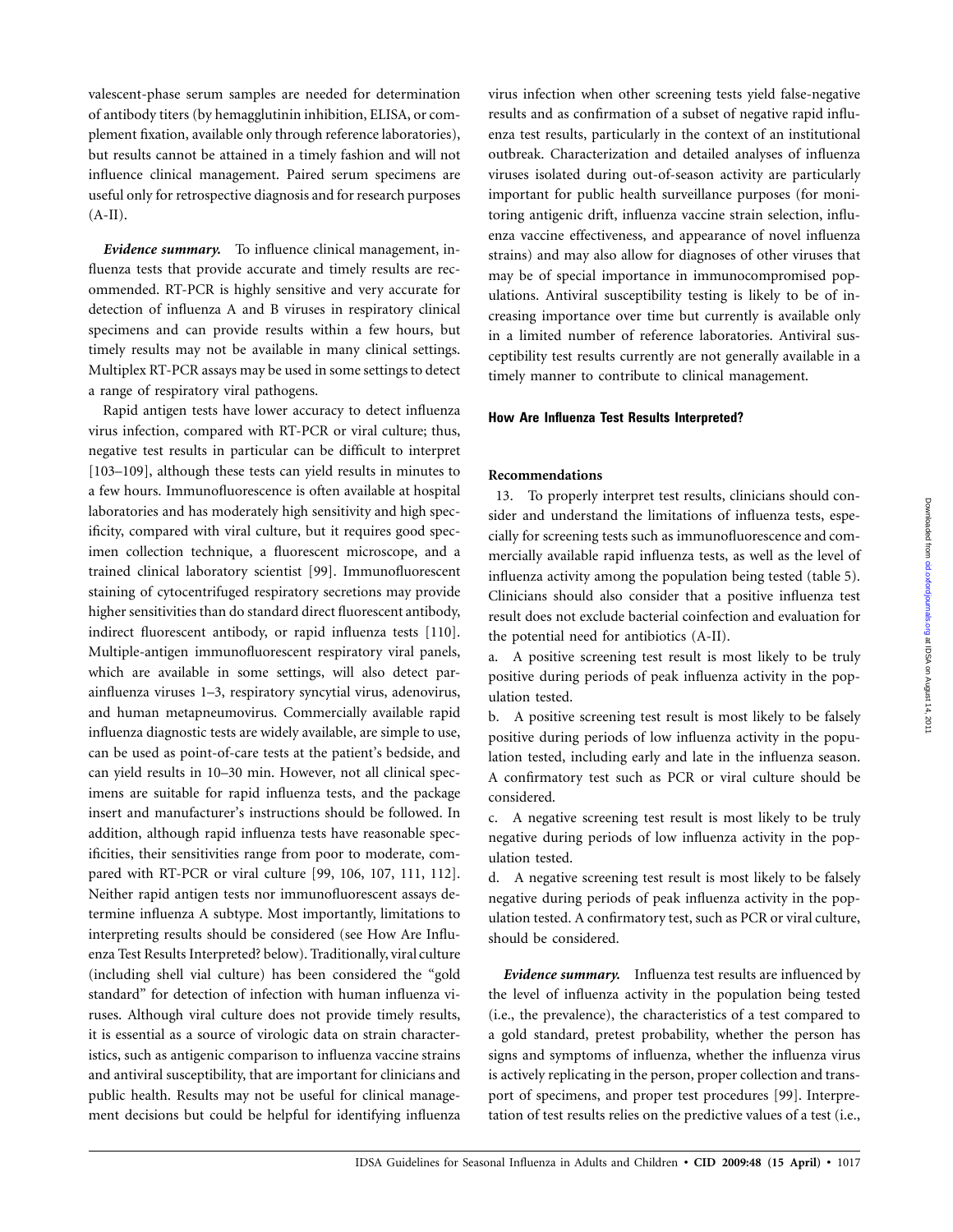valescent-phase serum samples are needed for determination of antibody titers (by hemagglutinin inhibition, ELISA, or complement fixation, available only through reference laboratories), but results cannot be attained in a timely fashion and will not influence clinical management. Paired serum specimens are useful only for retrospective diagnosis and for research purposes (A-II).

***Evidence summary.*** To influence clinical management, influenza tests that provide accurate and timely results are recommended. RT-PCR is highly sensitive and very accurate for detection of influenza A and B viruses in respiratory clinical specimens and can provide results within a few hours, but timely results may not be available in many clinical settings. Multiplex RT-PCR assays may be used in some settings to detect a range of respiratory viral pathogens.

Rapid antigen tests have lower accuracy to detect influenza virus infection, compared with RT-PCR or viral culture; thus, negative test results in particular can be difficult to interpret [103–109], although these tests can yield results in minutes to a few hours. Immunofluorescence is often available at hospital laboratories and has moderately high sensitivity and high specificity, compared with viral culture, but it requires good specimen collection technique, a fluorescent microscope, and a trained clinical laboratory scientist [99]. Immunofluorescent staining of cytocentrifuged respiratory secretions may provide higher sensitivities than do standard direct fluorescent antibody, indirect fluorescent antibody, or rapid influenza tests [110]. Multiple-antigen immunofluorescent respiratory viral panels, which are available in some settings, will also detect parainfluenza viruses 1–3, respiratory syncytial virus, adenovirus, and human metapneumovirus. Commercially available rapid influenza diagnostic tests are widely available, are simple to use, can be used as point-of-care tests at the patient's bedside, and can yield results in 10–30 min. However, not all clinical specimens are suitable for rapid influenza tests, and the package insert and manufacturer's instructions should be followed. In addition, although rapid influenza tests have reasonable specificities, their sensitivities range from poor to moderate, compared with RT-PCR or viral culture [99, 106, 107, 111, 112]. Neither rapid antigen tests nor immunofluorescent assays determine influenza A subtype. Most importantly, limitations to interpreting results should be considered (see How Are Influenza Test Results Interpreted? below). Traditionally, viral culture (including shell vial culture) has been considered the "gold standard" for detection of infection with human influenza viruses. Although viral culture does not provide timely results, it is essential as a source of virologic data on strain characteristics, such as antigenic comparison to influenza vaccine strains and antiviral susceptibility, that are important for clinicians and public health. Results may not be useful for clinical management decisions but could be helpful for identifying influenza virus infection when other screening tests yield false-negative results and as confirmation of a subset of negative rapid influenza test results, particularly in the context of an institutional outbreak. Characterization and detailed analyses of influenza viruses isolated during out-of-season activity are particularly important for public health surveillance purposes (for monitoring antigenic drift, influenza vaccine strain selection, influenza vaccine effectiveness, and appearance of novel influenza strains) and may also allow for diagnoses of other viruses that may be of special importance in immunocompromised populations. Antiviral susceptibility testing is likely to be of increasing importance over time but currently is available only in a limited number of reference laboratories. Antiviral susceptibility test results currently are not generally available in a timely manner to contribute to clinical management.

### How Are Influenza Test Results Interpreted?

#### Recommendations

13. To properly interpret test results, clinicians should consider and understand the limitations of influenza tests, especially for screening tests such as immunofluorescence and commercially available rapid influenza tests, as well as the level of influenza activity among the population being tested (table 5). Clinicians should also consider that a positive influenza test result does not exclude bacterial coinfection and evaluation for the potential need for antibiotics (A-II).

a. A positive screening test result is most likely to be truly positive during periods of peak influenza activity in the population tested.

b. A positive screening test result is most likely to be falsely positive during periods of low influenza activity in the population tested, including early and late in the influenza season. A confirmatory test such as PCR or viral culture should be considered.

c. A negative screening test result is most likely to be truly negative during periods of low influenza activity in the population tested.

d. A negative screening test result is most likely to be falsely negative during periods of peak influenza activity in the population tested. A confirmatory test, such as PCR or viral culture, should be considered.

***Evidence summary.*** Influenza test results are influenced by the level of influenza activity in the population being tested (i.e., the prevalence), the characteristics of a test compared to a gold standard, pretest probability, whether the person has signs and symptoms of influenza, whether the influenza virus is actively replicating in the person, proper collection and transport of specimens, and proper test procedures [99]. Interpretation of test results relies on the predictive values of a test (i.e.,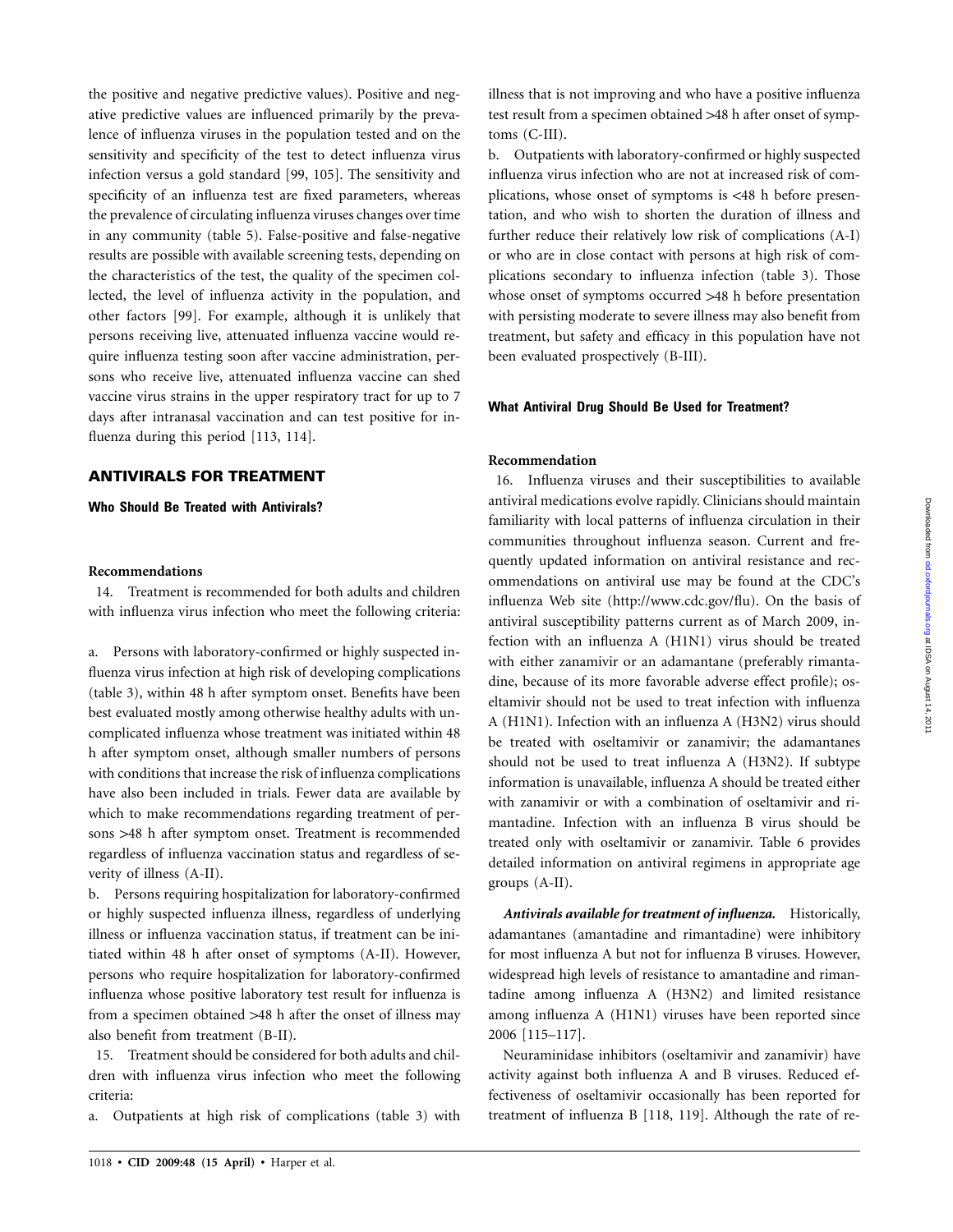the positive and negative predictive values). Positive and negative predictive values are influenced primarily by the prevalence of influenza viruses in the population tested and on the sensitivity and specificity of the test to detect influenza virus infection versus a gold standard [99, 105]. The sensitivity and specificity of an influenza test are fixed parameters, whereas the prevalence of circulating influenza viruses changes over time in any community (table 5). False-positive and false-negative results are possible with available screening tests, depending on the characteristics of the test, the quality of the specimen collected, the level of influenza activity in the population, and other factors [99]. For example, although it is unlikely that persons receiving live, attenuated influenza vaccine would require influenza testing soon after vaccine administration, persons who receive live, attenuated influenza vaccine can shed vaccine virus strains in the upper respiratory tract for up to 7 days after intranasal vaccination and can test positive for influenza during this period [113, 114].

## ANTIVIRALS FOR TREATMENT

### Who Should Be Treated with Antivirals?

**Recommendations**

14. Treatment is recommended for both adults and children with influenza virus infection who meet the following criteria:

a. Persons with laboratory-confirmed or highly suspected influenza virus infection at high risk of developing complications (table 3), within 48 h after symptom onset. Benefits have been best evaluated mostly among otherwise healthy adults with uncomplicated influenza whose treatment was initiated within 48 h after symptom onset, although smaller numbers of persons with conditions that increase the risk of influenza complications have also been included in trials. Fewer data are available by which to make recommendations regarding treatment of persons >48 h after symptom onset. Treatment is recommended regardless of influenza vaccination status and regardless of severity of illness (A-II).

b. Persons requiring hospitalization for laboratory-confirmed or highly suspected influenza illness, regardless of underlying illness or influenza vaccination status, if treatment can be initiated within 48 h after onset of symptoms (A-II). However, persons who require hospitalization for laboratory-confirmed influenza whose positive laboratory test result for influenza is from a specimen obtained >48 h after the onset of illness may also benefit from treatment (B-II).

15. Treatment should be considered for both adults and children with influenza virus infection who meet the following criteria:

a. Outpatients at high risk of complications (table 3) with illness that is not improving and who have a positive influenza test result from a specimen obtained >48 h after onset of symptoms (C-III).

b. Outpatients with laboratory-confirmed or highly suspected influenza virus infection who are not at increased risk of complications, whose onset of symptoms is <48 h before presentation, and who wish to shorten the duration of illness and further reduce their relatively low risk of complications (A-I) or who are in close contact with persons at high risk of complications secondary to influenza infection (table 3). Those whose onset of symptoms occurred >48 h before presentation with persisting moderate to severe illness may also benefit from treatment, but safety and efficacy in this population have not been evaluated prospectively (B-III).

### What Antiviral Drug Should Be Used for Treatment?

**Recommendation**

16. Influenza viruses and their susceptibilities to available antiviral medications evolve rapidly. Clinicians should maintain familiarity with local patterns of influenza circulation in their communities throughout influenza season. Current and frequently updated information on antiviral resistance and recommendations on antiviral use may be found at the CDC's influenza Web site (http://www.cdc.gov/flu). On the basis of antiviral susceptibility patterns current as of March 2009, infection with an influenza A (H1N1) virus should be treated with either zanamivir or an adamantane (preferably rimantadine, because of its more favorable adverse effect profile); oseltamivir should not be used to treat infection with influenza A (H1N1). Infection with an influenza A (H3N2) virus should be treated with oseltamivir or zanamivir; the adamantanes should not be used to treat influenza A (H3N2). If subtype information is unavailable, influenza A should be treated either with zanamivir or with a combination of oseltamivir and rimantadine. Infection with an influenza B virus should be treated only with oseltamivir or zanamivir. Table 6 provides detailed information on antiviral regimens in appropriate age groups (A-II).

***Antivirals available for treatment of influenza.*** Historically, adamantanes (amantadine and rimantadine) were inhibitory for most influenza A but not for influenza B viruses. However, widespread high levels of resistance to amantadine and rimantadine among influenza A (H3N2) and limited resistance among influenza A (H1N1) viruses have been reported since 2006 [115–117].

Neuraminidase inhibitors (oseltamivir and zanamivir) have activity against both influenza A and B viruses. Reduced effectiveness of oseltamivir occasionally has been reported for treatment of influenza B [118, 119]. Although the rate of re-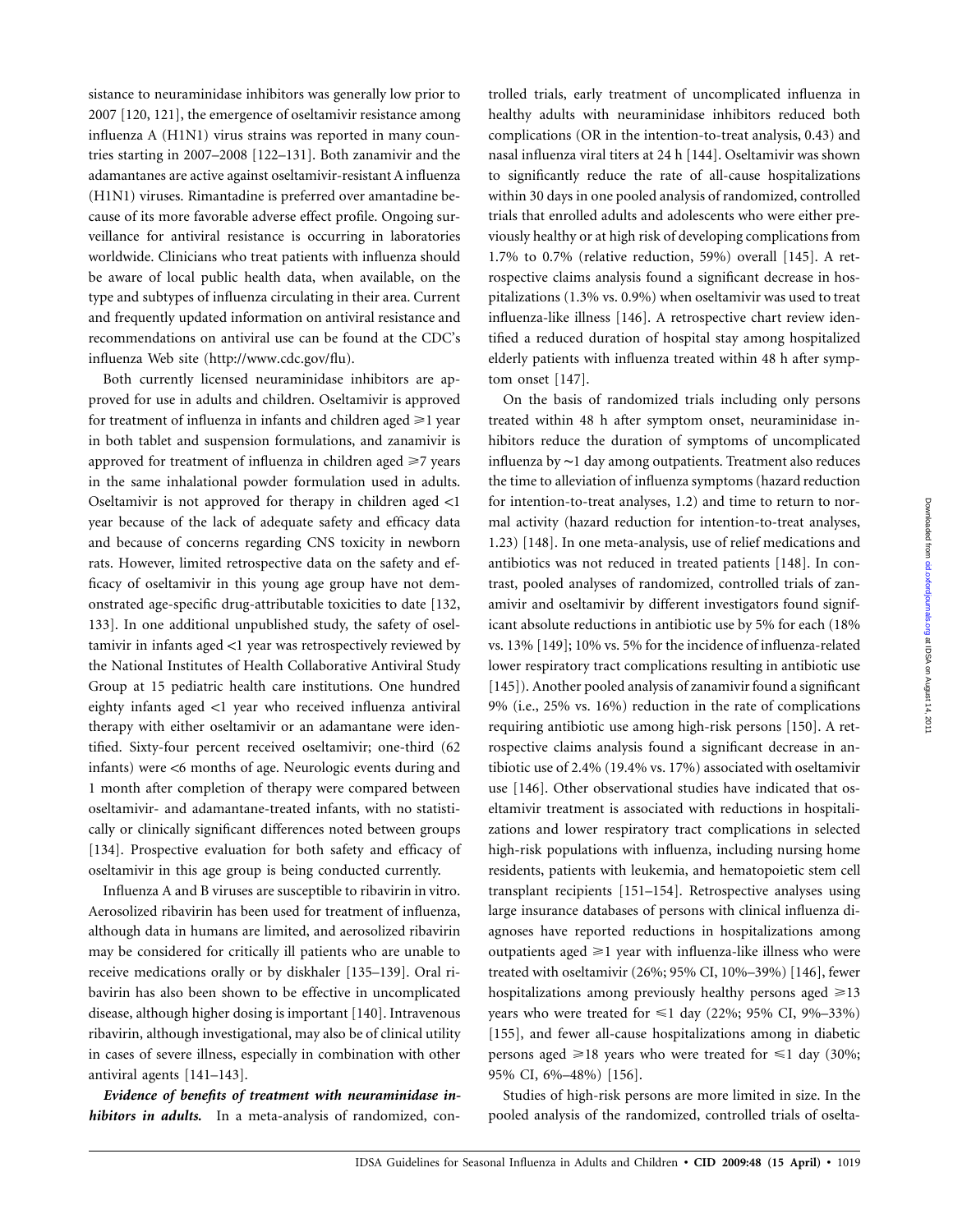sistance to neuraminidase inhibitors was generally low prior to 2007 [120, 121], the emergence of oseltamivir resistance among influenza A (H1N1) virus strains was reported in many countries starting in 2007–2008 [122–131]. Both zanamivir and the adamantanes are active against oseltamivir-resistant A influenza (H1N1) viruses. Rimantadine is preferred over amantadine because of its more favorable adverse effect profile. Ongoing surveillance for antiviral resistance is occurring in laboratories worldwide. Clinicians who treat patients with influenza should be aware of local public health data, when available, on the type and subtypes of influenza circulating in their area. Current and frequently updated information on antiviral resistance and recommendations on antiviral use can be found at the CDC's influenza Web site (http://www.cdc.gov/flu).

Both currently licensed neuraminidase inhibitors are approved for use in adults and children. Oseltamivir is approved for treatment of influenza in infants and children aged ⩾1 year in both tablet and suspension formulations, and zanamivir is approved for treatment of influenza in children aged ⩾7 years in the same inhalational powder formulation used in adults. Oseltamivir is not approved for therapy in children aged <1 year because of the lack of adequate safety and efficacy data and because of concerns regarding CNS toxicity in newborn rats. However, limited retrospective data on the safety and efficacy of oseltamivir in this young age group have not demonstrated age-specific drug-attributable toxicities to date [132, 133]. In one additional unpublished study, the safety of oseltamivir in infants aged <1 year was retrospectively reviewed by the National Institutes of Health Collaborative Antiviral Study Group at 15 pediatric health care institutions. One hundred eighty infants aged <1 year who received influenza antiviral therapy with either oseltamivir or an adamantane were identified. Sixty-four percent received oseltamivir; one-third (62 infants) were <6 months of age. Neurologic events during and 1 month after completion of therapy were compared between oseltamivir- and adamantane-treated infants, with no statistically or clinically significant differences noted between groups [134]. Prospective evaluation for both safety and efficacy of oseltamivir in this age group is being conducted currently.

Influenza A and B viruses are susceptible to ribavirin in vitro. Aerosolized ribavirin has been used for treatment of influenza, although data in humans are limited, and aerosolized ribavirin may be considered for critically ill patients who are unable to receive medications orally or by diskhaler [135–139]. Oral ribavirin has also been shown to be effective in uncomplicated disease, although higher dosing is important [140]. Intravenous ribavirin, although investigational, may also be of clinical utility in cases of severe illness, especially in combination with other antiviral agents [141–143].

***Evidence of benefits of treatment with neuraminidase inhibitors in adults.*** In a meta-analysis of randomized, controlled trials, early treatment of uncomplicated influenza in healthy adults with neuraminidase inhibitors reduced both complications (OR in the intention-to-treat analysis, 0.43) and nasal influenza viral titers at 24 h [144]. Oseltamivir was shown to significantly reduce the rate of all-cause hospitalizations within 30 days in one pooled analysis of randomized, controlled trials that enrolled adults and adolescents who were either previously healthy or at high risk of developing complications from 1.7% to 0.7% (relative reduction, 59%) overall [145]. A retrospective claims analysis found a significant decrease in hospitalizations (1.3% vs. 0.9%) when oseltamivir was used to treat influenza-like illness [146]. A retrospective chart review identified a reduced duration of hospital stay among hospitalized elderly patients with influenza treated within 48 h after symptom onset [147].

On the basis of randomized trials including only persons treated within 48 h after symptom onset, neuraminidase inhibitors reduce the duration of symptoms of uncomplicated influenza by ~1 day among outpatients. Treatment also reduces the time to alleviation of influenza symptoms (hazard reduction for intention-to-treat analyses, 1.2) and time to return to normal activity (hazard reduction for intention-to-treat analyses, 1.23) [148]. In one meta-analysis, use of relief medications and antibiotics was not reduced in treated patients [148]. In contrast, pooled analyses of randomized, controlled trials of zanamivir and oseltamivir by different investigators found significant absolute reductions in antibiotic use by 5% for each (18% vs. 13% [149]; 10% vs. 5% for the incidence of influenza-related lower respiratory tract complications resulting in antibiotic use [145]). Another pooled analysis of zanamivir found a significant 9% (i.e., 25% vs. 16%) reduction in the rate of complications requiring antibiotic use among high-risk persons [150]. A retrospective claims analysis found a significant decrease in antibiotic use of 2.4% (19.4% vs. 17%) associated with oseltamivir use [146]. Other observational studies have indicated that oseltamivir treatment is associated with reductions in hospitalizations and lower respiratory tract complications in selected high-risk populations with influenza, including nursing home residents, patients with leukemia, and hematopoietic stem cell transplant recipients [151–154]. Retrospective analyses using large insurance databases of persons with clinical influenza diagnoses have reported reductions in hospitalizations among outpatients aged ⩾1 year with influenza-like illness who were treated with oseltamivir (26%; 95% CI, 10%–39%) [146], fewer hospitalizations among previously healthy persons aged ⩾13 years who were treated for ⩽1 day (22%; 95% CI, 9%–33%) [155], and fewer all-cause hospitalizations among in diabetic persons aged ⩾18 years who were treated for ⩽1 day (30%; 95% CI, 6%–48%) [156].

Studies of high-risk persons are more limited in size. In the pooled analysis of the randomized, controlled trials of oselta-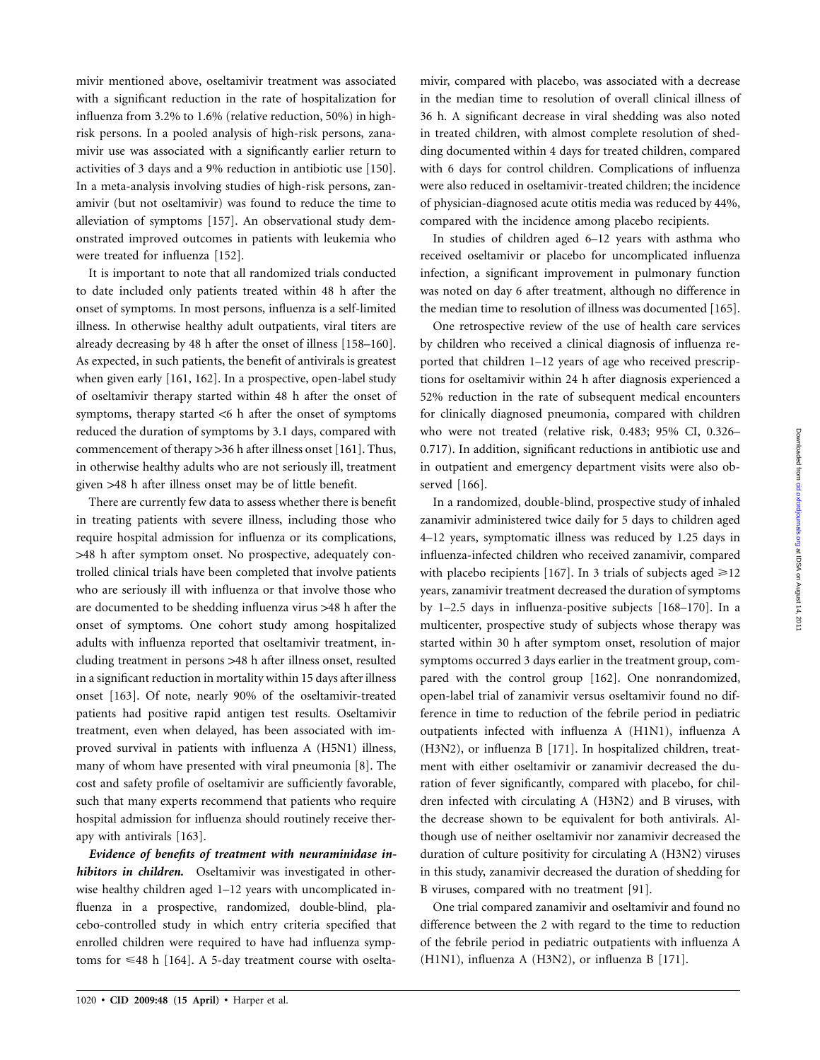mivir mentioned above, oseltamivir treatment was associated with a significant reduction in the rate of hospitalization for influenza from 3.2% to 1.6% (relative reduction, 50%) in high-risk persons. In a pooled analysis of high-risk persons, zanamivir use was associated with a significantly earlier return to activities of 3 days and a 9% reduction in antibiotic use [150]. In a meta-analysis involving studies of high-risk persons, zanamivir (but not oseltamivir) was found to reduce the time to alleviation of symptoms [157]. An observational study demonstrated improved outcomes in patients with leukemia who were treated for influenza [152].

It is important to note that all randomized trials conducted to date included only patients treated within 48 h after the onset of symptoms. In most persons, influenza is a self-limited illness. In otherwise healthy adult outpatients, viral titers are already decreasing by 48 h after the onset of illness [158–160]. As expected, in such patients, the benefit of antivirals is greatest when given early [161, 162]. In a prospective, open-label study of oseltamivir therapy started within 48 h after the onset of symptoms, therapy started <6 h after the onset of symptoms reduced the duration of symptoms by 3.1 days, compared with commencement of therapy >36 h after illness onset [161]. Thus, in otherwise healthy adults who are not seriously ill, treatment given >48 h after illness onset may be of little benefit.

There are currently few data to assess whether there is benefit in treating patients with severe illness, including those who require hospital admission for influenza or its complications, >48 h after symptom onset. No prospective, adequately controlled clinical trials have been completed that involve patients who are seriously ill with influenza or that involve those who are documented to be shedding influenza virus >48 h after the onset of symptoms. One cohort study among hospitalized adults with influenza reported that oseltamivir treatment, including treatment in persons >48 h after illness onset, resulted in a significant reduction in mortality within 15 days after illness onset [163]. Of note, nearly 90% of the oseltamivir-treated patients had positive rapid antigen test results. Oseltamivir treatment, even when delayed, has been associated with improved survival in patients with influenza A (H5N1) illness, many of whom have presented with viral pneumonia [8]. The cost and safety profile of oseltamivir are sufficiently favorable, such that many experts recommend that patients who require hospital admission for influenza should routinely receive therapy with antivirals [163].

***Evidence of benefits of treatment with neuraminidase inhibitors in children.*** Oseltamivir was investigated in otherwise healthy children aged 1–12 years with uncomplicated influenza in a prospective, randomized, double-blind, placebo-controlled study in which entry criteria specified that enrolled children were required to have had influenza symptoms for ⩽48 h [164]. A 5-day treatment course with oseltamivir, compared with placebo, was associated with a decrease in the median time to resolution of overall clinical illness of 36 h. A significant decrease in viral shedding was also noted in treated children, with almost complete resolution of shedding documented within 4 days for treated children, compared with 6 days for control children. Complications of influenza were also reduced in oseltamivir-treated children; the incidence of physician-diagnosed acute otitis media was reduced by 44%, compared with the incidence among placebo recipients.

In studies of children aged 6–12 years with asthma who received oseltamivir or placebo for uncomplicated influenza infection, a significant improvement in pulmonary function was noted on day 6 after treatment, although no difference in the median time to resolution of illness was documented [165].

One retrospective review of the use of health care services by children who received a clinical diagnosis of influenza reported that children 1–12 years of age who received prescriptions for oseltamivir within 24 h after diagnosis experienced a 52% reduction in the rate of subsequent medical encounters for clinically diagnosed pneumonia, compared with children who were not treated (relative risk, 0.483; 95% CI, 0.326–0.717). In addition, significant reductions in antibiotic use and in outpatient and emergency department visits were also observed [166].

In a randomized, double-blind, prospective study of inhaled zanamivir administered twice daily for 5 days to children aged 4–12 years, symptomatic illness was reduced by 1.25 days in influenza-infected children who received zanamivir, compared with placebo recipients [167]. In 3 trials of subjects aged ⩾12 years, zanamivir treatment decreased the duration of symptoms by 1–2.5 days in influenza-positive subjects [168–170]. In a multicenter, prospective study of subjects whose therapy was started within 30 h after symptom onset, resolution of major symptoms occurred 3 days earlier in the treatment group, compared with the control group [162]. One nonrandomized, open-label trial of zanamivir versus oseltamivir found no difference in time to reduction of the febrile period in pediatric outpatients infected with influenza A (H1N1), influenza A (H3N2), or influenza B [171]. In hospitalized children, treatment with either oseltamivir or zanamivir decreased the duration of fever significantly, compared with placebo, for children infected with circulating A (H3N2) and B viruses, with the decrease shown to be equivalent for both antivirals. Although use of neither oseltamivir nor zanamivir decreased the duration of culture positivity for circulating A (H3N2) viruses in this study, zanamivir decreased the duration of shedding for B viruses, compared with no treatment [91].

One trial compared zanamivir and oseltamivir and found no difference between the 2 with regard to the time to reduction of the febrile period in pediatric outpatients with influenza A (H1N1), influenza A (H3N2), or influenza B [171].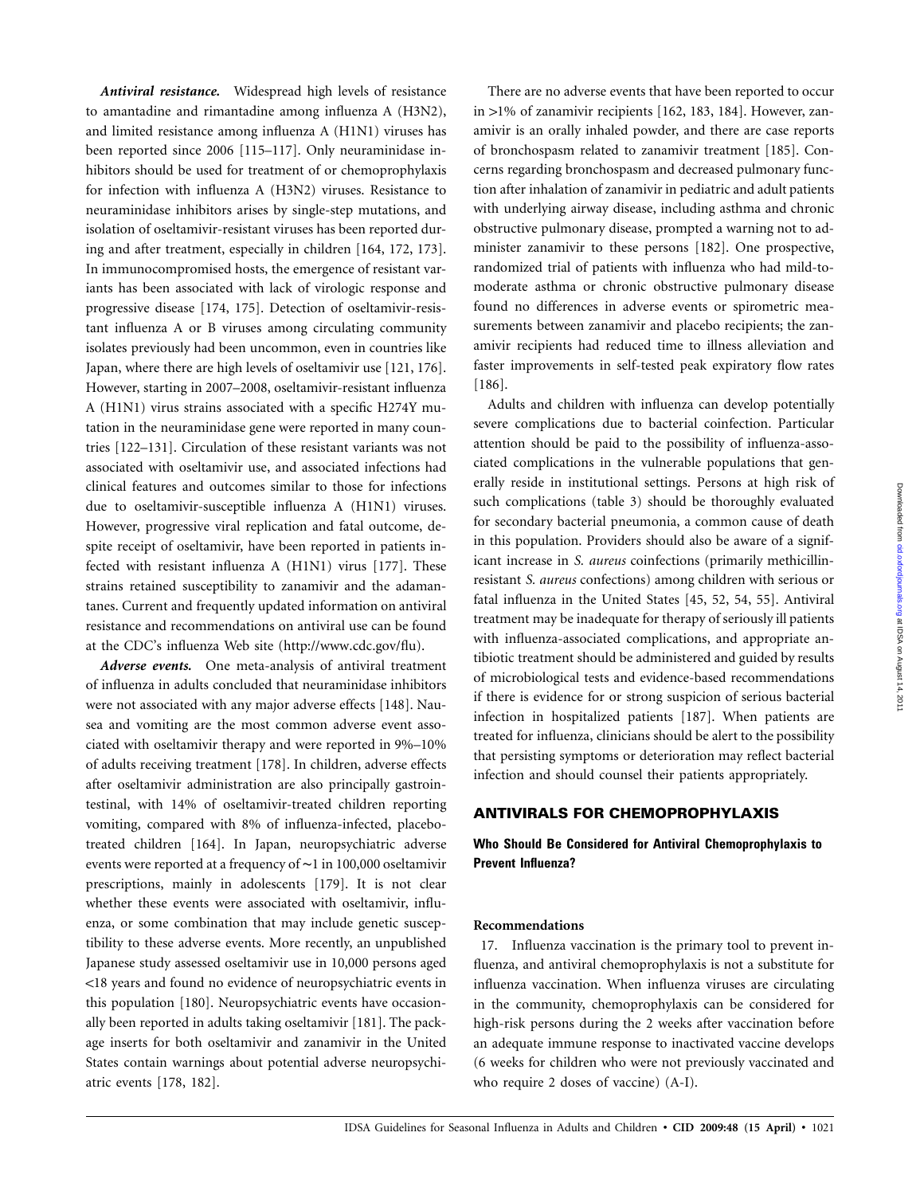***Antiviral resistance.*** Widespread high levels of resistance to amantadine and rimantadine among influenza A (H3N2), and limited resistance among influenza A (H1N1) viruses has been reported since 2006 [115–117]. Only neuraminidase inhibitors should be used for treatment of or chemoprophylaxis for infection with influenza A (H3N2) viruses. Resistance to neuraminidase inhibitors arises by single-step mutations, and isolation of oseltamivir-resistant viruses has been reported during and after treatment, especially in children [164, 172, 173]. In immunocompromised hosts, the emergence of resistant variants has been associated with lack of virologic response and progressive disease [174, 175]. Detection of oseltamivir-resistant influenza A or B viruses among circulating community isolates previously had been uncommon, even in countries like Japan, where there are high levels of oseltamivir use [121, 176]. However, starting in 2007–2008, oseltamivir-resistant influenza A (H1N1) virus strains associated with a specific H274Y mutation in the neuraminidase gene were reported in many countries [122–131]. Circulation of these resistant variants was not associated with oseltamivir use, and associated infections had clinical features and outcomes similar to those for infections due to oseltamivir-susceptible influenza A (H1N1) viruses. However, progressive viral replication and fatal outcome, despite receipt of oseltamivir, have been reported in patients infected with resistant influenza A (H1N1) virus [177]. These strains retained susceptibility to zanamivir and the adamantanes. Current and frequently updated information on antiviral resistance and recommendations on antiviral use can be found at the CDC's influenza Web site (http://www.cdc.gov/flu).

***Adverse events.*** One meta-analysis of antiviral treatment of influenza in adults concluded that neuraminidase inhibitors were not associated with any major adverse effects [148]. Nausea and vomiting are the most common adverse event associated with oseltamivir therapy and were reported in 9%–10% of adults receiving treatment [178]. In children, adverse effects after oseltamivir administration are also principally gastrointestinal, with 14% of oseltamivir-treated children reporting vomiting, compared with 8% of influenza-infected, placebo-treated children [164]. In Japan, neuropsychiatric adverse events were reported at a frequency of ∼1 in 100,000 oseltamivir prescriptions, mainly in adolescents [179]. It is not clear whether these events were associated with oseltamivir, influenza, or some combination that may include genetic susceptibility to these adverse events. More recently, an unpublished Japanese study assessed oseltamivir use in 10,000 persons aged <18 years and found no evidence of neuropsychiatric events in this population [180]. Neuropsychiatric events have occasionally been reported in adults taking oseltamivir [181]. The package inserts for both oseltamivir and zanamivir in the United States contain warnings about potential adverse neuropsychiatric events [178, 182].

There are no adverse events that have been reported to occur in >1% of zanamivir recipients [162, 183, 184]. However, zanamivir is an orally inhaled powder, and there are case reports of bronchospasm related to zanamivir treatment [185]. Concerns regarding bronchospasm and decreased pulmonary function after inhalation of zanamivir in pediatric and adult patients with underlying airway disease, including asthma and chronic obstructive pulmonary disease, prompted a warning not to administer zanamivir to these persons [182]. One prospective, randomized trial of patients with influenza who had mild-to-moderate asthma or chronic obstructive pulmonary disease found no differences in adverse events or spirometric measurements between zanamivir and placebo recipients; the zanamivir recipients had reduced time to illness alleviation and faster improvements in self-tested peak expiratory flow rates [186].

Adults and children with influenza can develop potentially severe complications due to bacterial coinfection. Particular attention should be paid to the possibility of influenza-associated complications in the vulnerable populations that generally reside in institutional settings. Persons at high risk of such complications (table 3) should be thoroughly evaluated for secondary bacterial pneumonia, a common cause of death in this population. Providers should also be aware of a significant increase in *S. aureus* coinfections (primarily methicillin-resistant *S. aureus* confections) among children with serious or fatal influenza in the United States [45, 52, 54, 55]. Antiviral treatment may be inadequate for therapy of seriously ill patients with influenza-associated complications, and appropriate antibiotic treatment should be administered and guided by results of microbiological tests and evidence-based recommendations if there is evidence for or strong suspicion of serious bacterial infection in hospitalized patients [187]. When patients are treated for influenza, clinicians should be alert to the possibility that persisting symptoms or deterioration may reflect bacterial infection and should counsel their patients appropriately.

## ANTIVIRALS FOR CHEMOPROPHYLAXIS

### Who Should Be Considered for Antiviral Chemoprophylaxis to Prevent Influenza?

#### Recommendations

17. Influenza vaccination is the primary tool to prevent influenza, and antiviral chemoprophylaxis is not a substitute for influenza vaccination. When influenza viruses are circulating in the community, chemoprophylaxis can be considered for high-risk persons during the 2 weeks after vaccination before an adequate immune response to inactivated vaccine develops (6 weeks for children who were not previously vaccinated and who require 2 doses of vaccine) (A-I).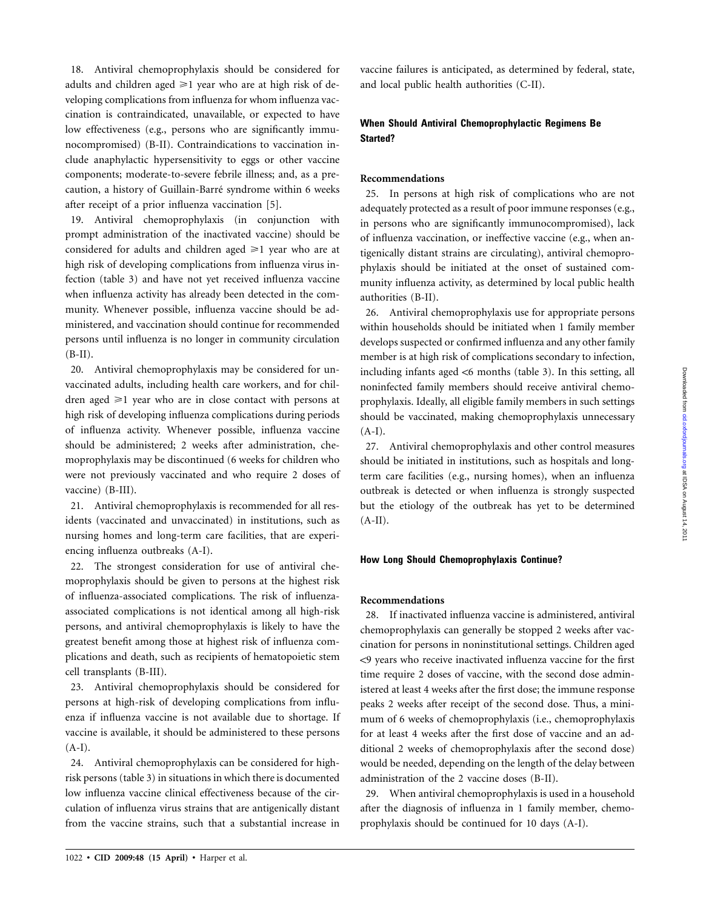18. Antiviral chemoprophylaxis should be considered for adults and children aged ≥1 year who are at high risk of developing complications from influenza for whom influenza vaccination is contraindicated, unavailable, or expected to have low effectiveness (e.g., persons who are significantly immunocompromised) (B-II). Contraindications to vaccination include anaphylactic hypersensitivity to eggs or other vaccine components; moderate-to-severe febrile illness; and, as a precaution, a history of Guillain-Barré syndrome within 6 weeks after receipt of a prior influenza vaccination [5].

19. Antiviral chemoprophylaxis (in conjunction with prompt administration of the inactivated vaccine) should be considered for adults and children aged ≥1 year who are at high risk of developing complications from influenza virus infection (table 3) and have not yet received influenza vaccine when influenza activity has already been detected in the community. Whenever possible, influenza vaccine should be administered, and vaccination should continue for recommended persons until influenza is no longer in community circulation (B-II).

20. Antiviral chemoprophylaxis may be considered for unvaccinated adults, including health care workers, and for children aged ≥1 year who are in close contact with persons at high risk of developing influenza complications during periods of influenza activity. Whenever possible, influenza vaccine should be administered; 2 weeks after administration, chemoprophylaxis may be discontinued (6 weeks for children who were not previously vaccinated and who require 2 doses of vaccine) (B-III).

21. Antiviral chemoprophylaxis is recommended for all residents (vaccinated and unvaccinated) in institutions, such as nursing homes and long-term care facilities, that are experiencing influenza outbreaks (A-I).

22. The strongest consideration for use of antiviral chemoprophylaxis should be given to persons at the highest risk of influenza-associated complications. The risk of influenza-associated complications is not identical among all high-risk persons, and antiviral chemoprophylaxis is likely to have the greatest benefit among those at highest risk of influenza complications and death, such as recipients of hematopoietic stem cell transplants (B-III).

23. Antiviral chemoprophylaxis should be considered for persons at high-risk of developing complications from influenza if influenza vaccine is not available due to shortage. If vaccine is available, it should be administered to these persons (A-I).

24. Antiviral chemoprophylaxis can be considered for high-risk persons (table 3) in situations in which there is documented low influenza vaccine clinical effectiveness because of the circulation of influenza virus strains that are antigenically distant from the vaccine strains, such that a substantial increase in vaccine failures is anticipated, as determined by federal, state, and local public health authorities (C-II).

### When Should Antiviral Chemoprophylactic Regimens Be Started?

#### Recommendations

25. In persons at high risk of complications who are not adequately protected as a result of poor immune responses (e.g., in persons who are significantly immunocompromised), lack of influenza vaccination, or ineffective vaccine (e.g., when antigenically distant strains are circulating), antiviral chemoprophylaxis should be initiated at the onset of sustained community influenza activity, as determined by local public health authorities (B-II).

26. Antiviral chemoprophylaxis use for appropriate persons within households should be initiated when 1 family member develops suspected or confirmed influenza and any other family member is at high risk of complications secondary to infection, including infants aged <6 months (table 3). In this setting, all noninfected family members should receive antiviral chemoprophylaxis. Ideally, all eligible family members in such settings should be vaccinated, making chemoprophylaxis unnecessary (A-I).

27. Antiviral chemoprophylaxis and other control measures should be initiated in institutions, such as hospitals and long-term care facilities (e.g., nursing homes), when an influenza outbreak is detected or when influenza is strongly suspected but the etiology of the outbreak has yet to be determined (A-II).

### How Long Should Chemoprophylaxis Continue?

#### Recommendations

28. If inactivated influenza vaccine is administered, antiviral chemoprophylaxis can generally be stopped 2 weeks after vaccination for persons in noninstitutional settings. Children aged <9 years who receive inactivated influenza vaccine for the first time require 2 doses of vaccine, with the second dose administered at least 4 weeks after the first dose; the immune response peaks 2 weeks after receipt of the second dose. Thus, a minimum of 6 weeks of chemoprophylaxis (i.e., chemoprophylaxis for at least 4 weeks after the first dose of vaccine and an additional 2 weeks of chemoprophylaxis after the second dose) would be needed, depending on the length of the delay between administration of the 2 vaccine doses (B-II).

29. When antiviral chemoprophylaxis is used in a household after the diagnosis of influenza in 1 family member, chemoprophylaxis should be continued for 10 days (A-I).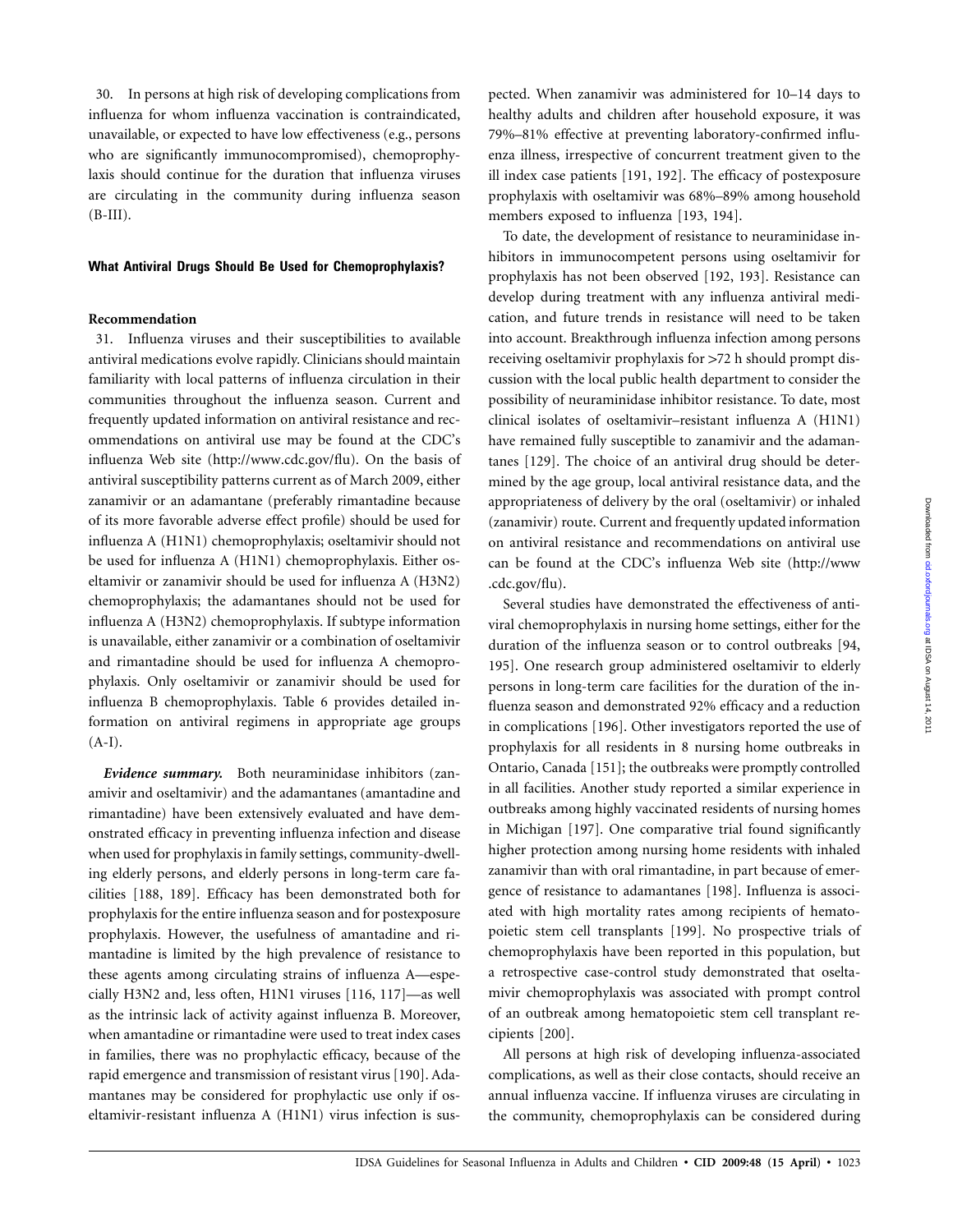30. In persons at high risk of developing complications from influenza for whom influenza vaccination is contraindicated, unavailable, or expected to have low effectiveness (e.g., persons who are significantly immunocompromised), chemoprophylaxis should continue for the duration that influenza viruses are circulating in the community during influenza season (B-III).

### What Antiviral Drugs Should Be Used for Chemoprophylaxis?

#### Recommendation

31. Influenza viruses and their susceptibilities to available antiviral medications evolve rapidly. Clinicians should maintain familiarity with local patterns of influenza circulation in their communities throughout the influenza season. Current and frequently updated information on antiviral resistance and recommendations on antiviral use may be found at the CDC's influenza Web site (http://www.cdc.gov/flu). On the basis of antiviral susceptibility patterns current as of March 2009, either zanamivir or an adamantane (preferably rimantadine because of its more favorable adverse effect profile) should be used for influenza A (H1N1) chemoprophylaxis; oseltamivir should not be used for influenza A (H1N1) chemoprophylaxis. Either oseltamivir or zanamivir should be used for influenza A (H3N2) chemoprophylaxis; the adamantanes should not be used for influenza A (H3N2) chemoprophylaxis. If subtype information is unavailable, either zanamivir or a combination of oseltamivir and rimantadine should be used for influenza A chemoprophylaxis. Only oseltamivir or zanamivir should be used for influenza B chemoprophylaxis. Table 6 provides detailed information on antiviral regimens in appropriate age groups (A-I).

***Evidence summary.*** Both neuraminidase inhibitors (zanamivir and oseltamivir) and the adamantanes (amantadine and rimantadine) have been extensively evaluated and have demonstrated efficacy in preventing influenza infection and disease when used for prophylaxis in family settings, community-dwelling elderly persons, and elderly persons in long-term care facilities [188, 189]. Efficacy has been demonstrated both for prophylaxis for the entire influenza season and for postexposure prophylaxis. However, the usefulness of amantadine and rimantadine is limited by the high prevalence of resistance to these agents among circulating strains of influenza A—especially H3N2 and, less often, H1N1 viruses [116, 117]—as well as the intrinsic lack of activity against influenza B. Moreover, when amantadine or rimantadine were used to treat index cases in families, there was no prophylactic efficacy, because of the rapid emergence and transmission of resistant virus [190]. Adamantanes may be considered for prophylactic use only if oseltamivir-resistant influenza A (H1N1) virus infection is suspected. When zanamivir was administered for 10–14 days to healthy adults and children after household exposure, it was 79%–81% effective at preventing laboratory-confirmed influenza illness, irrespective of concurrent treatment given to the ill index case patients [191, 192]. The efficacy of postexposure prophylaxis with oseltamivir was 68%–89% among household members exposed to influenza [193, 194].

To date, the development of resistance to neuraminidase inhibitors in immunocompetent persons using oseltamivir for prophylaxis has not been observed [192, 193]. Resistance can develop during treatment with any influenza antiviral medication, and future trends in resistance will need to be taken into account. Breakthrough influenza infection among persons receiving oseltamivir prophylaxis for >72 h should prompt discussion with the local public health department to consider the possibility of neuraminidase inhibitor resistance. To date, most clinical isolates of oseltamivir–resistant influenza A (H1N1) have remained fully susceptible to zanamivir and the adamantanes [129]. The choice of an antiviral drug should be determined by the age group, local antiviral resistance data, and the appropriateness of delivery by the oral (oseltamivir) or inhaled (zanamivir) route. Current and frequently updated information on antiviral resistance and recommendations on antiviral use can be found at the CDC's influenza Web site (http://www.cdc.gov/flu).

Several studies have demonstrated the effectiveness of antiviral chemoprophylaxis in nursing home settings, either for the duration of the influenza season or to control outbreaks [94, 195]. One research group administered oseltamivir to elderly persons in long-term care facilities for the duration of the influenza season and demonstrated 92% efficacy and a reduction in complications [196]. Other investigators reported the use of prophylaxis for all residents in 8 nursing home outbreaks in Ontario, Canada [151]; the outbreaks were promptly controlled in all facilities. Another study reported a similar experience in outbreaks among highly vaccinated residents of nursing homes in Michigan [197]. One comparative trial found significantly higher protection among nursing home residents with inhaled zanamivir than with oral rimantadine, in part because of emergence of resistance to adamantanes [198]. Influenza is associated with high mortality rates among recipients of hematopoietic stem cell transplants [199]. No prospective trials of chemoprophylaxis have been reported in this population, but a retrospective case-control study demonstrated that oseltamivir chemoprophylaxis was associated with prompt control of an outbreak among hematopoietic stem cell transplant recipients [200].

All persons at high risk of developing influenza-associated complications, as well as their close contacts, should receive an annual influenza vaccine. If influenza viruses are circulating in the community, chemoprophylaxis can be considered during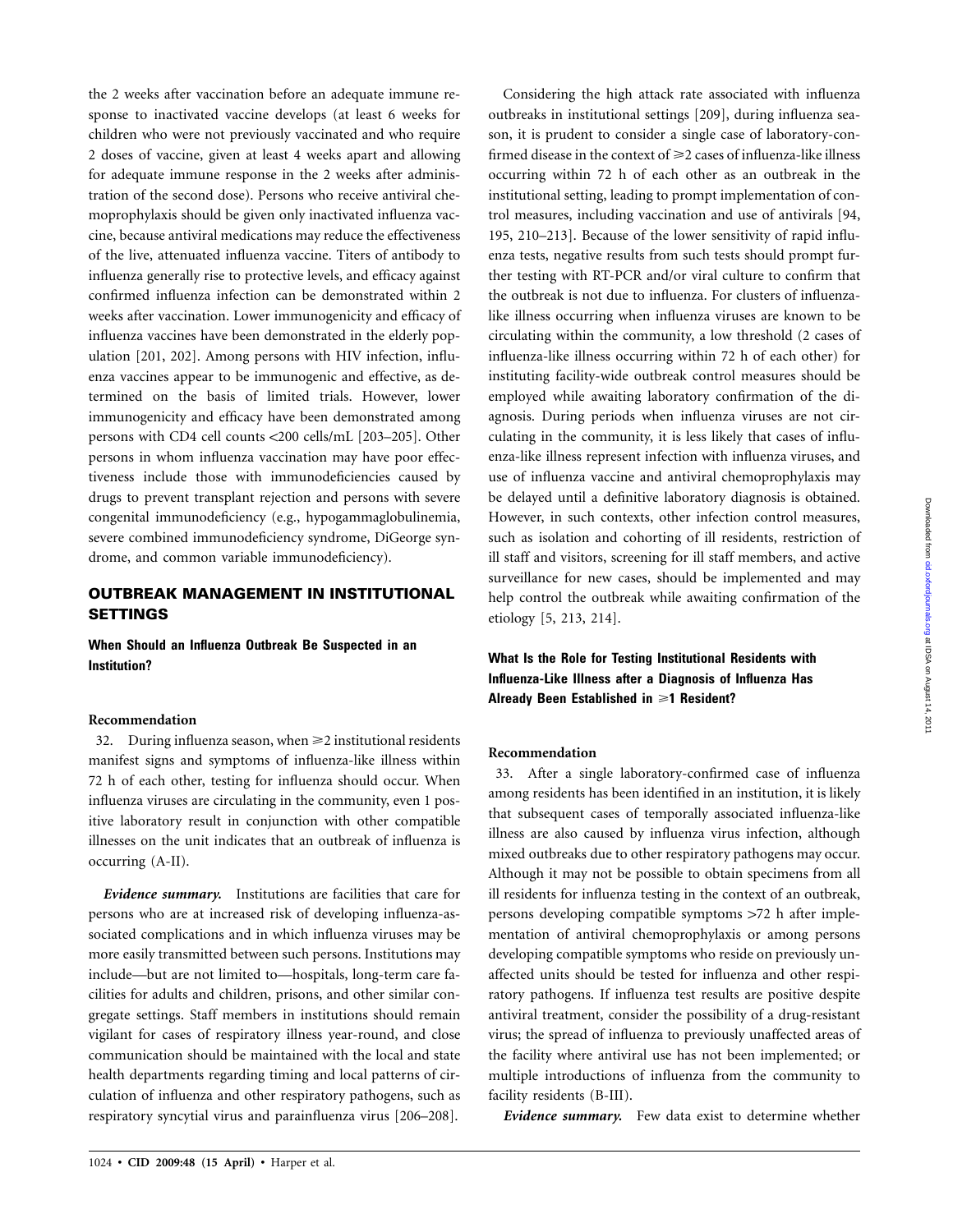the 2 weeks after vaccination before an adequate immune response to inactivated vaccine develops (at least 6 weeks for children who were not previously vaccinated and who require 2 doses of vaccine, given at least 4 weeks apart and allowing for adequate immune response in the 2 weeks after administration of the second dose). Persons who receive antiviral chemoprophylaxis should be given only inactivated influenza vaccine, because antiviral medications may reduce the effectiveness of the live, attenuated influenza vaccine. Titers of antibody to influenza generally rise to protective levels, and efficacy against confirmed influenza infection can be demonstrated within 2 weeks after vaccination. Lower immunogenicity and efficacy of influenza vaccines have been demonstrated in the elderly population [201, 202]. Among persons with HIV infection, influenza vaccines appear to be immunogenic and effective, as determined on the basis of limited trials. However, lower immunogenicity and efficacy have been demonstrated among persons with CD4 cell counts <200 cells/mL [203–205]. Other persons in whom influenza vaccination may have poor effectiveness include those with immunodeficiencies caused by drugs to prevent transplant rejection and persons with severe congenital immunodeficiency (e.g., hypogammaglobulinemia, severe combined immunodeficiency syndrome, DiGeorge syndrome, and common variable immunodeficiency).

## OUTBREAK MANAGEMENT IN INSTITUTIONAL SETTINGS

### When Should an Influenza Outbreak Be Suspected in an Institution?

#### Recommendation

32. During influenza season, when ⩾2 institutional residents manifest signs and symptoms of influenza-like illness within 72 h of each other, testing for influenza should occur. When influenza viruses are circulating in the community, even 1 positive laboratory result in conjunction with other compatible illnesses on the unit indicates that an outbreak of influenza is occurring (A-II).

***Evidence summary.*** Institutions are facilities that care for persons who are at increased risk of developing influenza-associated complications and in which influenza viruses may be more easily transmitted between such persons. Institutions may include—but are not limited to—hospitals, long-term care facilities for adults and children, prisons, and other similar congregate settings. Staff members in institutions should remain vigilant for cases of respiratory illness year-round, and close communication should be maintained with the local and state health departments regarding timing and local patterns of circulation of influenza and other respiratory pathogens, such as respiratory syncytial virus and parainfluenza virus [206–208].

Considering the high attack rate associated with influenza outbreaks in institutional settings [209], during influenza season, it is prudent to consider a single case of laboratory-confirmed disease in the context of ⩾2 cases of influenza-like illness occurring within 72 h of each other as an outbreak in the institutional setting, leading to prompt implementation of control measures, including vaccination and use of antivirals [94, 195, 210–213]. Because of the lower sensitivity of rapid influenza tests, negative results from such tests should prompt further testing with RT-PCR and/or viral culture to confirm that the outbreak is not due to influenza. For clusters of influenza-like illness occurring when influenza viruses are known to be circulating within the community, a low threshold (2 cases of influenza-like illness occurring within 72 h of each other) for instituting facility-wide outbreak control measures should be employed while awaiting laboratory confirmation of the diagnosis. During periods when influenza viruses are not circulating in the community, it is less likely that cases of influenza-like illness represent infection with influenza viruses, and use of influenza vaccine and antiviral chemoprophylaxis may be delayed until a definitive laboratory diagnosis is obtained. However, in such contexts, other infection control measures, such as isolation and cohorting of ill residents, restriction of ill staff and visitors, screening for ill staff members, and active surveillance for new cases, should be implemented and may help control the outbreak while awaiting confirmation of the etiology [5, 213, 214].

### What Is the Role for Testing Institutional Residents with Influenza-Like Illness after a Diagnosis of Influenza Has Already Been Established in ⩾1 Resident?

#### Recommendation

33. After a single laboratory-confirmed case of influenza among residents has been identified in an institution, it is likely that subsequent cases of temporally associated influenza-like illness are also caused by influenza virus infection, although mixed outbreaks due to other respiratory pathogens may occur. Although it may not be possible to obtain specimens from all ill residents for influenza testing in the context of an outbreak, persons developing compatible symptoms >72 h after implementation of antiviral chemoprophylaxis or among persons developing compatible symptoms who reside on previously unaffected units should be tested for influenza and other respiratory pathogens. If influenza test results are positive despite antiviral treatment, consider the possibility of a drug-resistant virus; the spread of influenza to previously unaffected areas of the facility where antiviral use has not been implemented; or multiple introductions of influenza from the community to facility residents (B-III).

***Evidence summary.*** Few data exist to determine whether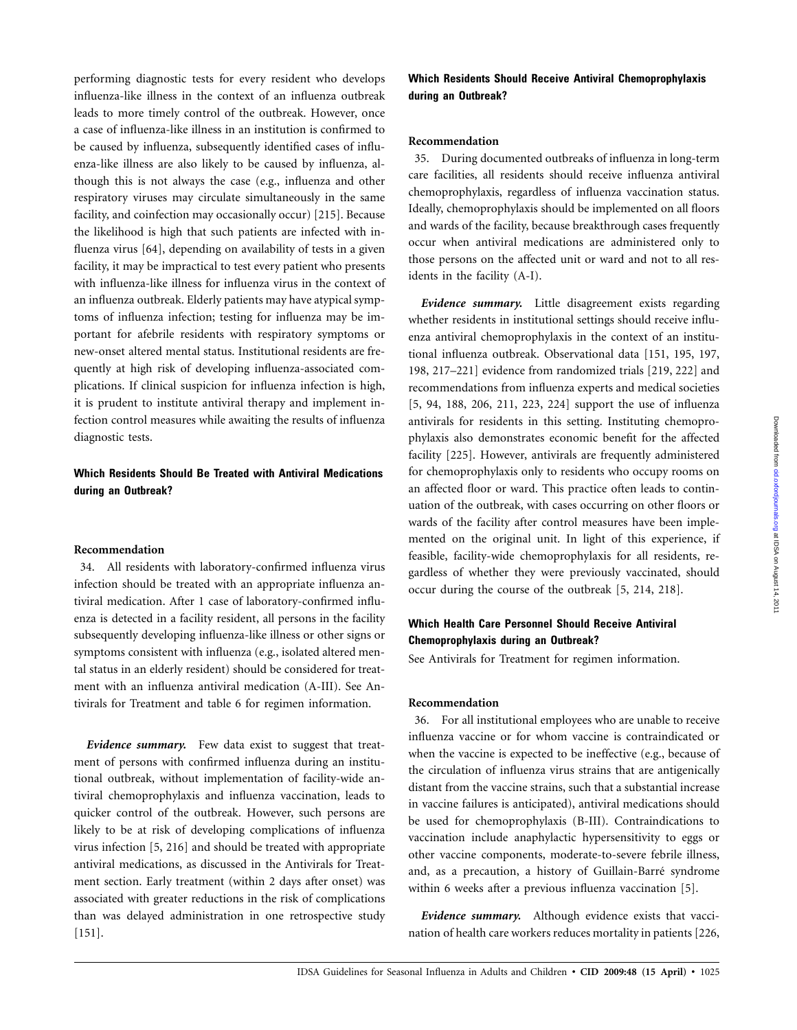performing diagnostic tests for every resident who develops influenza-like illness in the context of an influenza outbreak leads to more timely control of the outbreak. However, once a case of influenza-like illness in an institution is confirmed to be caused by influenza, subsequently identified cases of influenza-like illness are also likely to be caused by influenza, although this is not always the case (e.g., influenza and other respiratory viruses may circulate simultaneously in the same facility, and coinfection may occasionally occur) [215]. Because the likelihood is high that such patients are infected with influenza virus [64], depending on availability of tests in a given facility, it may be impractical to test every patient who presents with influenza-like illness for influenza virus in the context of an influenza outbreak. Elderly patients may have atypical symptoms of influenza infection; testing for influenza may be important for afebrile residents with respiratory symptoms or new-onset altered mental status. Institutional residents are frequently at high risk of developing influenza-associated complications. If clinical suspicion for influenza infection is high, it is prudent to institute antiviral therapy and implement infection control measures while awaiting the results of influenza diagnostic tests.

### Which Residents Should Be Treated with Antiviral Medications during an Outbreak?

#### Recommendation

34. All residents with laboratory-confirmed influenza virus infection should be treated with an appropriate influenza antiviral medication. After 1 case of laboratory-confirmed influenza is detected in a facility resident, all persons in the facility subsequently developing influenza-like illness or other signs or symptoms consistent with influenza (e.g., isolated altered mental status in an elderly resident) should be considered for treatment with an influenza antiviral medication (A-III). See Antivirals for Treatment and table 6 for regimen information.

***Evidence summary.*** Few data exist to suggest that treatment of persons with confirmed influenza during an institutional outbreak, without implementation of facility-wide antiviral chemoprophylaxis and influenza vaccination, leads to quicker control of the outbreak. However, such persons are likely to be at risk of developing complications of influenza virus infection [5, 216] and should be treated with appropriate antiviral medications, as discussed in the Antivirals for Treatment section. Early treatment (within 2 days after onset) was associated with greater reductions in the risk of complications than was delayed administration in one retrospective study [151].

### Which Residents Should Receive Antiviral Chemoprophylaxis during an Outbreak?

#### Recommendation

35. During documented outbreaks of influenza in long-term care facilities, all residents should receive influenza antiviral chemoprophylaxis, regardless of influenza vaccination status. Ideally, chemoprophylaxis should be implemented on all floors and wards of the facility, because breakthrough cases frequently occur when antiviral medications are administered only to those persons on the affected unit or ward and not to all residents in the facility (A-I).

***Evidence summary.*** Little disagreement exists regarding whether residents in institutional settings should receive influenza antiviral chemoprophylaxis in the context of an institutional influenza outbreak. Observational data [151, 195, 197, 198, 217–221] evidence from randomized trials [219, 222] and recommendations from influenza experts and medical societies [5, 94, 188, 206, 211, 223, 224] support the use of influenza antivirals for residents in this setting. Instituting chemoprophylaxis also demonstrates economic benefit for the affected facility [225]. However, antivirals are frequently administered for chemoprophylaxis only to residents who occupy rooms on an affected floor or ward. This practice often leads to continuation of the outbreak, with cases occurring on other floors or wards of the facility after control measures have been implemented on the original unit. In light of this experience, if feasible, facility-wide chemoprophylaxis for all residents, regardless of whether they were previously vaccinated, should occur during the course of the outbreak [5, 214, 218].

### Which Health Care Personnel Should Receive Antiviral Chemoprophylaxis during an Outbreak?

See Antivirals for Treatment for regimen information.

#### Recommendation

36. For all institutional employees who are unable to receive influenza vaccine or for whom vaccine is contraindicated or when the vaccine is expected to be ineffective (e.g., because of the circulation of influenza virus strains that are antigenically distant from the vaccine strains, such that a substantial increase in vaccine failures is anticipated), antiviral medications should be used for chemoprophylaxis (B-III). Contraindications to vaccination include anaphylactic hypersensitivity to eggs or other vaccine components, moderate-to-severe febrile illness, and, as a precaution, a history of Guillain-Barré syndrome within 6 weeks after a previous influenza vaccination [5].

***Evidence summary.*** Although evidence exists that vaccination of health care workers reduces mortality in patients [226,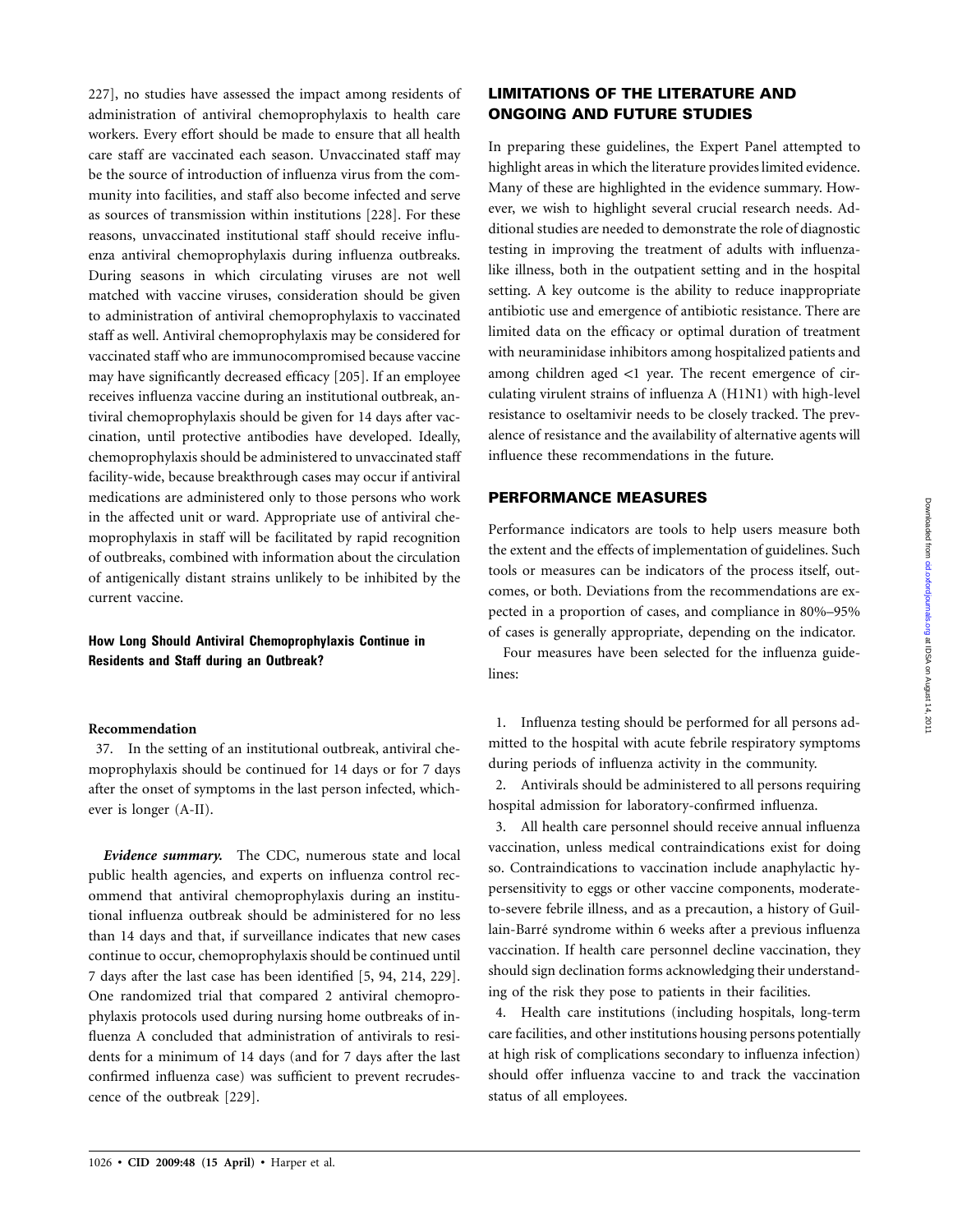227], no studies have assessed the impact among residents of administration of antiviral chemoprophylaxis to health care workers. Every effort should be made to ensure that all health care staff are vaccinated each season. Unvaccinated staff may be the source of introduction of influenza virus from the community into facilities, and staff also become infected and serve as sources of transmission within institutions [228]. For these reasons, unvaccinated institutional staff should receive influenza antiviral chemoprophylaxis during influenza outbreaks. During seasons in which circulating viruses are not well matched with vaccine viruses, consideration should be given to administration of antiviral chemoprophylaxis to vaccinated staff as well. Antiviral chemoprophylaxis may be considered for vaccinated staff who are immunocompromised because vaccine may have significantly decreased efficacy [205]. If an employee receives influenza vaccine during an institutional outbreak, antiviral chemoprophylaxis should be given for 14 days after vaccination, until protective antibodies have developed. Ideally, chemoprophylaxis should be administered to unvaccinated staff facility-wide, because breakthrough cases may occur if antiviral medications are administered only to those persons who work in the affected unit or ward. Appropriate use of antiviral chemoprophylaxis in staff will be facilitated by rapid recognition of outbreaks, combined with information about the circulation of antigenically distant strains unlikely to be inhibited by the current vaccine.

### How Long Should Antiviral Chemoprophylaxis Continue in Residents and Staff during an Outbreak?

**Recommendation**

37. In the setting of an institutional outbreak, antiviral chemoprophylaxis should be continued for 14 days or for 7 days after the onset of symptoms in the last person infected, whichever is longer (A-II).

***Evidence summary.*** The CDC, numerous state and local public health agencies, and experts on influenza control recommend that antiviral chemoprophylaxis during an institutional influenza outbreak should be administered for no less than 14 days and that, if surveillance indicates that new cases continue to occur, chemoprophylaxis should be continued until 7 days after the last case has been identified [5, 94, 214, 229]. One randomized trial that compared 2 antiviral chemoprophylaxis protocols used during nursing home outbreaks of influenza A concluded that administration of antivirals to residents for a minimum of 14 days (and for 7 days after the last confirmed influenza case) was sufficient to prevent recrudescence of the outbreak [229].

## LIMITATIONS OF THE LITERATURE AND ONGOING AND FUTURE STUDIES

In preparing these guidelines, the Expert Panel attempted to highlight areas in which the literature provides limited evidence. Many of these are highlighted in the evidence summary. However, we wish to highlight several crucial research needs. Additional studies are needed to demonstrate the role of diagnostic testing in improving the treatment of adults with influenza-like illness, both in the outpatient setting and in the hospital setting. A key outcome is the ability to reduce inappropriate antibiotic use and emergence of antibiotic resistance. There are limited data on the efficacy or optimal duration of treatment with neuraminidase inhibitors among hospitalized patients and among children aged <1 year. The recent emergence of circulating virulent strains of influenza A (H1N1) with high-level resistance to oseltamivir needs to be closely tracked. The prevalence of resistance and the availability of alternative agents will influence these recommendations in the future.

## PERFORMANCE MEASURES

Performance indicators are tools to help users measure both the extent and the effects of implementation of guidelines. Such tools or measures can be indicators of the process itself, outcomes, or both. Deviations from the recommendations are expected in a proportion of cases, and compliance in 80%–95% of cases is generally appropriate, depending on the indicator.

Four measures have been selected for the influenza guidelines:

1. Influenza testing should be performed for all persons admitted to the hospital with acute febrile respiratory symptoms during periods of influenza activity in the community.
2. Antivirals should be administered to all persons requiring hospital admission for laboratory-confirmed influenza.
3. All health care personnel should receive annual influenza vaccination, unless medical contraindications exist for doing so. Contraindications to vaccination include anaphylactic hypersensitivity to eggs or other vaccine components, moderate-to-severe febrile illness, and as a precaution, a history of Guillain-Barré syndrome within 6 weeks after a previous influenza vaccination. If health care personnel decline vaccination, they should sign declination forms acknowledging their understanding of the risk they pose to patients in their facilities.
4. Health care institutions (including hospitals, long-term care facilities, and other institutions housing persons potentially at high risk of complications secondary to influenza infection) should offer influenza vaccine to and track the vaccination status of all employees.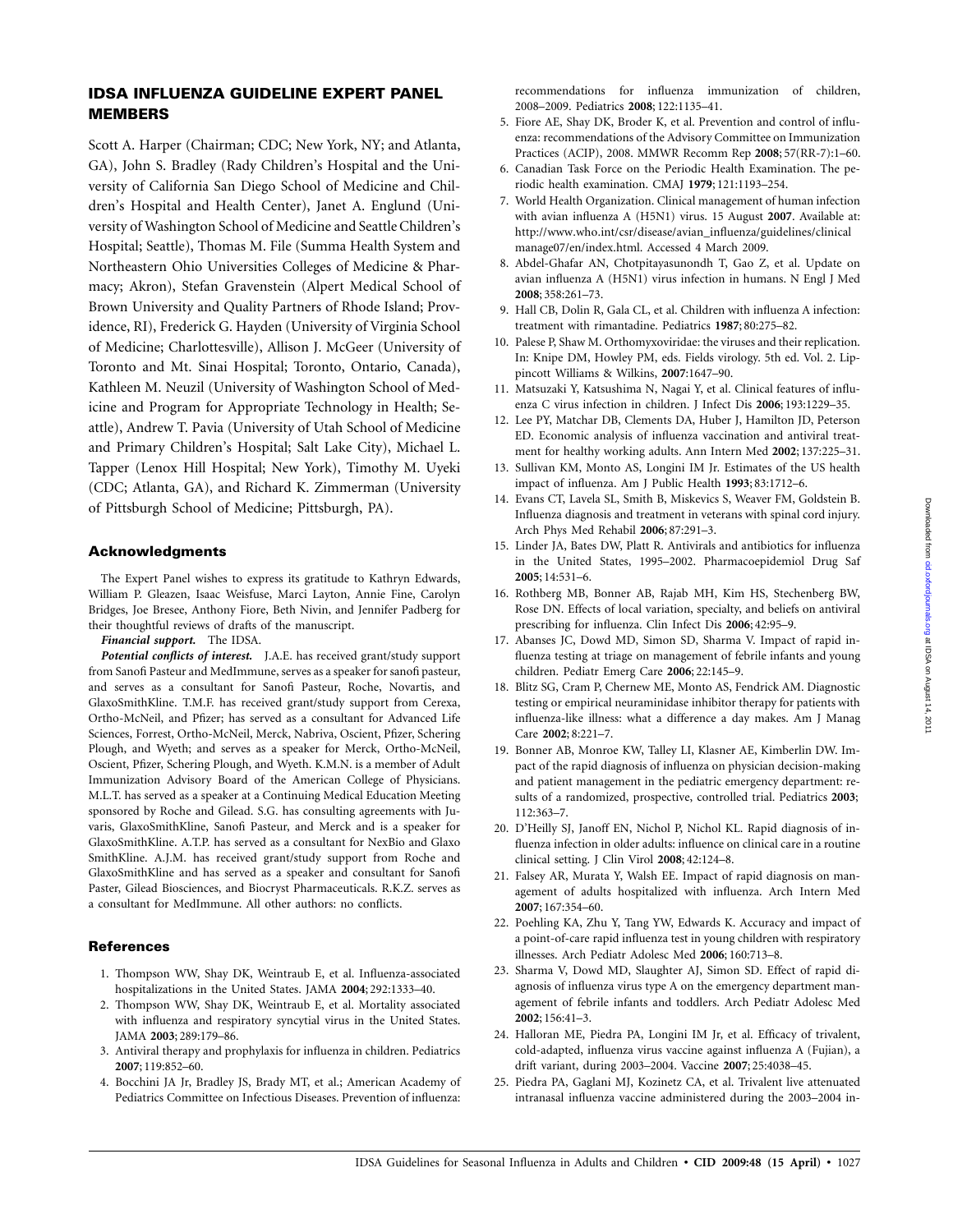## IDSA INFLUENZA GUIDELINE EXPERT PANEL MEMBERS

Scott A. Harper (Chairman; CDC; New York, NY; and Atlanta, GA), John S. Bradley (Rady Children's Hospital and the University of California San Diego School of Medicine and Children's Hospital and Health Center), Janet A. Englund (University of Washington School of Medicine and Seattle Children's Hospital; Seattle), Thomas M. File (Summa Health System and Northeastern Ohio Universities Colleges of Medicine & Pharmacy; Akron), Stefan Gravenstein (Alpert Medical School of Brown University and Quality Partners of Rhode Island; Providence, RI), Frederick G. Hayden (University of Virginia School of Medicine; Charlottesville), Allison J. McGeer (University of Toronto and Mt. Sinai Hospital; Toronto, Ontario, Canada), Kathleen M. Neuzil (University of Washington School of Medicine and Program for Appropriate Technology in Health; Seattle), Andrew T. Pavia (University of Utah School of Medicine and Primary Children's Hospital; Salt Lake City), Michael L. Tapper (Lenox Hill Hospital; New York), Timothy M. Uyeki (CDC; Atlanta, GA), and Richard K. Zimmerman (University of Pittsburgh School of Medicine; Pittsburgh, PA).

### Acknowledgments

The Expert Panel wishes to express its gratitude to Kathryn Edwards, William P. Gleazen, Isaac Weisfuse, Marci Layton, Annie Fine, Carolyn Bridges, Joe Bresee, Anthony Fiore, Beth Nivin, and Jennifer Padberg for their thoughtful reviews of drafts of the manuscript.

***Financial support.*** The IDSA.

***Potential conflicts of interest.*** J.A.E. has received grant/study support from Sanofi Pasteur and MedImmune, serves as a speaker for sanofi pasteur, and serves as a consultant for Sanofi Pasteur, Roche, Novartis, and GlaxoSmithKline. T.M.F. has received grant/study support from Cerexa, Ortho-McNeil, and Pfizer; has served as a consultant for Advanced Life Sciences, Forrest, Ortho-McNeil, Merck, Nabriva, Oscient, Pfizer, Schering Plough, and Wyeth; and serves as a speaker for Merck, Ortho-McNeil, Oscient, Pfizer, Schering Plough, and Wyeth. K.M.N. is a member of Adult Immunization Advisory Board of the American College of Physicians. M.L.T. has served as a speaker at a Continuing Medical Education Meeting sponsored by Roche and Gilead. S.G. has consulting agreements with Juvaris, GlaxoSmithKline, Sanofi Pasteur, and Merck and is a speaker for GlaxoSmithKline. A.T.P. has served as a consultant for NexBio and Glaxo SmithKline. A.J.M. has received grant/study support from Roche and GlaxoSmithKline and has served as a speaker and consultant for Sanofi Paster, Gilead Biosciences, and Biocryst Pharmaceuticals. R.K.Z. serves as a consultant for MedImmune. All other authors: no conflicts.

### References

1. Thompson WW, Shay DK, Weintraub E, et al. Influenza-associated hospitalizations in the United States. JAMA **2004**; 292:1333–40.
2. Thompson WW, Shay DK, Weintraub E, et al. Mortality associated with influenza and respiratory syncytial virus in the United States. JAMA **2003**; 289:179–86.
3. Antiviral therapy and prophylaxis for influenza in children. Pediatrics **2007**; 119:852–60.
4. Bocchini JA Jr, Bradley JS, Brady MT, et al.; American Academy of Pediatrics Committee on Infectious Diseases. Prevention of influenza: recommendations for influenza immunization of children, 2008–2009. Pediatrics **2008**; 122:1135–41.
5. Fiore AE, Shay DK, Broder K, et al. Prevention and control of influenza: recommendations of the Advisory Committee on Immunization Practices (ACIP), 2008. MMWR Recomm Rep **2008**; 57(RR-7):1–60.
6. Canadian Task Force on the Periodic Health Examination. The periodic health examination. CMAJ **1979**; 121:1193–254.
7. World Health Organization. Clinical management of human infection with avian influenza A (H5N1) virus. 15 August **2007**. Available at: http://www.who.int/csr/disease/avian_influenza/guidelines/clinical manage07/en/index.html. Accessed 4 March 2009.
8. Abdel-Ghafar AN, Chotpitayasunondh T, Gao Z, et al. Update on avian influenza A (H5N1) virus infection in humans. N Engl J Med **2008**; 358:261–73.
9. Hall CB, Dolin R, Gala CL, et al. Children with influenza A infection: treatment with rimantadine. Pediatrics **1987**; 80:275–82.
10. Palese P, Shaw M. Orthomyxoviridae: the viruses and their replication. In: Knipe DM, Howley PM, eds. Fields virology. 5th ed. Vol. 2. Lippincott Williams & Wilkins, **2007**:1647–90.
11. Matsuzaki Y, Katsushima N, Nagai Y, et al. Clinical features of influenza C virus infection in children. J Infect Dis **2006**; 193:1229–35.
12. Lee PY, Matchar DB, Clements DA, Huber J, Hamilton JD, Peterson ED. Economic analysis of influenza vaccination and antiviral treatment for healthy working adults. Ann Intern Med **2002**; 137:225–31.
13. Sullivan KM, Monto AS, Longini IM Jr. Estimates of the US health impact of influenza. Am J Public Health **1993**; 83:1712–6.
14. Evans CT, Lavela SL, Smith B, Miskevics S, Weaver FM, Goldstein B. Influenza diagnosis and treatment in veterans with spinal cord injury. Arch Phys Med Rehabil **2006**; 87:291–3.
15. Linder JA, Bates DW, Platt R. Antivirals and antibiotics for influenza in the United States, 1995–2002. Pharmacoepidemiol Drug Saf **2005**; 14:531–6.
16. Rothberg MB, Bonner AB, Rajab MH, Kim HS, Stechenberg BW, Rose DN. Effects of local variation, specialty, and beliefs on antiviral prescribing for influenza. Clin Infect Dis **2006**; 42:95–9.
17. Abanses JC, Dowd MD, Simon SD, Sharma V. Impact of rapid influenza testing at triage on management of febrile infants and young children. Pediatr Emerg Care **2006**; 22:145–9.
18. Blitz SG, Cram P, Chernew ME, Monto AS, Fendrick AM. Diagnostic testing or empirical neuraminidase inhibitor therapy for patients with influenza-like illness: what a difference a day makes. Am J Manag Care **2002**; 8:221–7.
19. Bonner AB, Monroe KW, Talley LI, Klasner AE, Kimberlin DW. Impact of the rapid diagnosis of influenza on physician decision-making and patient management in the pediatric emergency department: results of a randomized, prospective, controlled trial. Pediatrics **2003**; 112:363–7.
20. D'Heilly SJ, Janoff EN, Nichol P, Nichol KL. Rapid diagnosis of influenza infection in older adults: influence on clinical care in a routine clinical setting. J Clin Virol **2008**; 42:124–8.
21. Falsey AR, Murata Y, Walsh EE. Impact of rapid diagnosis on management of adults hospitalized with influenza. Arch Intern Med **2007**; 167:354–60.
22. Poehling KA, Zhu Y, Tang YW, Edwards K. Accuracy and impact of a point-of-care rapid influenza test in young children with respiratory illnesses. Arch Pediatr Adolesc Med **2006**; 160:713–8.
23. Sharma V, Dowd MD, Slaughter AJ, Simon SD. Effect of rapid diagnosis of influenza virus type A on the emergency department management of febrile infants and toddlers. Arch Pediatr Adolesc Med **2002**; 156:41–3.
24. Halloran ME, Piedra PA, Longini IM Jr, et al. Efficacy of trivalent, cold-adapted, influenza virus vaccine against influenza A (Fujian), a drift variant, during 2003–2004. Vaccine **2007**; 25:4038–45.
25. Piedra PA, Gaglani MJ, Kozinetz CA, et al. Trivalent live attenuated intranasal influenza vaccine administered during the 2003–2004 in-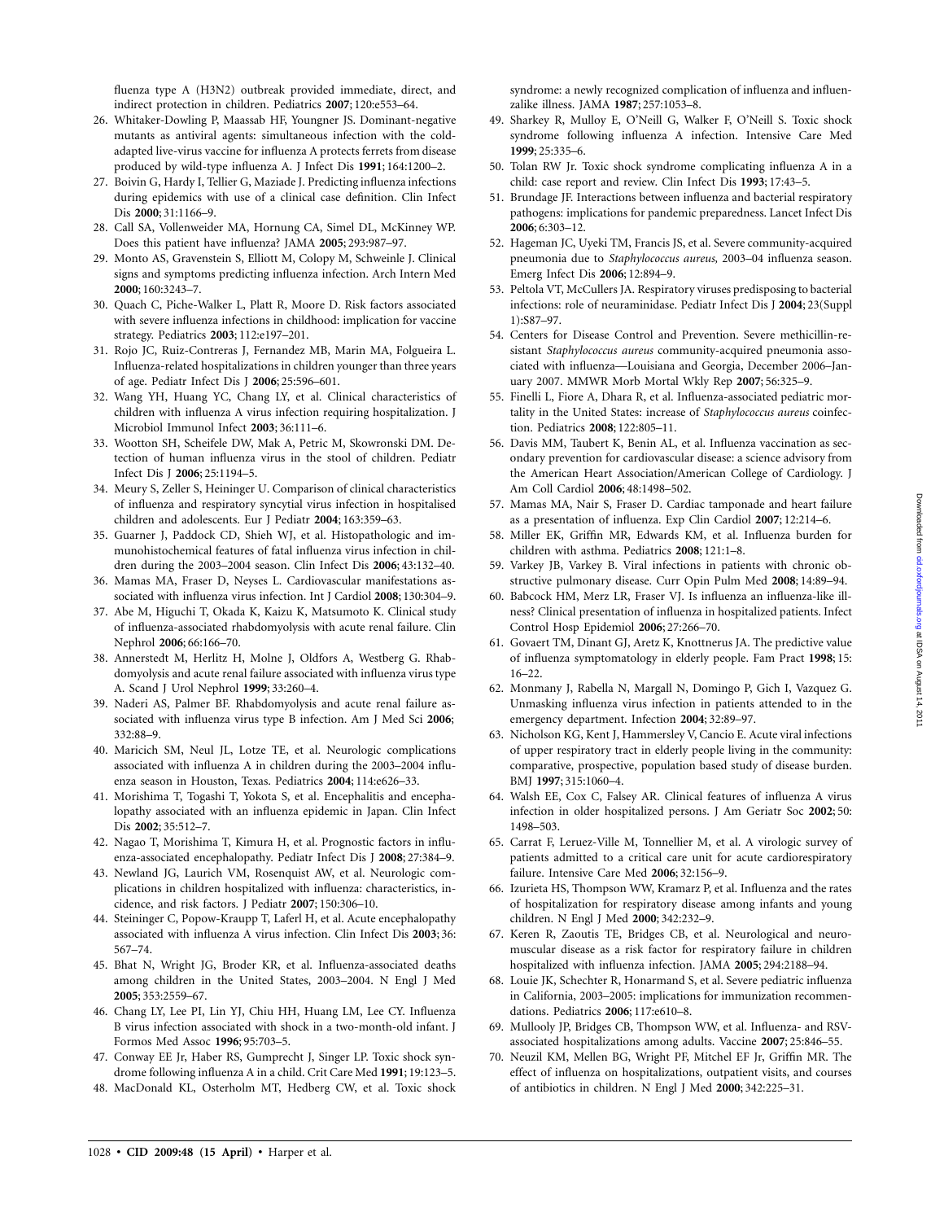fluenza type A (H3N2) outbreak provided immediate, direct, and indirect protection in children. Pediatrics **2007**; 120:e553–64.

26. Whitaker-Dowling P, Maassab HF, Youngner JS. Dominant-negative mutants as antiviral agents: simultaneous infection with the cold-adapted live-virus vaccine for influenza A protects ferrets from disease produced by wild-type influenza A. J Infect Dis **1991**; 164:1200–2.
27. Boivin G, Hardy I, Tellier G, Maziade J. Predicting influenza infections during epidemics with use of a clinical case definition. Clin Infect Dis **2000**; 31:1166–9.
28. Call SA, Vollenweider MA, Hornung CA, Simel DL, McKinney WP. Does this patient have influenza? JAMA **2005**; 293:987–97.
29. Monto AS, Gravenstein S, Elliott M, Colopy M, Schweinle J. Clinical signs and symptoms predicting influenza infection. Arch Intern Med **2000**; 160:3243–7.
30. Quach C, Piche-Walker L, Platt R, Moore D. Risk factors associated with severe influenza infections in childhood: implication for vaccine strategy. Pediatrics **2003**; 112:e197–201.
31. Rojo JC, Ruiz-Contreras J, Fernandez MB, Marin MA, Folgueira L. Influenza-related hospitalizations in children younger than three years of age. Pediatr Infect Dis J **2006**; 25:596–601.
32. Wang YH, Huang YC, Chang LY, et al. Clinical characteristics of children with influenza A virus infection requiring hospitalization. J Microbiol Immunol Infect **2003**; 36:111–6.
33. Wootton SH, Scheifele DW, Mak A, Petric M, Skowronski DM. Detection of human influenza virus in the stool of children. Pediatr Infect Dis J **2006**; 25:1194–5.
34. Meury S, Zeller S, Heininger U. Comparison of clinical characteristics of influenza and respiratory syncytial virus infection in hospitalised children and adolescents. Eur J Pediatr **2004**; 163:359–63.
35. Guarner J, Paddock CD, Shieh WJ, et al. Histopathologic and immunohistochemical features of fatal influenza virus infection in children during the 2003–2004 season. Clin Infect Dis **2006**; 43:132–40.
36. Mamas MA, Fraser D, Neyses L. Cardiovascular manifestations associated with influenza virus infection. Int J Cardiol **2008**; 130:304–9.
37. Abe M, Higuchi T, Okada K, Kaizu K, Matsumoto K. Clinical study of influenza-associated rhabdomyolysis with acute renal failure. Clin Nephrol **2006**; 66:166–70.
38. Annerstedt M, Herlitz H, Molne J, Oldfors A, Westberg G. Rhabdomyolysis and acute renal failure associated with influenza virus type A. Scand J Urol Nephrol **1999**; 33:260–4.
39. Naderi AS, Palmer BF. Rhabdomyolysis and acute renal failure associated with influenza virus type B infection. Am J Med Sci **2006**; 332:88–9.
40. Maricich SM, Neul JL, Lotze TE, et al. Neurologic complications associated with influenza A in children during the 2003–2004 influenza season in Houston, Texas. Pediatrics **2004**; 114:e626–33.
41. Morishima T, Togashi T, Yokota S, et al. Encephalitis and encephalopathy associated with an influenza epidemic in Japan. Clin Infect Dis **2002**; 35:512–7.
42. Nagao T, Morishima T, Kimura H, et al. Prognostic factors in influenza-associated encephalopathy. Pediatr Infect Dis J **2008**; 27:384–9.
43. Newland JG, Laurich VM, Rosenquist AW, et al. Neurologic complications in children hospitalized with influenza: characteristics, incidence, and risk factors. J Pediatr **2007**; 150:306–10.
44. Steininger C, Popow-Kraupp T, Laferl H, et al. Acute encephalopathy associated with influenza A virus infection. Clin Infect Dis **2003**; 36: 567–74.
45. Bhat N, Wright JG, Broder KR, et al. Influenza-associated deaths among children in the United States, 2003–2004. N Engl J Med **2005**; 353:2559–67.
46. Chang LY, Lee PI, Lin YJ, Chiu HH, Huang LM, Lee CY. Influenza B virus infection associated with shock in a two-month-old infant. J Formos Med Assoc **1996**; 95:703–5.
47. Conway EE Jr, Haber RS, Gumprecht J, Singer LP. Toxic shock syndrome following influenza A in a child. Crit Care Med **1991**; 19:123–5.
48. MacDonald KL, Osterholm MT, Hedberg CW, et al. Toxic shock syndrome: a newly recognized complication of influenza and influenzalike illness. JAMA **1987**; 257:1053–8.
49. Sharkey R, Mulloy E, O'Neill G, Walker F, O'Neill S. Toxic shock syndrome following influenza A infection. Intensive Care Med **1999**; 25:335–6.
50. Tolan RW Jr. Toxic shock syndrome complicating influenza A in a child: case report and review. Clin Infect Dis **1993**; 17:43–5.
51. Brundage JF. Interactions between influenza and bacterial respiratory pathogens: implications for pandemic preparedness. Lancet Infect Dis **2006**; 6:303–12.
52. Hageman JC, Uyeki TM, Francis JS, et al. Severe community-acquired pneumonia due to *Staphylococcus aureus*, 2003–04 influenza season. Emerg Infect Dis **2006**; 12:894–9.
53. Peltola VT, McCullers JA. Respiratory viruses predisposing to bacterial infections: role of neuraminidase. Pediatr Infect Dis J **2004**; 23(Suppl 1):S87–97.
54. Centers for Disease Control and Prevention. Severe methicillin-resistant *Staphylococcus aureus* community-acquired pneumonia associated with influenza—Louisiana and Georgia, December 2006–January 2007. MMWR Morb Mortal Wkly Rep **2007**; 56:325–9.
55. Finelli L, Fiore A, Dhara R, et al. Influenza-associated pediatric mortality in the United States: increase of *Staphylococcus aureus* coinfection. Pediatrics **2008**; 122:805–11.
56. Davis MM, Taubert K, Benin AL, et al. Influenza vaccination as secondary prevention for cardiovascular disease: a science advisory from the American Heart Association/American College of Cardiology. J Am Coll Cardiol **2006**; 48:1498–502.
57. Mamas MA, Nair S, Fraser D. Cardiac tamponade and heart failure as a presentation of influenza. Exp Clin Cardiol **2007**; 12:214–6.
58. Miller EK, Griffin MR, Edwards KM, et al. Influenza burden for children with asthma. Pediatrics **2008**; 121:1–8.
59. Varkey JB, Varkey B. Viral infections in patients with chronic obstructive pulmonary disease. Curr Opin Pulm Med **2008**; 14:89–94.
60. Babcock HM, Merz LR, Fraser VJ. Is influenza an influenza-like illness? Clinical presentation of influenza in hospitalized patients. Infect Control Hosp Epidemiol **2006**; 27:266–70.
61. Govaert TM, Dinant GJ, Aretz K, Knottnerus JA. The predictive value of influenza symptomatology in elderly people. Fam Pract **1998**; 15: 16–22.
62. Monmany J, Rabella N, Margall N, Domingo P, Gich I, Vazquez G. Unmasking influenza virus infection in patients attended to in the emergency department. Infection **2004**; 32:89–97.
63. Nicholson KG, Kent J, Hammersley V, Cancio E. Acute viral infections of upper respiratory tract in elderly people living in the community: comparative, prospective, population based study of disease burden. BMJ **1997**; 315:1060–4.
64. Walsh EE, Cox C, Falsey AR. Clinical features of influenza A virus infection in older hospitalized persons. J Am Geriatr Soc **2002**; 50: 1498–503.
65. Carrat F, Leruez-Ville M, Tonnellier M, et al. A virologic survey of patients admitted to a critical care unit for acute cardiorespiratory failure. Intensive Care Med **2006**; 32:156–9.
66. Izurieta HS, Thompson WW, Kramarz P, et al. Influenza and the rates of hospitalization for respiratory disease among infants and young children. N Engl J Med **2000**; 342:232–9.
67. Keren R, Zaoutis TE, Bridges CB, et al. Neurological and neuromuscular disease as a risk factor for respiratory failure in children hospitalized with influenza infection. JAMA **2005**; 294:2188–94.
68. Louie JK, Schechter R, Honarmand S, et al. Severe pediatric influenza in California, 2003–2005: implications for immunization recommendations. Pediatrics **2006**; 117:e610–8.
69. Mullooly JP, Bridges CB, Thompson WW, et al. Influenza- and RSV-associated hospitalizations among adults. Vaccine **2007**; 25:846–55.
70. Neuzil KM, Mellen BG, Wright PF, Mitchel EF Jr, Griffin MR. The effect of influenza on hospitalizations, outpatient visits, and courses of antibiotics in children. N Engl J Med **2000**; 342:225–31.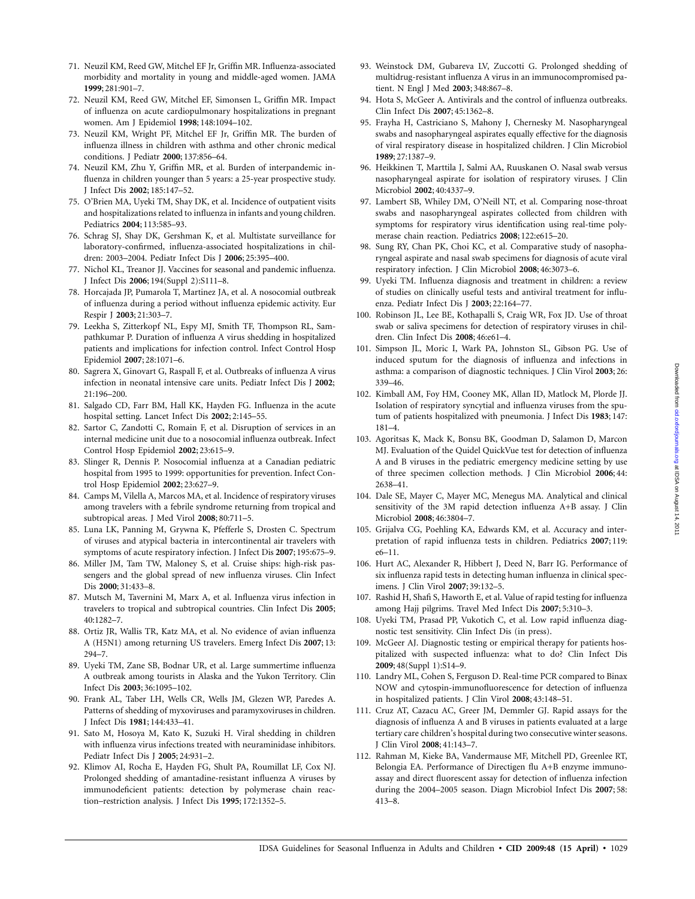71. Neuzil KM, Reed GW, Mitchel EF Jr, Griffin MR. Influenza-associated morbidity and mortality in young and middle-aged women. JAMA **1999**; 281:901–7.
72. Neuzil KM, Reed GW, Mitchel EF, Simonsen L, Griffin MR. Impact of influenza on acute cardiopulmonary hospitalizations in pregnant women. Am J Epidemiol **1998**; 148:1094–102.
73. Neuzil KM, Wright PF, Mitchel EF Jr, Griffin MR. The burden of influenza illness in children with asthma and other chronic medical conditions. J Pediatr **2000**; 137:856–64.
74. Neuzil KM, Zhu Y, Griffin MR, et al. Burden of interpandemic influenza in children younger than 5 years: a 25-year prospective study. J Infect Dis **2002**; 185:147–52.
75. O'Brien MA, Uyeki TM, Shay DK, et al. Incidence of outpatient visits and hospitalizations related to influenza in infants and young children. Pediatrics **2004**; 113:585–93.
76. Schrag SJ, Shay DK, Gershman K, et al. Multistate surveillance for laboratory-confirmed, influenza-associated hospitalizations in children: 2003–2004. Pediatr Infect Dis J **2006**; 25:395–400.
77. Nichol KL, Treanor JJ. Vaccines for seasonal and pandemic influenza. J Infect Dis **2006**; 194(Suppl 2):S111–8.
78. Horcajada JP, Pumarola T, Martinez JA, et al. A nosocomial outbreak of influenza during a period without influenza epidemic activity. Eur Respir J **2003**; 21:303–7.
79. Leekha S, Zitterkopf NL, Espy MJ, Smith TF, Thompson RL, Sampathkumar P. Duration of influenza A virus shedding in hospitalized patients and implications for infection control. Infect Control Hosp Epidemiol **2007**; 28:1071–6.
80. Sagrera X, Ginovart G, Raspall F, et al. Outbreaks of influenza A virus infection in neonatal intensive care units. Pediatr Infect Dis J **2002**; 21:196–200.
81. Salgado CD, Farr BM, Hall KK, Hayden FG. Influenza in the acute hospital setting. Lancet Infect Dis **2002**; 2:145–55.
82. Sartor C, Zandotti C, Romain F, et al. Disruption of services in an internal medicine unit due to a nosocomial influenza outbreak. Infect Control Hosp Epidemiol **2002**; 23:615–9.
83. Slinger R, Dennis P. Nosocomial influenza at a Canadian pediatric hospital from 1995 to 1999: opportunities for prevention. Infect Control Hosp Epidemiol **2002**; 23:627–9.
84. Camps M, Vilella A, Marcos MA, et al. Incidence of respiratory viruses among travelers with a febrile syndrome returning from tropical and subtropical areas. J Med Virol **2008**; 80:711–5.
85. Luna LK, Panning M, Grywna K, Pfefferle S, Drosten C. Spectrum of viruses and atypical bacteria in intercontinental air travelers with symptoms of acute respiratory infection. J Infect Dis **2007**; 195:675–9.
86. Miller JM, Tam TW, Maloney S, et al. Cruise ships: high-risk passengers and the global spread of new influenza viruses. Clin Infect Dis **2000**; 31:433–8.
87. Mutsch M, Tavernini M, Marx A, et al. Influenza virus infection in travelers to tropical and subtropical countries. Clin Infect Dis **2005**; 40:1282–7.
88. Ortiz JR, Wallis TR, Katz MA, et al. No evidence of avian influenza A (H5N1) among returning US travelers. Emerg Infect Dis **2007**; 13: 294–7.
89. Uyeki TM, Zane SB, Bodnar UR, et al. Large summertime influenza A outbreak among tourists in Alaska and the Yukon Territory. Clin Infect Dis **2003**; 36:1095–102.
90. Frank AL, Taber LH, Wells CR, Wells JM, Glezen WP, Paredes A. Patterns of shedding of myxoviruses and paramyxoviruses in children. J Infect Dis **1981**; 144:433–41.
91. Sato M, Hosoya M, Kato K, Suzuki H. Viral shedding in children with influenza virus infections treated with neuraminidase inhibitors. Pediatr Infect Dis J **2005**; 24:931–2.
92. Klimov AI, Rocha E, Hayden FG, Shult PA, Roumillat LF, Cox NJ. Prolonged shedding of amantadine-resistant influenza A viruses by immunodeficient patients: detection by polymerase chain reaction–restriction analysis. J Infect Dis **1995**; 172:1352–5.
93. Weinstock DM, Gubareva LV, Zuccotti G. Prolonged shedding of multidrug-resistant influenza A virus in an immunocompromised patient. N Engl J Med **2003**; 348:867–8.
94. Hota S, McGeer A. Antivirals and the control of influenza outbreaks. Clin Infect Dis **2007**; 45:1362–8.
95. Frayha H, Castriciano S, Mahony J, Chernesky M. Nasopharyngeal swabs and nasopharyngeal aspirates equally effective for the diagnosis of viral respiratory disease in hospitalized children. J Clin Microbiol **1989**; 27:1387–9.
96. Heikkinen T, Marttila J, Salmi AA, Ruuskanen O. Nasal swab versus nasopharyngeal aspirate for isolation of respiratory viruses. J Clin Microbiol **2002**; 40:4337–9.
97. Lambert SB, Whiley DM, O'Neill NT, et al. Comparing nose-throat swabs and nasopharyngeal aspirates collected from children with symptoms for respiratory virus identification using real-time polymerase chain reaction. Pediatrics **2008**; 122:e615–20.
98. Sung RY, Chan PK, Choi KC, et al. Comparative study of nasopharyngeal aspirate and nasal swab specimens for diagnosis of acute viral respiratory infection. J Clin Microbiol **2008**; 46:3073–6.
99. Uyeki TM. Influenza diagnosis and treatment in children: a review of studies on clinically useful tests and antiviral treatment for influenza. Pediatr Infect Dis J **2003**; 22:164–77.
100. Robinson JL, Lee BE, Kothapalli S, Craig WR, Fox JD. Use of throat swab or saliva specimens for detection of respiratory viruses in children. Clin Infect Dis **2008**; 46:e61–4.
101. Simpson JL, Moric I, Wark PA, Johnston SL, Gibson PG. Use of induced sputum for the diagnosis of influenza and infections in asthma: a comparison of diagnostic techniques. J Clin Virol **2003**; 26: 339–46.
102. Kimball AM, Foy HM, Cooney MK, Allan ID, Matlock M, Plorde JJ. Isolation of respiratory syncytial and influenza viruses from the sputum of patients hospitalized with pneumonia. J Infect Dis **1983**; 147: 181–4.
103. Agoritsas K, Mack K, Bonsu BK, Goodman D, Salamon D, Marcon MJ. Evaluation of the Quidel QuickVue test for detection of influenza A and B viruses in the pediatric emergency medicine setting by use of three specimen collection methods. J Clin Microbiol **2006**; 44: 2638–41.
104. Dale SE, Mayer C, Mayer MC, Menegus MA. Analytical and clinical sensitivity of the 3M rapid detection influenza A+B assay. J Clin Microbiol **2008**; 46:3804–7.
105. Grijalva CG, Poehling KA, Edwards KM, et al. Accuracy and interpretation of rapid influenza tests in children. Pediatrics **2007**; 119: e6–11.
106. Hurt AC, Alexander R, Hibbert J, Deed N, Barr IG. Performance of six influenza rapid tests in detecting human influenza in clinical specimens. J Clin Virol **2007**; 39:132–5.
107. Rashid H, Shafi S, Haworth E, et al. Value of rapid testing for influenza among Hajj pilgrims. Travel Med Infect Dis **2007**; 5:310–3.
108. Uyeki TM, Prasad PP, Vukotich C, et al. Low rapid influenza diagnostic test sensitivity. Clin Infect Dis (in press).
109. McGeer AJ. Diagnostic testing or empirical therapy for patients hospitalized with suspected influenza: what to do? Clin Infect Dis **2009**; 48(Suppl 1):S14–9.
110. Landry ML, Cohen S, Ferguson D. Real-time PCR compared to Binax NOW and cytospin-immunofluorescence for detection of influenza in hospitalized patients. J Clin Virol **2008**; 43:148–51.
111. Cruz AT, Cazacu AC, Greer JM, Demmler GJ. Rapid assays for the diagnosis of influenza A and B viruses in patients evaluated at a large tertiary care children's hospital during two consecutive winter seasons. J Clin Virol **2008**; 41:143–7.
112. Rahman M, Kieke BA, Vandermause MF, Mitchell PD, Greenlee RT, Belongia EA. Performance of Directigen flu A+B enzyme immunoassay and direct fluorescent assay for detection of influenza infection during the 2004–2005 season. Diagn Microbiol Infect Dis **2007**; 58: 413–8.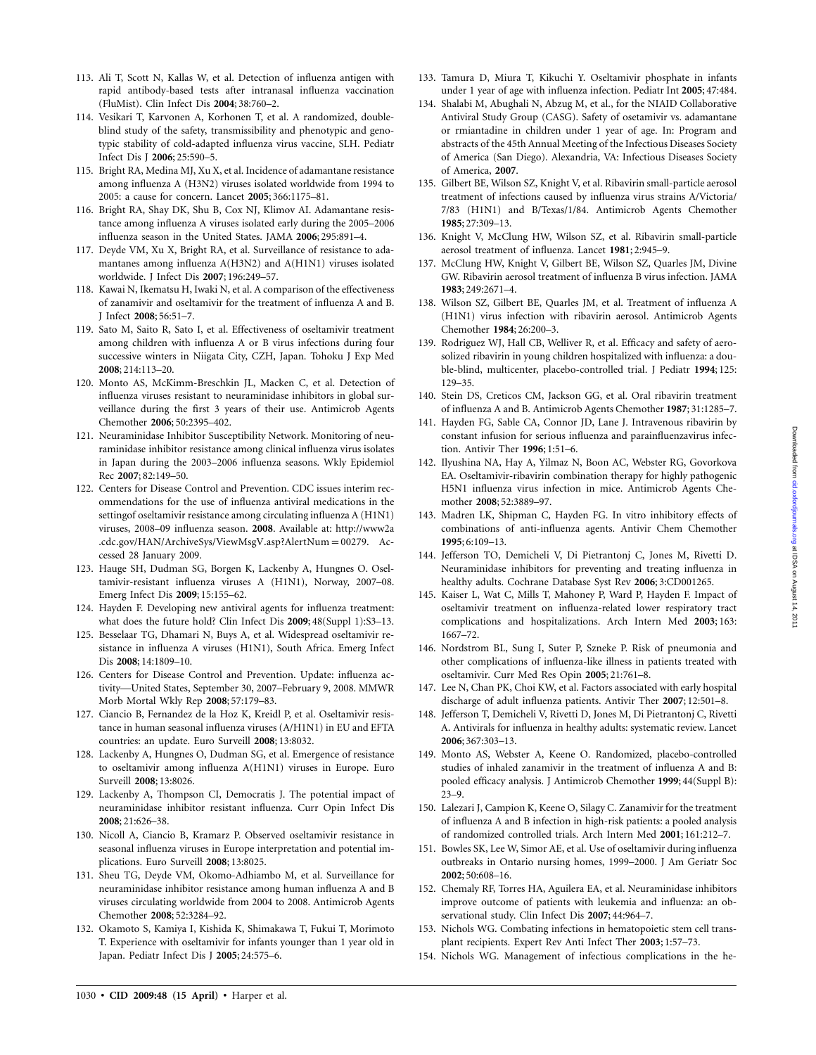113. Ali T, Scott N, Kallas W, et al. Detection of influenza antigen with rapid antibody-based tests after intranasal influenza vaccination (FluMist). Clin Infect Dis **2004**; 38:760–2.
114. Vesikari T, Karvonen A, Korhonen T, et al. A randomized, double-blind study of the safety, transmissibility and phenotypic and genotypic stability of cold-adapted influenza virus vaccine, SLH. Pediatr Infect Dis J **2006**; 25:590–5.
115. Bright RA, Medina MJ, Xu X, et al. Incidence of adamantane resistance among influenza A (H3N2) viruses isolated worldwide from 1994 to 2005: a cause for concern. Lancet **2005**; 366:1175–81.
116. Bright RA, Shay DK, Shu B, Cox NJ, Klimov AI. Adamantane resistance among influenza A viruses isolated early during the 2005–2006 influenza season in the United States. JAMA **2006**; 295:891–4.
117. Deyde VM, Xu X, Bright RA, et al. Surveillance of resistance to adamantanes among influenza A(H3N2) and A(H1N1) viruses isolated worldwide. J Infect Dis **2007**; 196:249–57.
118. Kawai N, Ikematsu H, Iwaki N, et al. A comparison of the effectiveness of zanamivir and oseltamivir for the treatment of influenza A and B. J Infect **2008**; 56:51–7.
119. Sato M, Saito R, Sato I, et al. Effectiveness of oseltamivir treatment among children with influenza A or B virus infections during four successive winters in Niigata City, CZH, Japan. Tohoku J Exp Med **2008**; 214:113–20.
120. Monto AS, McKimm-Breschkin JL, Macken C, et al. Detection of influenza viruses resistant to neuraminidase inhibitors in global surveillance during the first 3 years of their use. Antimicrob Agents Chemother **2006**; 50:2395–402.
121. Neuraminidase Inhibitor Susceptibility Network. Monitoring of neuraminidase inhibitor resistance among clinical influenza virus isolates in Japan during the 2003–2006 influenza seasons. Wkly Epidemiol Rec **2007**; 82:149–50.
122. Centers for Disease Control and Prevention. CDC issues interim recommendations for the use of influenza antiviral medications in the settingof oseltamivir resistance among circulating influenza A (H1N1) viruses, 2008–09 influenza season. **2008**. Available at: http://www2a.cdc.gov/HAN/ArchiveSys/ViewMsgV.asp?AlertNum = 00279. Accessed 28 January 2009.
123. Hauge SH, Dudman SG, Borgen K, Lackenby A, Hungnes O. Oseltamivir-resistant influenza viruses A (H1N1), Norway, 2007–08. Emerg Infect Dis **2009**; 15:155–62.
124. Hayden F. Developing new antiviral agents for influenza treatment: what does the future hold? Clin Infect Dis **2009**; 48(Suppl 1):S3–13.
125. Besselaar TG, Dhamari N, Buys A, et al. Widespread oseltamivir resistance in influenza A viruses (H1N1), South Africa. Emerg Infect Dis **2008**; 14:1809–10.
126. Centers for Disease Control and Prevention. Update: influenza activity—United States, September 30, 2007–February 9, 2008. MMWR Morb Mortal Wkly Rep **2008**; 57:179–83.
127. Ciancio B, Fernandez de la Hoz K, Kreidl P, et al. Oseltamivir resistance in human seasonal influenza viruses (A/H1N1) in EU and EFTA countries: an update. Euro Surveill **2008**; 13:8032.
128. Lackenby A, Hungnes O, Dudman SG, et al. Emergence of resistance to oseltamivir among influenza A(H1N1) viruses in Europe. Euro Surveill **2008**; 13:8026.
129. Lackenby A, Thompson CI, Democratis J. The potential impact of neuraminidase inhibitor resistant influenza. Curr Opin Infect Dis **2008**; 21:626–38.
130. Nicoll A, Ciancio B, Kramarz P. Observed oseltamivir resistance in seasonal influenza viruses in Europe interpretation and potential implications. Euro Surveill **2008**; 13:8025.
131. Sheu TG, Deyde VM, Okomo-Adhiambo M, et al. Surveillance for neuraminidase inhibitor resistance among human influenza A and B viruses circulating worldwide from 2004 to 2008. Antimicrob Agents Chemother **2008**; 52:3284–92.
132. Okamoto S, Kamiya I, Kishida K, Shimakawa T, Fukui T, Morimoto T. Experience with oseltamivir for infants younger than 1 year old in Japan. Pediatr Infect Dis J **2005**; 24:575–6.
133. Tamura D, Miura T, Kikuchi Y. Oseltamivir phosphate in infants under 1 year of age with influenza infection. Pediatr Int **2005**; 47:484.
134. Shalabi M, Abughali N, Abzug M, et al., for the NIAID Collaborative Antiviral Study Group (CASG). Safety of osetamivir vs. adamantane or rmiantadine in children under 1 year of age. In: Program and abstracts of the 45th Annual Meeting of the Infectious Diseases Society of America (San Diego). Alexandria, VA: Infectious Diseases Society of America, **2007**.
135. Gilbert BE, Wilson SZ, Knight V, et al. Ribavirin small-particle aerosol treatment of infections caused by influenza virus strains A/Victoria/7/83 (H1N1) and B/Texas/1/84. Antimicrob Agents Chemother **1985**; 27:309–13.
136. Knight V, McClung HW, Wilson SZ, et al. Ribavirin small-particle aerosol treatment of influenza. Lancet **1981**; 2:945–9.
137. McClung HW, Knight V, Gilbert BE, Wilson SZ, Quarles JM, Divine GW. Ribavirin aerosol treatment of influenza B virus infection. JAMA **1983**; 249:2671–4.
138. Wilson SZ, Gilbert BE, Quarles JM, et al. Treatment of influenza A (H1N1) virus infection with ribavirin aerosol. Antimicrob Agents Chemother **1984**; 26:200–3.
139. Rodriguez WJ, Hall CB, Welliver R, et al. Efficacy and safety of aerosolized ribavirin in young children hospitalized with influenza: a double-blind, multicenter, placebo-controlled trial. J Pediatr **1994**; 125: 129–35.
140. Stein DS, Creticos CM, Jackson GG, et al. Oral ribavirin treatment of influenza A and B. Antimicrob Agents Chemother **1987**; 31:1285–7.
141. Hayden FG, Sable CA, Connor JD, Lane J. Intravenous ribavirin by constant infusion for serious influenza and parainfluenzavirus infection. Antivir Ther **1996**; 1:51–6.
142. Ilyushina NA, Hay A, Yilmaz N, Boon AC, Webster RG, Govorkova EA. Oseltamivir-ribavirin combination therapy for highly pathogenic H5N1 influenza virus infection in mice. Antimicrob Agents Chemother **2008**; 52:3889–97.
143. Madren LK, Shipman C, Hayden FG. In vitro inhibitory effects of combinations of anti-influenza agents. Antivir Chem Chemother **1995**; 6:109–13.
144. Jefferson TO, Demicheli V, Di Pietrantonj C, Jones M, Rivetti D. Neuraminidase inhibitors for preventing and treating influenza in healthy adults. Cochrane Database Syst Rev **2006**; 3:CD001265.
145. Kaiser L, Wat C, Mills T, Mahoney P, Ward P, Hayden F. Impact of oseltamivir treatment on influenza-related lower respiratory tract complications and hospitalizations. Arch Intern Med **2003**; 163: 1667–72.
146. Nordstrom BL, Sung I, Suter P, Szneke P. Risk of pneumonia and other complications of influenza-like illness in patients treated with oseltamivir. Curr Med Res Opin **2005**; 21:761–8.
147. Lee N, Chan PK, Choi KW, et al. Factors associated with early hospital discharge of adult influenza patients. Antivir Ther **2007**; 12:501–8.
148. Jefferson T, Demicheli V, Rivetti D, Jones M, Di Pietrantonj C, Rivetti A. Antivirals for influenza in healthy adults: systematic review. Lancet **2006**; 367:303–13.
149. Monto AS, Webster A, Keene O. Randomized, placebo-controlled studies of inhaled zanamivir in the treatment of influenza A and B: pooled efficacy analysis. J Antimicrob Chemother **1999**; 44(Suppl B): 23–9.
150. Lalezari J, Campion K, Keene O, Silagy C. Zanamivir for the treatment of influenza A and B infection in high-risk patients: a pooled analysis of randomized controlled trials. Arch Intern Med **2001**; 161:212–7.
151. Bowles SK, Lee W, Simor AE, et al. Use of oseltamivir during influenza outbreaks in Ontario nursing homes, 1999–2000. J Am Geriatr Soc **2002**; 50:608–16.
152. Chemaly RF, Torres HA, Aguilera EA, et al. Neuraminidase inhibitors improve outcome of patients with leukemia and influenza: an observational study. Clin Infect Dis **2007**; 44:964–7.
153. Nichols WG. Combating infections in hematopoietic stem cell transplant recipients. Expert Rev Anti Infect Ther **2003**; 1:57–73.
154. Nichols WG. Management of infectious complications in the he-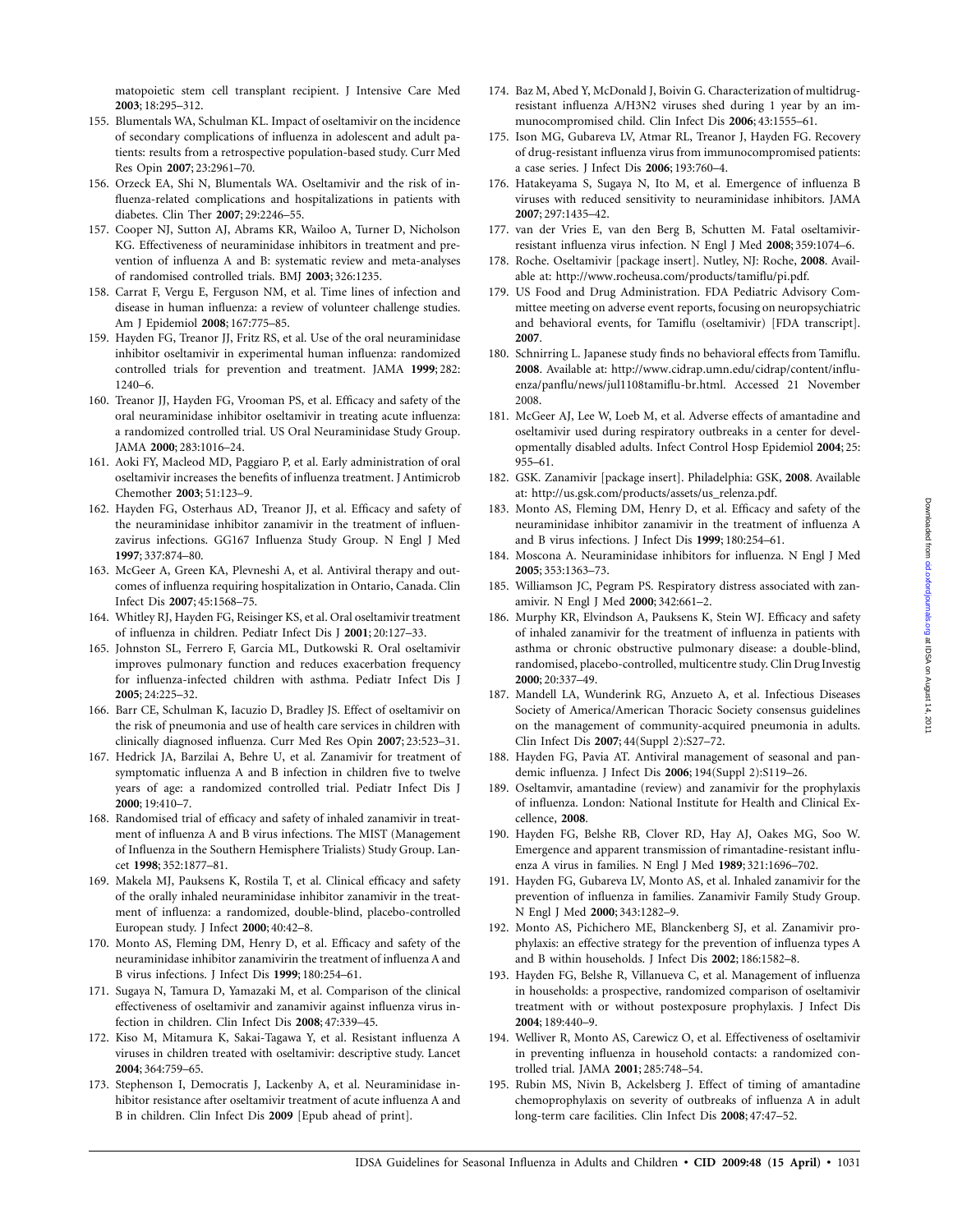matopoietic stem cell transplant recipient. J Intensive Care Med **2003**; 18:295–312.

155. Blumentals WA, Schulman KL. Impact of oseltamivir on the incidence of secondary complications of influenza in adolescent and adult patients: results from a retrospective population-based study. Curr Med Res Opin **2007**; 23:2961–70.
156. Orzeck EA, Shi N, Blumentals WA. Oseltamivir and the risk of influenza-related complications and hospitalizations in patients with diabetes. Clin Ther **2007**; 29:2246–55.
157. Cooper NJ, Sutton AJ, Abrams KR, Wailoo A, Turner D, Nicholson KG. Effectiveness of neuraminidase inhibitors in treatment and prevention of influenza A and B: systematic review and meta-analyses of randomised controlled trials. BMJ **2003**; 326:1235.
158. Carrat F, Vergu E, Ferguson NM, et al. Time lines of infection and disease in human influenza: a review of volunteer challenge studies. Am J Epidemiol **2008**; 167:775–85.
159. Hayden FG, Treanor JJ, Fritz RS, et al. Use of the oral neuraminidase inhibitor oseltamivir in experimental human influenza: randomized controlled trials for prevention and treatment. JAMA **1999**; 282: 1240–6.
160. Treanor JJ, Hayden FG, Vrooman PS, et al. Efficacy and safety of the oral neuraminidase inhibitor oseltamivir in treating acute influenza: a randomized controlled trial. US Oral Neuraminidase Study Group. JAMA **2000**; 283:1016–24.
161. Aoki FY, Macleod MD, Paggiaro P, et al. Early administration of oral oseltamivir increases the benefits of influenza treatment. J Antimicrob Chemother **2003**; 51:123–9.
162. Hayden FG, Osterhaus AD, Treanor JJ, et al. Efficacy and safety of the neuraminidase inhibitor zanamivir in the treatment of influenzavirus infections. GG167 Influenza Study Group. N Engl J Med **1997**; 337:874–80.
163. McGeer A, Green KA, Plevneshi A, et al. Antiviral therapy and outcomes of influenza requiring hospitalization in Ontario, Canada. Clin Infect Dis **2007**; 45:1568–75.
164. Whitley RJ, Hayden FG, Reisinger KS, et al. Oral oseltamivir treatment of influenza in children. Pediatr Infect Dis J **2001**; 20:127–33.
165. Johnston SL, Ferrero F, Garcia ML, Dutkowski R. Oral oseltamivir improves pulmonary function and reduces exacerbation frequency for influenza-infected children with asthma. Pediatr Infect Dis J **2005**; 24:225–32.
166. Barr CE, Schulman K, Iacuzio D, Bradley JS. Effect of oseltamivir on the risk of pneumonia and use of health care services in children with clinically diagnosed influenza. Curr Med Res Opin **2007**; 23:523–31.
167. Hedrick JA, Barzilai A, Behre U, et al. Zanamivir for treatment of symptomatic influenza A and B infection in children five to twelve years of age: a randomized controlled trial. Pediatr Infect Dis J **2000**; 19:410–7.
168. Randomised trial of efficacy and safety of inhaled zanamivir in treatment of influenza A and B virus infections. The MIST (Management of Influenza in the Southern Hemisphere Trialists) Study Group. Lancet **1998**; 352:1877–81.
169. Makela MJ, Pauksens K, Rostila T, et al. Clinical efficacy and safety of the orally inhaled neuraminidase inhibitor zanamivir in the treatment of influenza: a randomized, double-blind, placebo-controlled European study. J Infect **2000**; 40:42–8.
170. Monto AS, Fleming DM, Henry D, et al. Efficacy and safety of the neuraminidase inhibitor zanamivirin the treatment of influenza A and B virus infections. J Infect Dis **1999**; 180:254–61.
171. Sugaya N, Tamura D, Yamazaki M, et al. Comparison of the clinical effectiveness of oseltamivir and zanamivir against influenza virus infection in children. Clin Infect Dis **2008**; 47:339–45.
172. Kiso M, Mitamura K, Sakai-Tagawa Y, et al. Resistant influenza A viruses in children treated with oseltamivir: descriptive study. Lancet **2004**; 364:759–65.
173. Stephenson I, Democratis J, Lackenby A, et al. Neuraminidase inhibitor resistance after oseltamivir treatment of acute influenza A and B in children. Clin Infect Dis **2009** [Epub ahead of print].
174. Baz M, Abed Y, McDonald J, Boivin G. Characterization of multidrug-resistant influenza A/H3N2 viruses shed during 1 year by an immunocompromised child. Clin Infect Dis **2006**; 43:1555–61.
175. Ison MG, Gubareva LV, Atmar RL, Treanor J, Hayden FG. Recovery of drug-resistant influenza virus from immunocompromised patients: a case series. J Infect Dis **2006**; 193:760–4.
176. Hatakeyama S, Sugaya N, Ito M, et al. Emergence of influenza B viruses with reduced sensitivity to neuraminidase inhibitors. JAMA **2007**; 297:1435–42.
177. van der Vries E, van den Berg B, Schutten M. Fatal oseltamivir-resistant influenza virus infection. N Engl J Med **2008**; 359:1074–6.
178. Roche. Oseltamivir [package insert]. Nutley, NJ: Roche, **2008**. Available at: http://www.rocheusa.com/products/tamiflu/pi.pdf.
179. US Food and Drug Administration. FDA Pediatric Advisory Committee meeting on adverse event reports, focusing on neuropsychiatric and behavioral events, for Tamiflu (oseltamivir) [FDA transcript]. **2007**.
180. Schnirring L. Japanese study finds no behavioral effects from Tamiflu. **2008**. Available at: http://www.cidrap.umn.edu/cidrap/content/influenza/panflu/news/jul1108tamiflu-br.html. Accessed 21 November 2008.
181. McGeer AJ, Lee W, Loeb M, et al. Adverse effects of amantadine and oseltamivir used during respiratory outbreaks in a center for developmentally disabled adults. Infect Control Hosp Epidemiol **2004**; 25: 955–61.
182. GSK. Zanamivir [package insert]. Philadelphia: GSK, **2008**. Available at: http://us.gsk.com/products/assets/us_relenza.pdf.
183. Monto AS, Fleming DM, Henry D, et al. Efficacy and safety of the neuraminidase inhibitor zanamivir in the treatment of influenza A and B virus infections. J Infect Dis **1999**; 180:254–61.
184. Moscona A. Neuraminidase inhibitors for influenza. N Engl J Med **2005**; 353:1363–73.
185. Williamson JC, Pegram PS. Respiratory distress associated with zanamivir. N Engl J Med **2000**; 342:661–2.
186. Murphy KR, Elvindson A, Pauksens K, Stein WJ. Efficacy and safety of inhaled zanamivir for the treatment of influenza in patients with asthma or chronic obstructive pulmonary disease: a double-blind, randomised, placebo-controlled, multicentre study. Clin Drug Investig **2000**; 20:337–49.
187. Mandell LA, Wunderink RG, Anzueto A, et al. Infectious Diseases Society of America/American Thoracic Society consensus guidelines on the management of community-acquired pneumonia in adults. Clin Infect Dis **2007**; 44(Suppl 2):S27–72.
188. Hayden FG, Pavia AT. Antiviral management of seasonal and pandemic influenza. J Infect Dis **2006**; 194(Suppl 2):S119–26.
189. Oseltamvir, amantadine (review) and zanamivir for the prophylaxis of influenza. London: National Institute for Health and Clinical Excellence, **2008**.
190. Hayden FG, Belshe RB, Clover RD, Hay AJ, Oakes MG, Soo W. Emergence and apparent transmission of rimantadine-resistant influenza A virus in families. N Engl J Med **1989**; 321:1696–702.
191. Hayden FG, Gubareva LV, Monto AS, et al. Inhaled zanamivir for the prevention of influenza in families. Zanamivir Family Study Group. N Engl J Med **2000**; 343:1282–9.
192. Monto AS, Pichichero ME, Blanckenberg SJ, et al. Zanamivir prophylaxis: an effective strategy for the prevention of influenza types A and B within households. J Infect Dis **2002**; 186:1582–8.
193. Hayden FG, Belshe R, Villanueva C, et al. Management of influenza in households: a prospective, randomized comparison of oseltamivir treatment with or without postexposure prophylaxis. J Infect Dis **2004**; 189:440–9.
194. Welliver R, Monto AS, Carewicz O, et al. Effectiveness of oseltamivir in preventing influenza in household contacts: a randomized controlled trial. JAMA **2001**; 285:748–54.
195. Rubin MS, Nivin B, Ackelsberg J. Effect of timing of amantadine chemoprophylaxis on severity of outbreaks of influenza A in adult long-term care facilities. Clin Infect Dis **2008**; 47:47–52.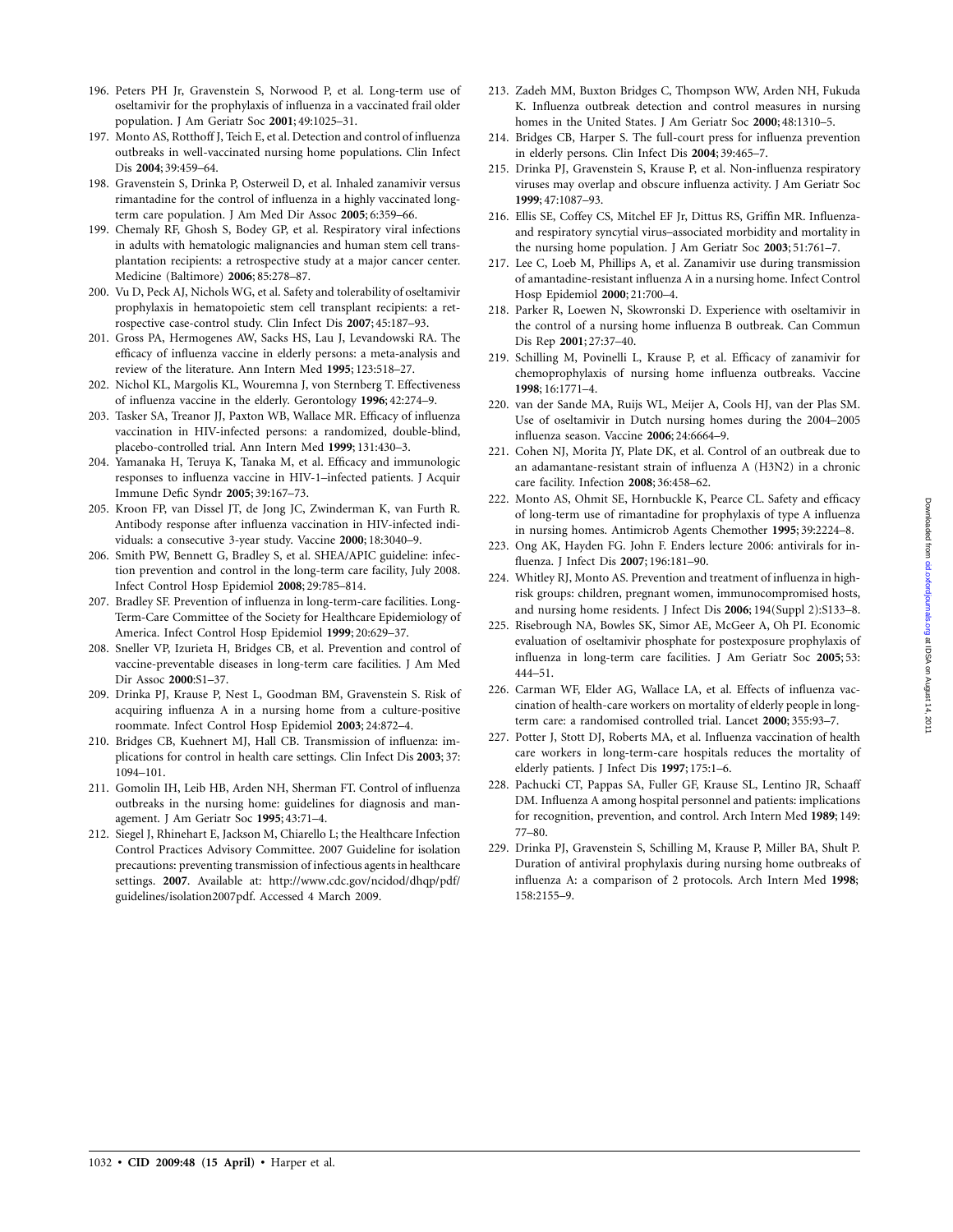196. Peters PH Jr, Gravenstein S, Norwood P, et al. Long-term use of oseltamivir for the prophylaxis of influenza in a vaccinated frail older population. J Am Geriatr Soc **2001**; 49:1025–31.
197. Monto AS, Rotthoff J, Teich E, et al. Detection and control of influenza outbreaks in well-vaccinated nursing home populations. Clin Infect Dis **2004**; 39:459–64.
198. Gravenstein S, Drinka P, Osterweil D, et al. Inhaled zanamivir versus rimantadine for the control of influenza in a highly vaccinated long-term care population. J Am Med Dir Assoc **2005**; 6:359–66.
199. Chemaly RF, Ghosh S, Bodey GP, et al. Respiratory viral infections in adults with hematologic malignancies and human stem cell transplantation recipients: a retrospective study at a major cancer center. Medicine (Baltimore) **2006**; 85:278–87.
200. Vu D, Peck AJ, Nichols WG, et al. Safety and tolerability of oseltamivir prophylaxis in hematopoietic stem cell transplant recipients: a retrospective case-control study. Clin Infect Dis **2007**; 45:187–93.
201. Gross PA, Hermogenes AW, Sacks HS, Lau J, Levandowski RA. The efficacy of influenza vaccine in elderly persons: a meta-analysis and review of the literature. Ann Intern Med **1995**; 123:518–27.
202. Nichol KL, Margolis KL, Wouremna J, von Sternberg T. Effectiveness of influenza vaccine in the elderly. Gerontology **1996**; 42:274–9.
203. Tasker SA, Treanor JJ, Paxton WB, Wallace MR. Efficacy of influenza vaccination in HIV-infected persons: a randomized, double-blind, placebo-controlled trial. Ann Intern Med **1999**; 131:430–3.
204. Yamanaka H, Teruya K, Tanaka M, et al. Efficacy and immunologic responses to influenza vaccine in HIV-1–infected patients. J Acquir Immune Defic Syndr **2005**; 39:167–73.
205. Kroon FP, van Dissel JT, de Jong JC, Zwinderman K, van Furth R. Antibody response after influenza vaccination in HIV-infected individuals: a consecutive 3-year study. Vaccine **2000**; 18:3040–9.
206. Smith PW, Bennett G, Bradley S, et al. SHEA/APIC guideline: infection prevention and control in the long-term care facility, July 2008. Infect Control Hosp Epidemiol **2008**; 29:785–814.
207. Bradley SF. Prevention of influenza in long-term-care facilities. Long-Term-Care Committee of the Society for Healthcare Epidemiology of America. Infect Control Hosp Epidemiol **1999**; 20:629–37.
208. Sneller VP, Izurieta H, Bridges CB, et al. Prevention and control of vaccine-preventable diseases in long-term care facilities. J Am Med Dir Assoc **2000**:S1–37.
209. Drinka PJ, Krause P, Nest L, Goodman BM, Gravenstein S. Risk of acquiring influenza A in a nursing home from a culture-positive roommate. Infect Control Hosp Epidemiol **2003**; 24:872–4.
210. Bridges CB, Kuehnert MJ, Hall CB. Transmission of influenza: implications for control in health care settings. Clin Infect Dis **2003**; 37: 1094–101.
211. Gomolin IH, Leib HB, Arden NH, Sherman FT. Control of influenza outbreaks in the nursing home: guidelines for diagnosis and management. J Am Geriatr Soc **1995**; 43:71–4.
212. Siegel J, Rhinehart E, Jackson M, Chiarello L; the Healthcare Infection Control Practices Advisory Committee. 2007 Guideline for isolation precautions: preventing transmission of infectious agents in healthcare settings. **2007**. Available at: http://www.cdc.gov/ncidod/dhqp/pdf/guidelines/isolation2007pdf. Accessed 4 March 2009.
213. Zadeh MM, Buxton Bridges C, Thompson WW, Arden NH, Fukuda K. Influenza outbreak detection and control measures in nursing homes in the United States. J Am Geriatr Soc **2000**; 48:1310–5.
214. Bridges CB, Harper S. The full-court press for influenza prevention in elderly persons. Clin Infect Dis **2004**; 39:465–7.
215. Drinka PJ, Gravenstein S, Krause P, et al. Non-influenza respiratory viruses may overlap and obscure influenza activity. J Am Geriatr Soc **1999**; 47:1087–93.
216. Ellis SE, Coffey CS, Mitchel EF Jr, Dittus RS, Griffin MR. Influenza- and respiratory syncytial virus–associated morbidity and mortality in the nursing home population. J Am Geriatr Soc **2003**; 51:761–7.
217. Lee C, Loeb M, Phillips A, et al. Zanamivir use during transmission of amantadine-resistant influenza A in a nursing home. Infect Control Hosp Epidemiol **2000**; 21:700–4.
218. Parker R, Loewen N, Skowronski D. Experience with oseltamivir in the control of a nursing home influenza B outbreak. Can Commun Dis Rep **2001**; 27:37–40.
219. Schilling M, Povinelli L, Krause P, et al. Efficacy of zanamivir for chemoprophylaxis of nursing home influenza outbreaks. Vaccine **1998**; 16:1771–4.
220. van der Sande MA, Ruijs WL, Meijer A, Cools HJ, van der Plas SM. Use of oseltamivir in Dutch nursing homes during the 2004–2005 influenza season. Vaccine **2006**; 24:6664–9.
221. Cohen NJ, Morita JY, Plate DK, et al. Control of an outbreak due to an adamantane-resistant strain of influenza A (H3N2) in a chronic care facility. Infection **2008**; 36:458–62.
222. Monto AS, Ohmit SE, Hornbuckle K, Pearce CL. Safety and efficacy of long-term use of rimantadine for prophylaxis of type A influenza in nursing homes. Antimicrob Agents Chemother **1995**; 39:2224–8.
223. Ong AK, Hayden FG. John F. Enders lecture 2006: antivirals for influenza. J Infect Dis **2007**; 196:181–90.
224. Whitley RJ, Monto AS. Prevention and treatment of influenza in high-risk groups: children, pregnant women, immunocompromised hosts, and nursing home residents. J Infect Dis **2006**; 194(Suppl 2):S133–8.
225. Risebrough NA, Bowles SK, Simor AE, McGeer A, Oh PI. Economic evaluation of oseltamivir phosphate for postexposure prophylaxis of influenza in long-term care facilities. J Am Geriatr Soc **2005**; 53: 444–51.
226. Carman WF, Elder AG, Wallace LA, et al. Effects of influenza vaccination of health-care workers on mortality of elderly people in long-term care: a randomised controlled trial. Lancet **2000**; 355:93–7.
227. Potter J, Stott DJ, Roberts MA, et al. Influenza vaccination of health care workers in long-term-care hospitals reduces the mortality of elderly patients. J Infect Dis **1997**; 175:1–6.
228. Pachucki CT, Pappas SA, Fuller GF, Krause SL, Lentino JR, Schaaff DM. Influenza A among hospital personnel and patients: implications for recognition, prevention, and control. Arch Intern Med **1989**; 149: 77–80.
229. Drinka PJ, Gravenstein S, Schilling M, Krause P, Miller BA, Shult P. Duration of antiviral prophylaxis during nursing home outbreaks of influenza A: a comparison of 2 protocols. Arch Intern Med **1998**; 158:2155–9.